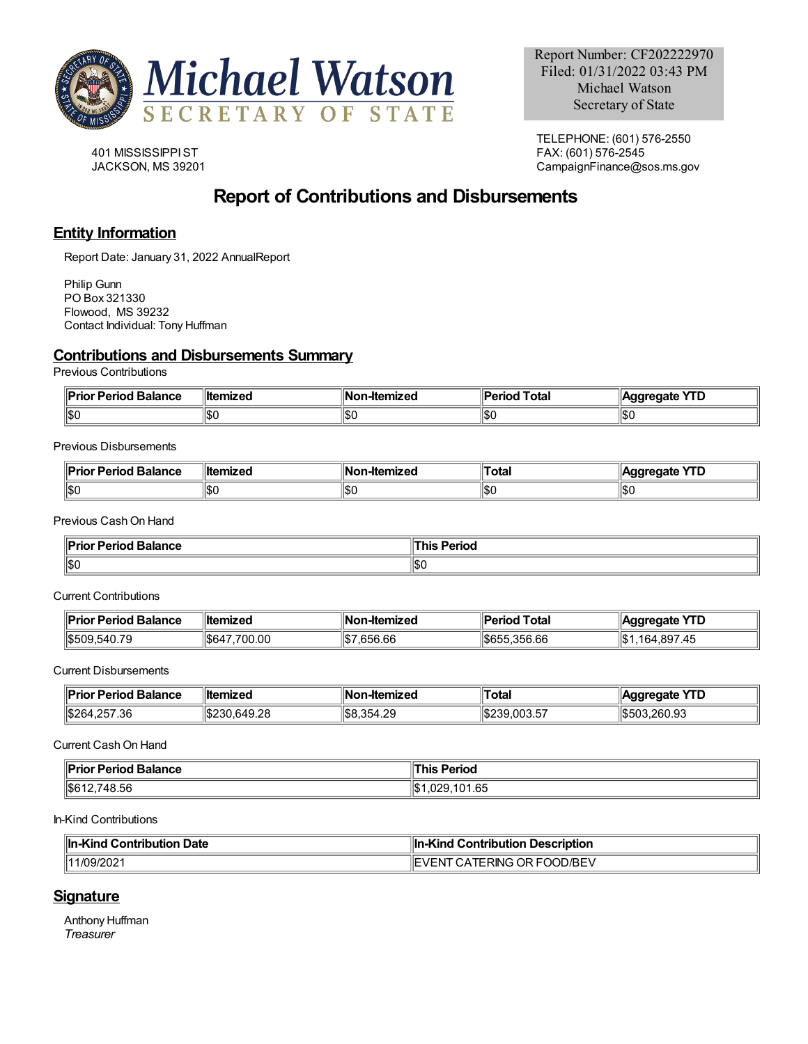Michael Watson
SECRETARY OF STATE

Report Number: CF202222970
Filed: 01/31/2022 03:43 PM
Michael Watson
Secretary of State

401 MISSISSIPPI ST
JACKSON, MS 39201

TELEPHONE: (601) 576-2550
FAX: (601) 576-2545
CampaignFinance@sos.ms.gov

# Report of Contributions and Disbursements

## Entity Information

Report Date: January 31, 2022 AnnualReport

Philip Gunn
PO Box 321330
Flowood, MS 39232
Contact Individual: Tony Huffman

## Contributions and Disbursements Summary

Previous Contributions

| Prior Period Balance | Itemized | Non-Itemized | Period Total | Aggregate YTD |
|---|---|---|---|---|
| $0 | $0 | $0 | $0 | $0 |

Previous Disbursements

| Prior Period Balance | Itemized | Non-Itemized | Total | Aggregate YTD |
|---|---|---|---|---|
| $0 | $0 | $0 | $0 | $0 |

Previous Cash On Hand

| Prior Period Balance | This Period |
|---|---|
| $0 | $0 |

Current Contributions

| Prior Period Balance | Itemized | Non-Itemized | Period Total | Aggregate YTD |
|---|---|---|---|---|
| $509,540.79 | $647,700.00 | $7,656.66 | $655,356.66 | $1,164,897.45 |

Current Disbursements

| Prior Period Balance | Itemized | Non-Itemized | Total | Aggregate YTD |
|---|---|---|---|---|
| $264,257.36 | $230,649.28 | $8,354.29 | $239,003.57 | $503,260.93 |

Current Cash On Hand

| Prior Period Balance | This Period |
|---|---|
| $612,748.56 | $1,029,101.65 |

In-Kind Contributions

| In-Kind Contribution Date | In-Kind Contribution Description |
|---|---|
| 11/09/2021 | EVENT CATERING OR FOOD/BEV |

## Signature

Anthony Huffman
*Treasurer*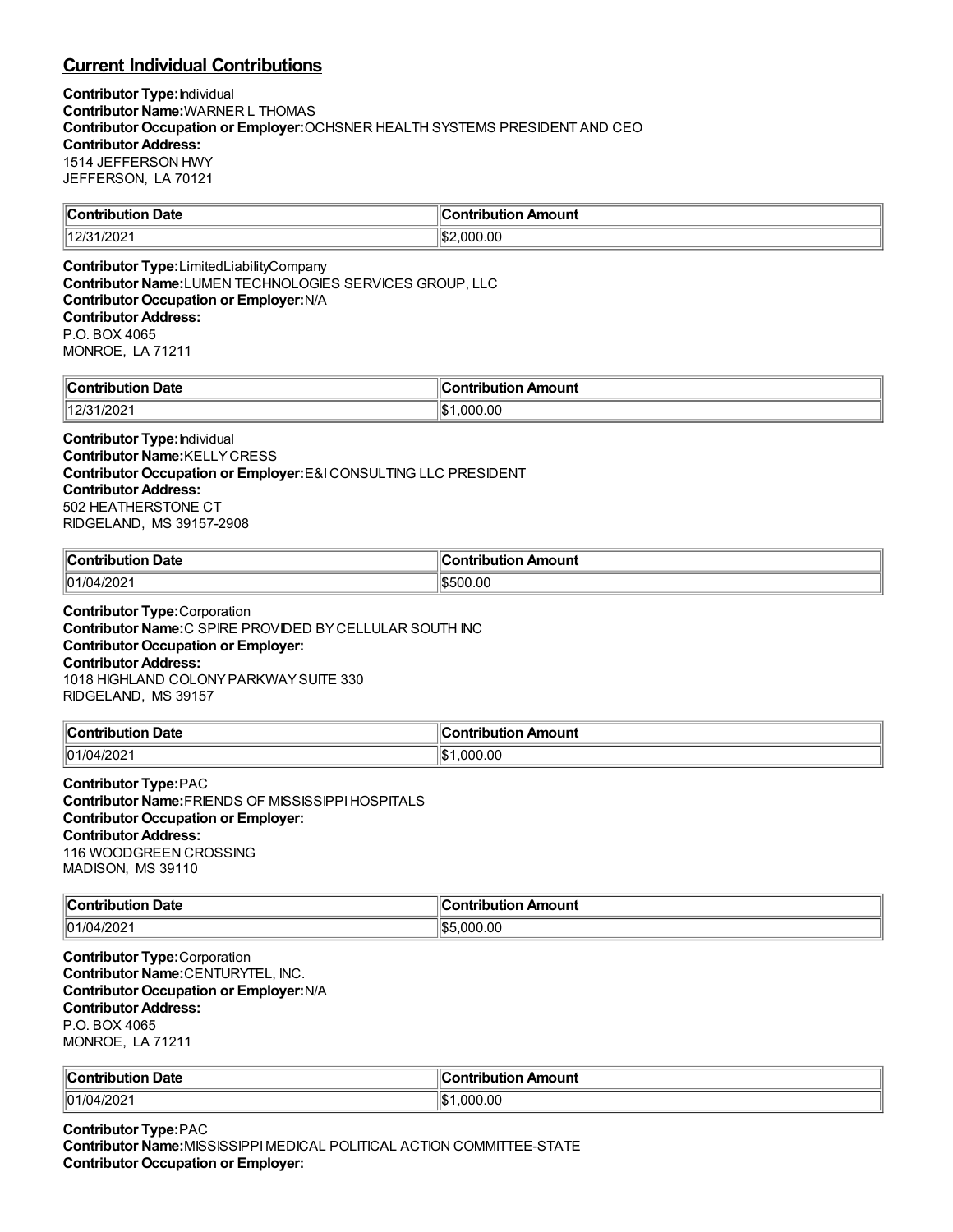## Current Individual Contributions

**Contributor Type:** Individual
**Contributor Name:** WARNER L THOMAS
**Contributor Occupation or Employer:** OCHSNER HEALTH SYSTEMS PRESIDENT AND CEO
**Contributor Address:**
1514 JEFFERSON HWY
JEFFERSON, LA 70121

| Contribution Date | Contribution Amount |
| --- | --- |
| 12/31/2021 | $2,000.00 |

**Contributor Type:** LimitedLiabilityCompany
**Contributor Name:** LUMEN TECHNOLOGIES SERVICES GROUP, LLC
**Contributor Occupation or Employer:** N/A
**Contributor Address:**
P.O. BOX 4065
MONROE, LA 71211

| Contribution Date | Contribution Amount |
| --- | --- |
| 12/31/2021 | $1,000.00 |

**Contributor Type:** Individual
**Contributor Name:** KELLY CRESS
**Contributor Occupation or Employer:** E&I CONSULTING LLC PRESIDENT
**Contributor Address:**
502 HEATHERSTONE CT
RIDGELAND, MS 39157-2908

| Contribution Date | Contribution Amount |
| --- | --- |
| 01/04/2021 | $500.00 |

**Contributor Type:** Corporation
**Contributor Name:** C SPIRE PROVIDED BY CELLULAR SOUTH INC
**Contributor Occupation or Employer:**
**Contributor Address:**
1018 HIGHLAND COLONY PARKWAY SUITE 330
RIDGELAND, MS 39157

| Contribution Date | Contribution Amount |
| --- | --- |
| 01/04/2021 | $1,000.00 |

**Contributor Type:** PAC
**Contributor Name:** FRIENDS OF MISSISSIPPI HOSPITALS
**Contributor Occupation or Employer:**
**Contributor Address:**
116 WOODGREEN CROSSING
MADISON, MS 39110

| Contribution Date | Contribution Amount |
| --- | --- |
| 01/04/2021 | $5,000.00 |

**Contributor Type:** Corporation
**Contributor Name:** CENTURYTEL, INC.
**Contributor Occupation or Employer:** N/A
**Contributor Address:**
P.O. BOX 4065
MONROE, LA 71211

| Contribution Date | Contribution Amount |
| --- | --- |
| 01/04/2021 | $1,000.00 |

**Contributor Type:** PAC
**Contributor Name:** MISSISSIPPI MEDICAL POLITICAL ACTION COMMITTEE-STATE
**Contributor Occupation or Employer:**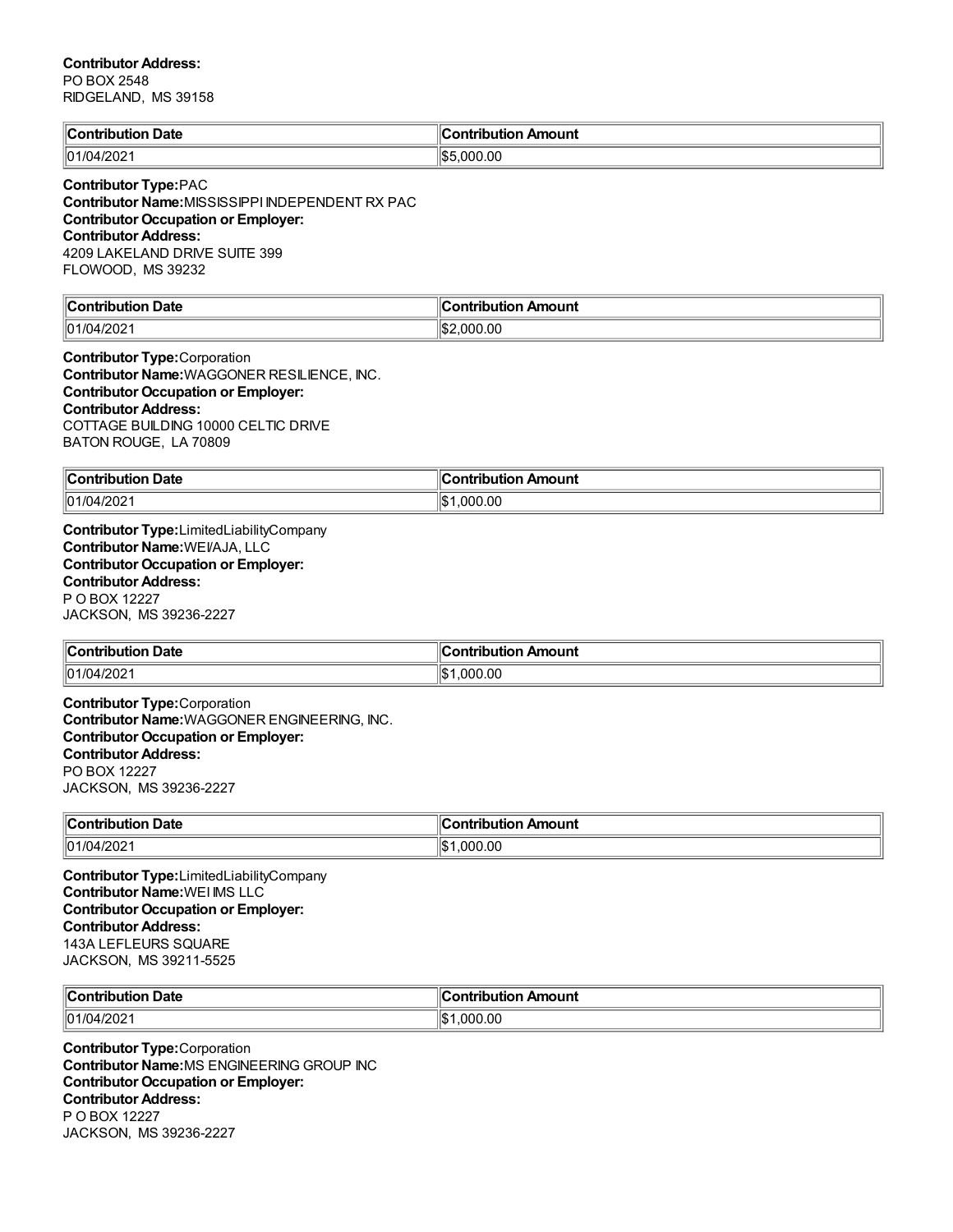**Contributor Address:**
PO BOX 2548
RIDGELAND, MS 39158

| Contribution Date | Contribution Amount |
| --- | --- |
| 01/04/2021 | $5,000.00 |

**Contributor Type:** PAC
**Contributor Name:** MISSISSIPPI INDEPENDENT RX PAC
**Contributor Occupation or Employer:**
**Contributor Address:**
4209 LAKELAND DRIVE SUITE 399
FLOWOOD, MS 39232

| Contribution Date | Contribution Amount |
| --- | --- |
| 01/04/2021 | $2,000.00 |

**Contributor Type:** Corporation
**Contributor Name:** WAGGONER RESILIENCE, INC.
**Contributor Occupation or Employer:**
**Contributor Address:**
COTTAGE BUILDING 10000 CELTIC DRIVE
BATON ROUGE, LA 70809

| Contribution Date | Contribution Amount |
| --- | --- |
| 01/04/2021 | $1,000.00 |

**Contributor Type:** LimitedLiabilityCompany
**Contributor Name:** WEI/AJA, LLC
**Contributor Occupation or Employer:**
**Contributor Address:**
P O BOX 12227
JACKSON, MS 39236-2227

| Contribution Date | Contribution Amount |
| --- | --- |
| 01/04/2021 | $1,000.00 |

**Contributor Type:** Corporation
**Contributor Name:** WAGGONER ENGINEERING, INC.
**Contributor Occupation or Employer:**
**Contributor Address:**
PO BOX 12227
JACKSON, MS 39236-2227

| Contribution Date | Contribution Amount |
| --- | --- |
| 01/04/2021 | $1,000.00 |

**Contributor Type:** LimitedLiabilityCompany
**Contributor Name:** WEI IMS LLC
**Contributor Occupation or Employer:**
**Contributor Address:**
143A LEFLEURS SQUARE
JACKSON, MS 39211-5525

| Contribution Date | Contribution Amount |
| --- | --- |
| 01/04/2021 | $1,000.00 |

**Contributor Type:** Corporation
**Contributor Name:** MS ENGINEERING GROUP INC
**Contributor Occupation or Employer:**
**Contributor Address:**
P O BOX 12227
JACKSON, MS 39236-2227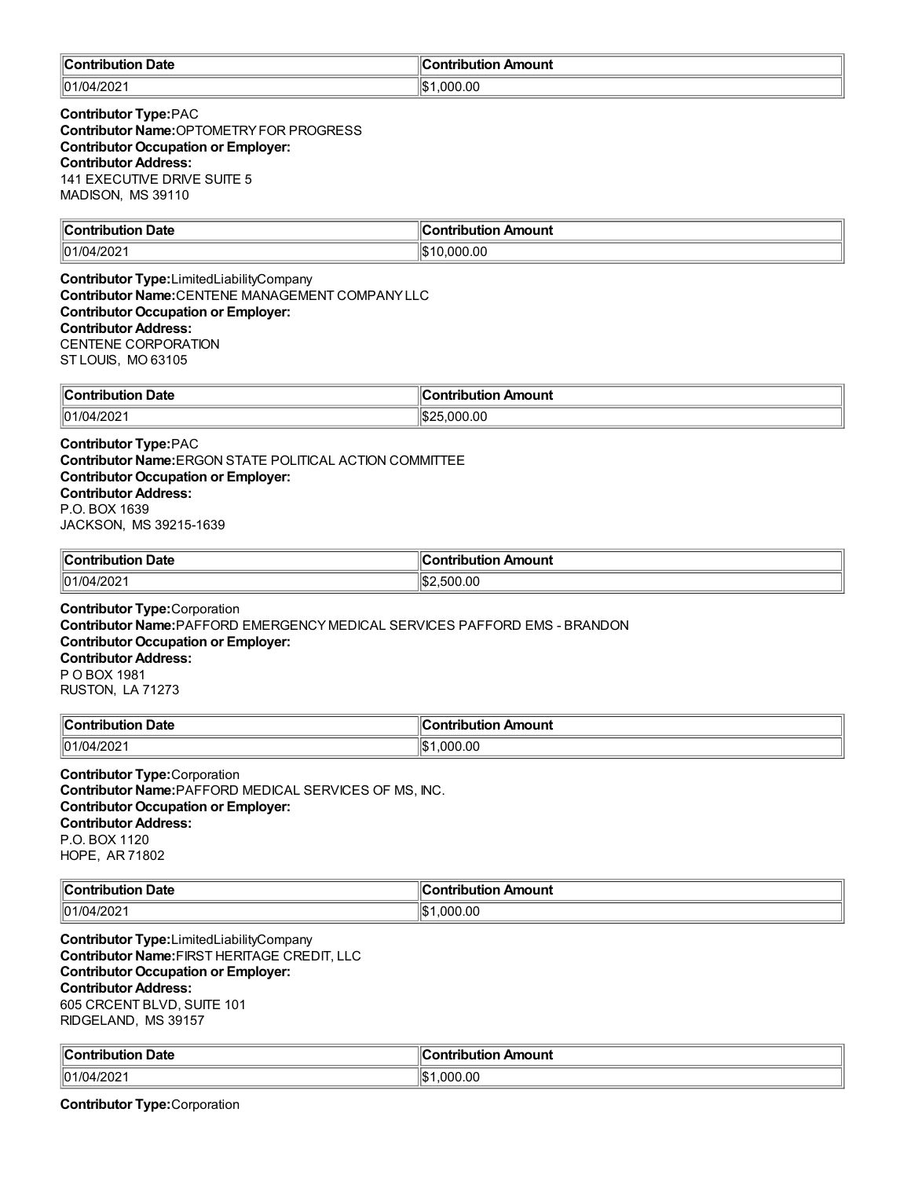| Contribution Date | Contribution Amount |
| --- | --- |
| 01/04/2021 | $1,000.00 |

**Contributor Type:** PAC
**Contributor Name:** OPTOMETRY FOR PROGRESS
**Contributor Occupation or Employer:**
**Contributor Address:**
141 EXECUTIVE DRIVE SUITE 5
MADISON, MS 39110

| Contribution Date | Contribution Amount |
| --- | --- |
| 01/04/2021 | $10,000.00 |

**Contributor Type:** LimitedLiabilityCompany
**Contributor Name:** CENTENE MANAGEMENT COMPANY LLC
**Contributor Occupation or Employer:**
**Contributor Address:**
CENTENE CORPORATION
ST LOUIS, MO 63105

| Contribution Date | Contribution Amount |
| --- | --- |
| 01/04/2021 | $25,000.00 |

**Contributor Type:** PAC
**Contributor Name:** ERGON STATE POLITICAL ACTION COMMITTEE
**Contributor Occupation or Employer:**
**Contributor Address:**
P.O. BOX 1639
JACKSON, MS 39215-1639

| Contribution Date | Contribution Amount |
| --- | --- |
| 01/04/2021 | $2,500.00 |

**Contributor Type:** Corporation
**Contributor Name:** PAFFORD EMERGENCY MEDICAL SERVICES PAFFORD EMS - BRANDON
**Contributor Occupation or Employer:**
**Contributor Address:**
P O BOX 1981
RUSTON, LA 71273

| Contribution Date | Contribution Amount |
| --- | --- |
| 01/04/2021 | $1,000.00 |

**Contributor Type:** Corporation
**Contributor Name:** PAFFORD MEDICAL SERVICES OF MS, INC.
**Contributor Occupation or Employer:**
**Contributor Address:**
P.O. BOX 1120
HOPE, AR 71802

| Contribution Date | Contribution Amount |
| --- | --- |
| 01/04/2021 | $1,000.00 |

**Contributor Type:** LimitedLiabilityCompany
**Contributor Name:** FIRST HERITAGE CREDIT, LLC
**Contributor Occupation or Employer:**
**Contributor Address:**
605 CRCENT BLVD, SUITE 101
RIDGELAND, MS 39157

| Contribution Date | Contribution Amount |
| --- | --- |
| 01/04/2021 | $1,000.00 |

**Contributor Type:** Corporation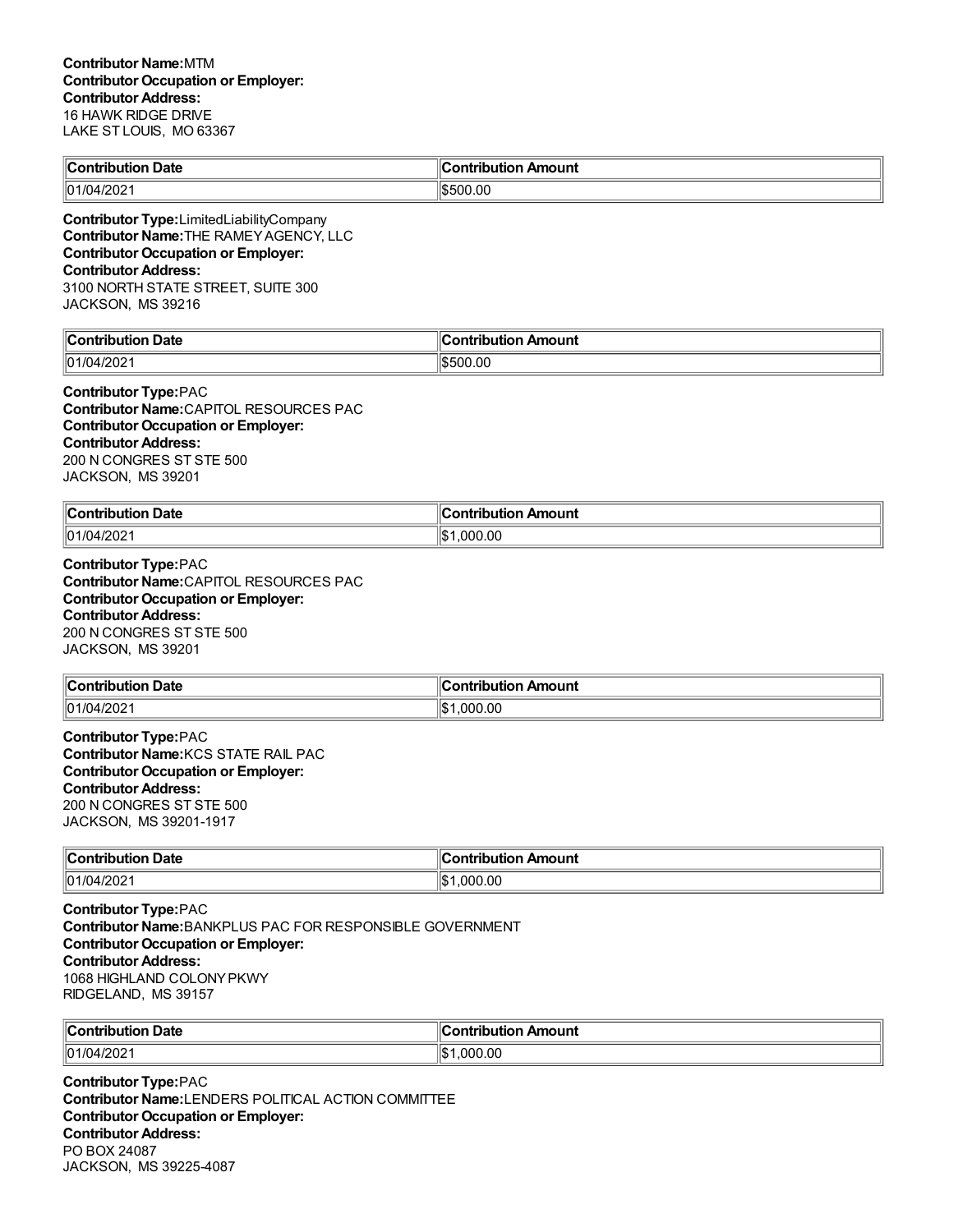**Contributor Name:**MTM
**Contributor Occupation or Employer:**
**Contributor Address:**
16 HAWK RIDGE DRIVE
LAKE ST LOUIS, MO 63367

| Contribution Date | Contribution Amount |
|---|---|
| 01/04/2021 | $500.00 |

**Contributor Type:**LimitedLiabilityCompany
**Contributor Name:**THE RAMEY AGENCY, LLC
**Contributor Occupation or Employer:**
**Contributor Address:**
3100 NORTH STATE STREET, SUITE 300
JACKSON, MS 39216

| Contribution Date | Contribution Amount |
|---|---|
| 01/04/2021 | $500.00 |

**Contributor Type:**PAC
**Contributor Name:**CAPITOL RESOURCES PAC
**Contributor Occupation or Employer:**
**Contributor Address:**
200 N CONGRES ST STE 500
JACKSON, MS 39201

| Contribution Date | Contribution Amount |
|---|---|
| 01/04/2021 | $1,000.00 |

**Contributor Type:**PAC
**Contributor Name:**CAPITOL RESOURCES PAC
**Contributor Occupation or Employer:**
**Contributor Address:**
200 N CONGRES ST STE 500
JACKSON, MS 39201

| Contribution Date | Contribution Amount |
|---|---|
| 01/04/2021 | $1,000.00 |

**Contributor Type:**PAC
**Contributor Name:**KCS STATE RAIL PAC
**Contributor Occupation or Employer:**
**Contributor Address:**
200 N CONGRES ST STE 500
JACKSON, MS 39201-1917

| Contribution Date | Contribution Amount |
|---|---|
| 01/04/2021 | $1,000.00 |

**Contributor Type:**PAC
**Contributor Name:**BANKPLUS PAC FOR RESPONSIBLE GOVERNMENT
**Contributor Occupation or Employer:**
**Contributor Address:**
1068 HIGHLAND COLONY PKWY
RIDGELAND, MS 39157

| Contribution Date | Contribution Amount |
|---|---|
| 01/04/2021 | $1,000.00 |

**Contributor Type:**PAC
**Contributor Name:**LENDERS POLITICAL ACTION COMMITTEE
**Contributor Occupation or Employer:**
**Contributor Address:**
PO BOX 24087
JACKSON, MS 39225-4087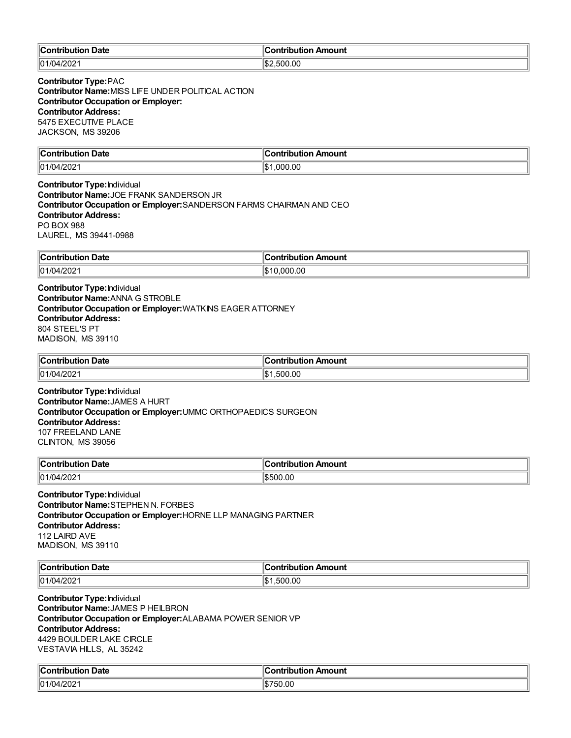| Contribution Date | Contribution Amount |
|---|---|
| 01/04/2021 | $2,500.00 |

**Contributor Type:** PAC
**Contributor Name:** MISS LIFE UNDER POLITICAL ACTION
**Contributor Occupation or Employer:**
**Contributor Address:**
5475 EXECUTIVE PLACE
JACKSON, MS 39206

| Contribution Date | Contribution Amount |
|---|---|
| 01/04/2021 | $1,000.00 |

**Contributor Type:** Individual
**Contributor Name:** JOE FRANK SANDERSON JR
**Contributor Occupation or Employer:** SANDERSON FARMS CHAIRMAN AND CEO
**Contributor Address:**
PO BOX 988
LAUREL, MS 39441-0988

| Contribution Date | Contribution Amount |
|---|---|
| 01/04/2021 | $10,000.00 |

**Contributor Type:** Individual
**Contributor Name:** ANNA G STROBLE
**Contributor Occupation or Employer:** WATKINS EAGER ATTORNEY
**Contributor Address:**
804 STEEL'S PT
MADISON, MS 39110

| Contribution Date | Contribution Amount |
|---|---|
| 01/04/2021 | $1,500.00 |

**Contributor Type:** Individual
**Contributor Name:** JAMES A HURT
**Contributor Occupation or Employer:** UMMC ORTHOPAEDICS SURGEON
**Contributor Address:**
107 FREELAND LANE
CLINTON, MS 39056

| Contribution Date | Contribution Amount |
|---|---|
| 01/04/2021 | $500.00 |

**Contributor Type:** Individual
**Contributor Name:** STEPHEN N. FORBES
**Contributor Occupation or Employer:** HORNE LLP MANAGING PARTNER
**Contributor Address:**
112 LAIRD AVE
MADISON, MS 39110

| Contribution Date | Contribution Amount |
|---|---|
| 01/04/2021 | $1,500.00 |

**Contributor Type:** Individual
**Contributor Name:** JAMES P HEILBRON
**Contributor Occupation or Employer:** ALABAMA POWER SENIOR VP
**Contributor Address:**
4429 BOULDER LAKE CIRCLE
VESTAVIA HILLS, AL 35242

| Contribution Date | Contribution Amount |
|---|---|
| 01/04/2021 | $750.00 |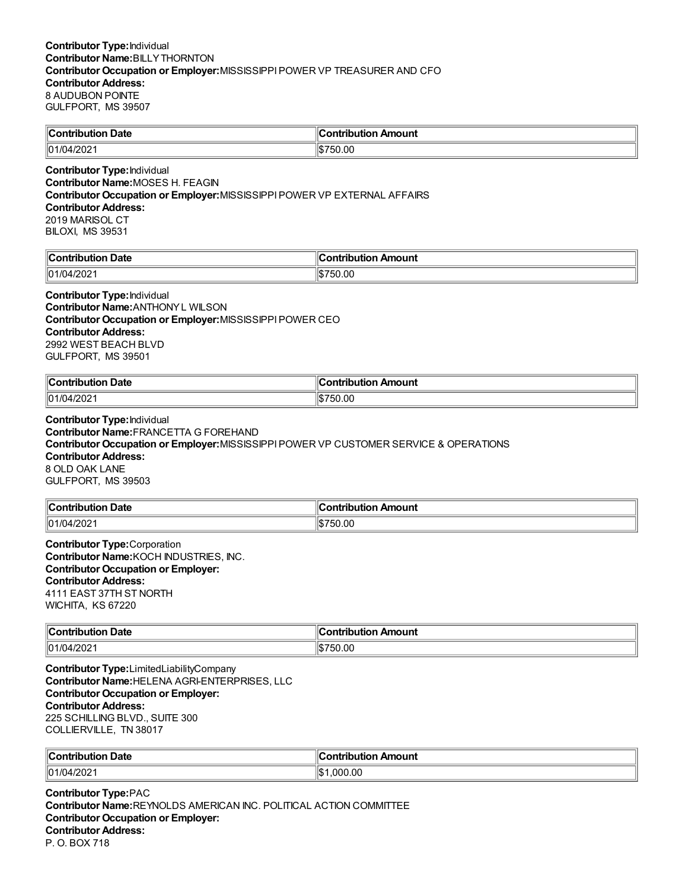**Contributor Type:** Individual
**Contributor Name:** BILLY THORNTON
**Contributor Occupation or Employer:** MISSISSIPPI POWER VP TREASURER AND CFO
**Contributor Address:**
8 AUDUBON POINTE
GULFPORT, MS 39507

| Contribution Date | Contribution Amount |
|---|---|
| 01/04/2021 | $750.00 |

**Contributor Type:** Individual
**Contributor Name:** MOSES H. FEAGIN
**Contributor Occupation or Employer:** MISSISSIPPI POWER VP EXTERNAL AFFAIRS
**Contributor Address:**
2019 MARISOL CT
BILOXI, MS 39531

| Contribution Date | Contribution Amount |
|---|---|
| 01/04/2021 | $750.00 |

**Contributor Type:** Individual
**Contributor Name:** ANTHONY L WILSON
**Contributor Occupation or Employer:** MISSISSIPPI POWER CEO
**Contributor Address:**
2992 WEST BEACH BLVD
GULFPORT, MS 39501

| Contribution Date | Contribution Amount |
|---|---|
| 01/04/2021 | $750.00 |

**Contributor Type:** Individual
**Contributor Name:** FRANCETTA G FOREHAND
**Contributor Occupation or Employer:** MISSISSIPPI POWER VP CUSTOMER SERVICE & OPERATIONS
**Contributor Address:**
8 OLD OAK LANE
GULFPORT, MS 39503

| Contribution Date | Contribution Amount |
|---|---|
| 01/04/2021 | $750.00 |

**Contributor Type:** Corporation
**Contributor Name:** KOCH INDUSTRIES, INC.
**Contributor Occupation or Employer:**
**Contributor Address:**
4111 EAST 37TH ST NORTH
WICHITA, KS 67220

| Contribution Date | Contribution Amount |
|---|---|
| 01/04/2021 | $750.00 |

**Contributor Type:** LimitedLiabilityCompany
**Contributor Name:** HELENA AGRI-ENTERPRISES, LLC
**Contributor Occupation or Employer:**
**Contributor Address:**
225 SCHILLING BLVD., SUITE 300
COLLIERVILLE, TN 38017

| Contribution Date | Contribution Amount |
|---|---|
| 01/04/2021 | $1,000.00 |

**Contributor Type:** PAC
**Contributor Name:** REYNOLDS AMERICAN INC. POLITICAL ACTION COMMITTEE
**Contributor Occupation or Employer:**
**Contributor Address:**
P. O. BOX 718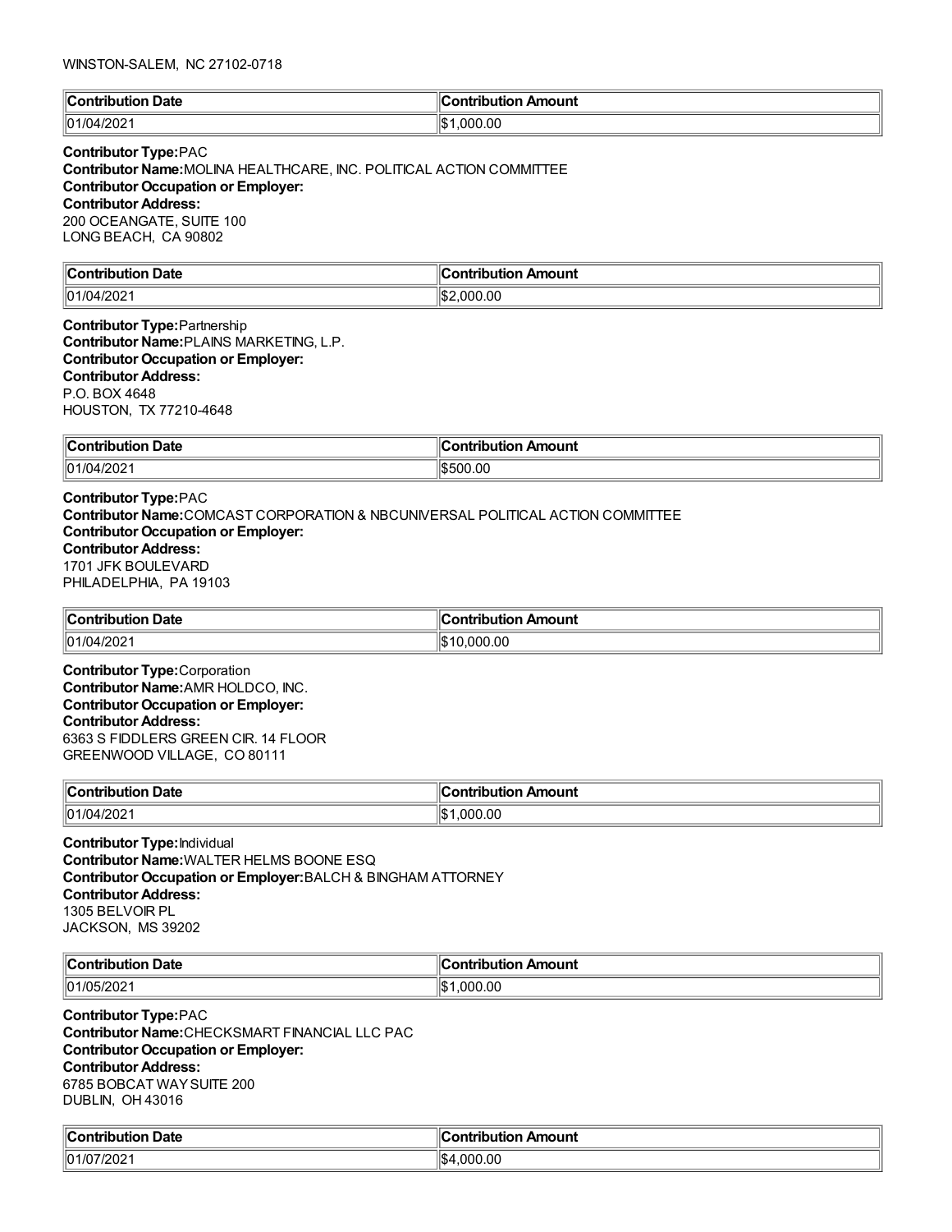WINSTON-SALEM, NC 27102-0718

| Contribution Date | Contribution Amount |
|---|---|
| 01/04/2021 | $1,000.00 |

**Contributor Type:** PAC
**Contributor Name:** MOLINA HEALTHCARE, INC. POLITICAL ACTION COMMITTEE
**Contributor Occupation or Employer:**
**Contributor Address:**
200 OCEANGATE, SUITE 100
LONG BEACH, CA 90802

| Contribution Date | Contribution Amount |
|---|---|
| 01/04/2021 | $2,000.00 |

**Contributor Type:** Partnership
**Contributor Name:** PLAINS MARKETING, L.P.
**Contributor Occupation or Employer:**
**Contributor Address:**
P.O. BOX 4648
HOUSTON, TX 77210-4648

| Contribution Date | Contribution Amount |
|---|---|
| 01/04/2021 | $500.00 |

**Contributor Type:** PAC
**Contributor Name:** COMCAST CORPORATION & NBCUNIVERSAL POLITICAL ACTION COMMITTEE
**Contributor Occupation or Employer:**
**Contributor Address:**
1701 JFK BOULEVARD
PHILADELPHIA, PA 19103

| Contribution Date | Contribution Amount |
|---|---|
| 01/04/2021 | $10,000.00 |

**Contributor Type:** Corporation
**Contributor Name:** AMR HOLDCO, INC.
**Contributor Occupation or Employer:**
**Contributor Address:**
6363 S FIDDLERS GREEN CIR. 14 FLOOR
GREENWOOD VILLAGE, CO 80111

| Contribution Date | Contribution Amount |
|---|---|
| 01/04/2021 | $1,000.00 |

**Contributor Type:** Individual
**Contributor Name:** WALTER HELMS BOONE ESQ
**Contributor Occupation or Employer:** BALCH & BINGHAM ATTORNEY
**Contributor Address:**
1305 BELVOIR PL
JACKSON, MS 39202

| Contribution Date | Contribution Amount |
|---|---|
| 01/05/2021 | $1,000.00 |

**Contributor Type:** PAC
**Contributor Name:** CHECKSMART FINANCIAL LLC PAC
**Contributor Occupation or Employer:**
**Contributor Address:**
6785 BOBCAT WAY SUITE 200
DUBLIN, OH 43016

| Contribution Date | Contribution Amount |
|---|---|
| 01/07/2021 | $4,000.00 |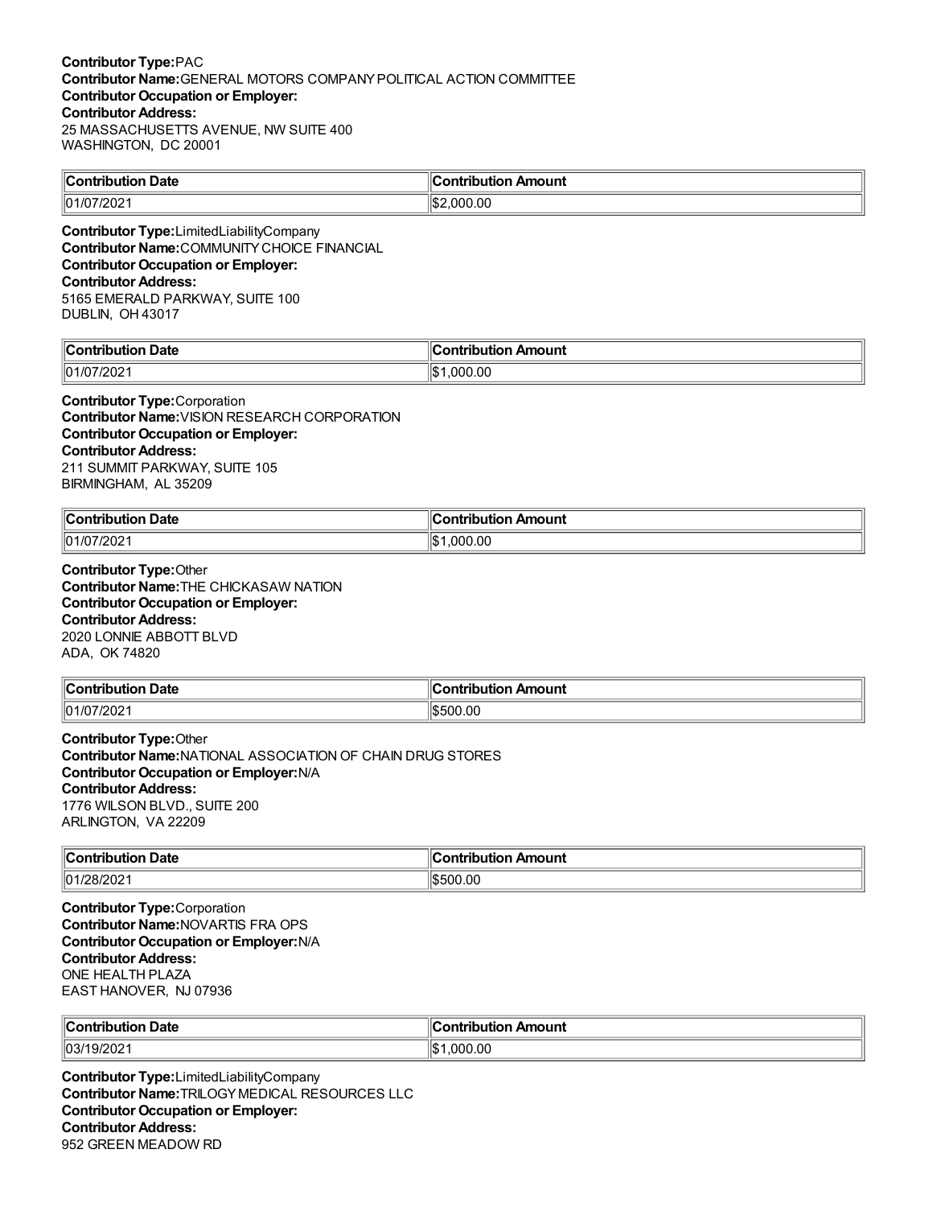**Contributor Type:**PAC
**Contributor Name:**GENERAL MOTORS COMPANY POLITICAL ACTION COMMITTEE
**Contributor Occupation or Employer:**
**Contributor Address:**
25 MASSACHUSETTS AVENUE, NW SUITE 400
WASHINGTON, DC 20001

| Contribution Date | Contribution Amount |
|---|---|
| 01/07/2021 | $2,000.00 |

**Contributor Type:**LimitedLiabilityCompany
**Contributor Name:**COMMUNITY CHOICE FINANCIAL
**Contributor Occupation or Employer:**
**Contributor Address:**
5165 EMERALD PARKWAY, SUITE 100
DUBLIN, OH 43017

| Contribution Date | Contribution Amount |
|---|---|
| 01/07/2021 | $1,000.00 |

**Contributor Type:**Corporation
**Contributor Name:**VISION RESEARCH CORPORATION
**Contributor Occupation or Employer:**
**Contributor Address:**
211 SUMMIT PARKWAY, SUITE 105
BIRMINGHAM, AL 35209

| Contribution Date | Contribution Amount |
|---|---|
| 01/07/2021 | $1,000.00 |

**Contributor Type:**Other
**Contributor Name:**THE CHICKASAW NATION
**Contributor Occupation or Employer:**
**Contributor Address:**
2020 LONNIE ABBOTT BLVD
ADA, OK 74820

| Contribution Date | Contribution Amount |
|---|---|
| 01/07/2021 | $500.00 |

**Contributor Type:**Other
**Contributor Name:**NATIONAL ASSOCIATION OF CHAIN DRUG STORES
**Contributor Occupation or Employer:**N/A
**Contributor Address:**
1776 WILSON BLVD., SUITE 200
ARLINGTON, VA 22209

| Contribution Date | Contribution Amount |
|---|---|
| 01/28/2021 | $500.00 |

**Contributor Type:**Corporation
**Contributor Name:**NOVARTIS FRA OPS
**Contributor Occupation or Employer:**N/A
**Contributor Address:**
ONE HEALTH PLAZA
EAST HANOVER, NJ 07936

| Contribution Date | Contribution Amount |
|---|---|
| 03/19/2021 | $1,000.00 |

**Contributor Type:**LimitedLiabilityCompany
**Contributor Name:**TRILOGY MEDICAL RESOURCES LLC
**Contributor Occupation or Employer:**
**Contributor Address:**
952 GREEN MEADOW RD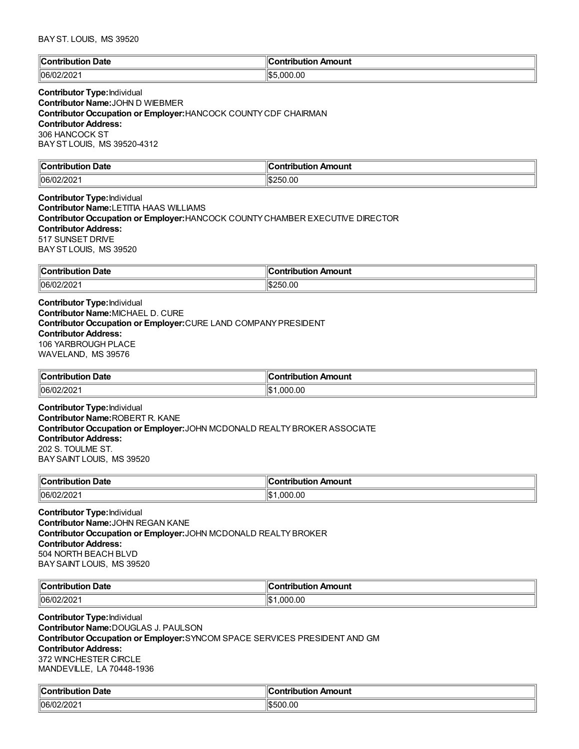BAY ST. LOUIS, MS 39520

| Contribution Date | Contribution Amount |
| --- | --- |
| 06/02/2021 | $5,000.00 |

**Contributor Type:** Individual
**Contributor Name:** JOHN D WIEBMER
**Contributor Occupation or Employer:** HANCOCK COUNTY CDF CHAIRMAN
**Contributor Address:**
306 HANCOCK ST
BAY ST LOUIS, MS 39520-4312

| Contribution Date | Contribution Amount |
| --- | --- |
| 06/02/2021 | $250.00 |

**Contributor Type:** Individual
**Contributor Name:** LETITIA HAAS WILLIAMS
**Contributor Occupation or Employer:** HANCOCK COUNTY CHAMBER EXECUTIVE DIRECTOR
**Contributor Address:**
517 SUNSET DRIVE
BAY ST LOUIS, MS 39520

| Contribution Date | Contribution Amount |
| --- | --- |
| 06/02/2021 | $250.00 |

**Contributor Type:** Individual
**Contributor Name:** MICHAEL D. CURE
**Contributor Occupation or Employer:** CURE LAND COMPANY PRESIDENT
**Contributor Address:**
106 YARBROUGH PLACE
WAVELAND, MS 39576

| Contribution Date | Contribution Amount |
| --- | --- |
| 06/02/2021 | $1,000.00 |

**Contributor Type:** Individual
**Contributor Name:** ROBERT R. KANE
**Contributor Occupation or Employer:** JOHN MCDONALD REALTY BROKER ASSOCIATE
**Contributor Address:**
202 S. TOULME ST.
BAY SAINT LOUIS, MS 39520

| Contribution Date | Contribution Amount |
| --- | --- |
| 06/02/2021 | $1,000.00 |

**Contributor Type:** Individual
**Contributor Name:** JOHN REGAN KANE
**Contributor Occupation or Employer:** JOHN MCDONALD REALTY BROKER
**Contributor Address:**
504 NORTH BEACH BLVD
BAY SAINT LOUIS, MS 39520

| Contribution Date | Contribution Amount |
| --- | --- |
| 06/02/2021 | $1,000.00 |

**Contributor Type:** Individual
**Contributor Name:** DOUGLAS J. PAULSON
**Contributor Occupation or Employer:** SYNCOM SPACE SERVICES PRESIDENT AND GM
**Contributor Address:**
372 WINCHESTER CIRCLE
MANDEVILLE, LA 70448-1936

| Contribution Date | Contribution Amount |
| --- | --- |
| 06/02/2021 | $500.00 |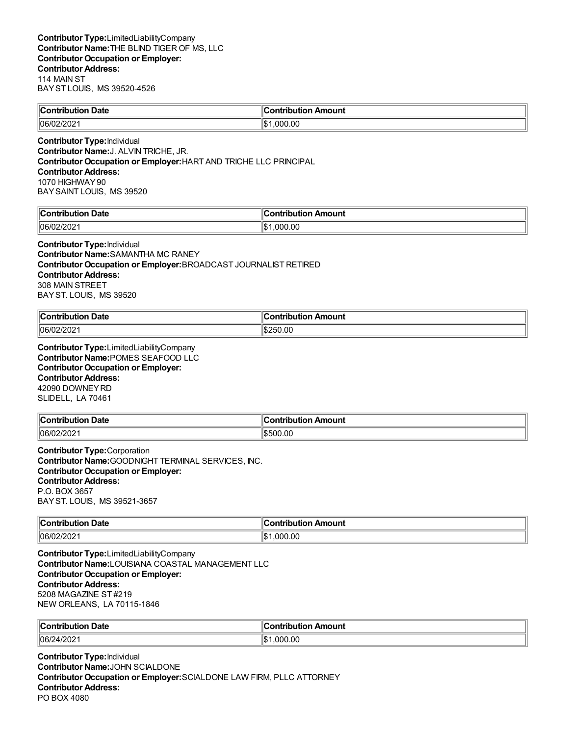**Contributor Type:**LimitedLiabilityCompany
**Contributor Name:**THE BLIND TIGER OF MS, LLC
**Contributor Occupation or Employer:**
**Contributor Address:**
114 MAIN ST
BAY ST LOUIS, MS 39520-4526

| Contribution Date | Contribution Amount |
| --- | --- |
| 06/02/2021 | $1,000.00 |

**Contributor Type:**Individual
**Contributor Name:**J. ALVIN TRICHE, JR.
**Contributor Occupation or Employer:**HART AND TRICHE LLC PRINCIPAL
**Contributor Address:**
1070 HIGHWAY 90
BAY SAINT LOUIS, MS 39520

| Contribution Date | Contribution Amount |
| --- | --- |
| 06/02/2021 | $1,000.00 |

**Contributor Type:**Individual
**Contributor Name:**SAMANTHA MC RANEY
**Contributor Occupation or Employer:**BROADCAST JOURNALIST RETIRED
**Contributor Address:**
308 MAIN STREET
BAY ST. LOUIS, MS 39520

| Contribution Date | Contribution Amount |
| --- | --- |
| 06/02/2021 | $250.00 |

**Contributor Type:**LimitedLiabilityCompany
**Contributor Name:**POMES SEAFOOD LLC
**Contributor Occupation or Employer:**
**Contributor Address:**
42090 DOWNEY RD
SLIDELL, LA 70461

| Contribution Date | Contribution Amount |
| --- | --- |
| 06/02/2021 | $500.00 |

**Contributor Type:**Corporation
**Contributor Name:**GOODNIGHT TERMINAL SERVICES, INC.
**Contributor Occupation or Employer:**
**Contributor Address:**
P.O. BOX 3657
BAY ST. LOUIS, MS 39521-3657

| Contribution Date | Contribution Amount |
| --- | --- |
| 06/02/2021 | $1,000.00 |

**Contributor Type:**LimitedLiabilityCompany
**Contributor Name:**LOUISIANA COASTAL MANAGEMENT LLC
**Contributor Occupation or Employer:**
**Contributor Address:**
5208 MAGAZINE ST #219
NEW ORLEANS, LA 70115-1846

| Contribution Date | Contribution Amount |
| --- | --- |
| 06/24/2021 | $1,000.00 |

**Contributor Type:**Individual
**Contributor Name:**JOHN SCIALDONE
**Contributor Occupation or Employer:**SCIALDONE LAW FIRM, PLLC ATTORNEY
**Contributor Address:**
PO BOX 4080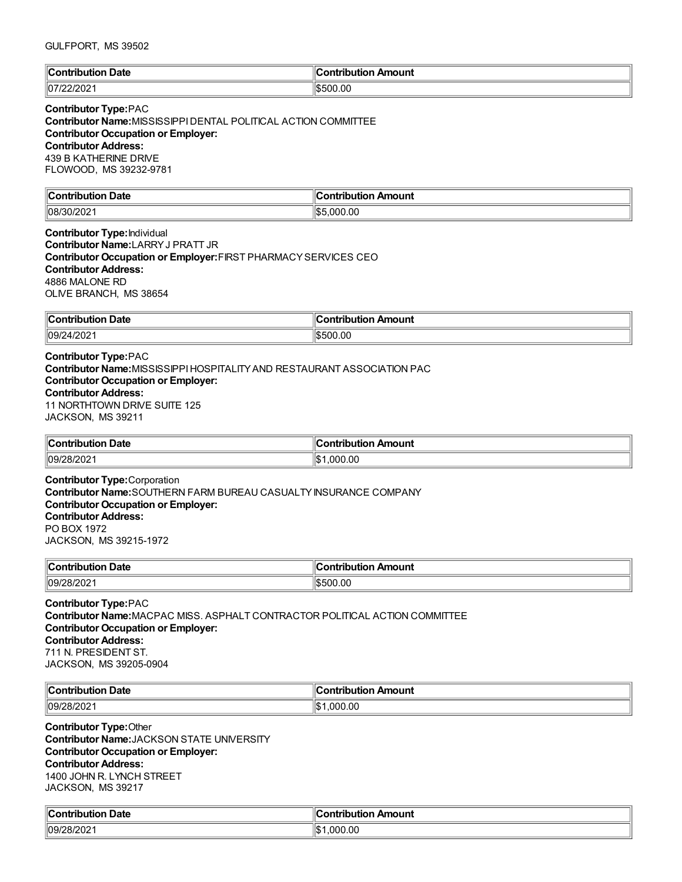GULFPORT, MS 39502

| Contribution Date | Contribution Amount |
|---|---|
| 07/22/2021 | $500.00 |

**Contributor Type:** PAC
**Contributor Name:** MISSISSIPPI DENTAL POLITICAL ACTION COMMITTEE
**Contributor Occupation or Employer:**
**Contributor Address:**
439 B KATHERINE DRIVE
FLOWOOD, MS 39232-9781

| Contribution Date | Contribution Amount |
|---|---|
| 08/30/2021 | $5,000.00 |

**Contributor Type:** Individual
**Contributor Name:** LARRY J PRATT JR
**Contributor Occupation or Employer:** FIRST PHARMACY SERVICES CEO
**Contributor Address:**
4886 MALONE RD
OLIVE BRANCH, MS 38654

| Contribution Date | Contribution Amount |
|---|---|
| 09/24/2021 | $500.00 |

**Contributor Type:** PAC
**Contributor Name:** MISSISSIPPI HOSPITALITY AND RESTAURANT ASSOCIATION PAC
**Contributor Occupation or Employer:**
**Contributor Address:**
11 NORTHTOWN DRIVE SUITE 125
JACKSON, MS 39211

| Contribution Date | Contribution Amount |
|---|---|
| 09/28/2021 | $1,000.00 |

**Contributor Type:** Corporation
**Contributor Name:** SOUTHERN FARM BUREAU CASUALTY INSURANCE COMPANY
**Contributor Occupation or Employer:**
**Contributor Address:**
PO BOX 1972
JACKSON, MS 39215-1972

| Contribution Date | Contribution Amount |
|---|---|
| 09/28/2021 | $500.00 |

**Contributor Type:** PAC
**Contributor Name:** MACPAC MISS. ASPHALT CONTRACTOR POLITICAL ACTION COMMITTEE
**Contributor Occupation or Employer:**
**Contributor Address:**
711 N. PRESIDENT ST.
JACKSON, MS 39205-0904

| Contribution Date | Contribution Amount |
|---|---|
| 09/28/2021 | $1,000.00 |

**Contributor Type:** Other
**Contributor Name:** JACKSON STATE UNIVERSITY
**Contributor Occupation or Employer:**
**Contributor Address:**
1400 JOHN R. LYNCH STREET
JACKSON, MS 39217

| Contribution Date | Contribution Amount |
|---|---|
| 09/28/2021 | $1,000.00 |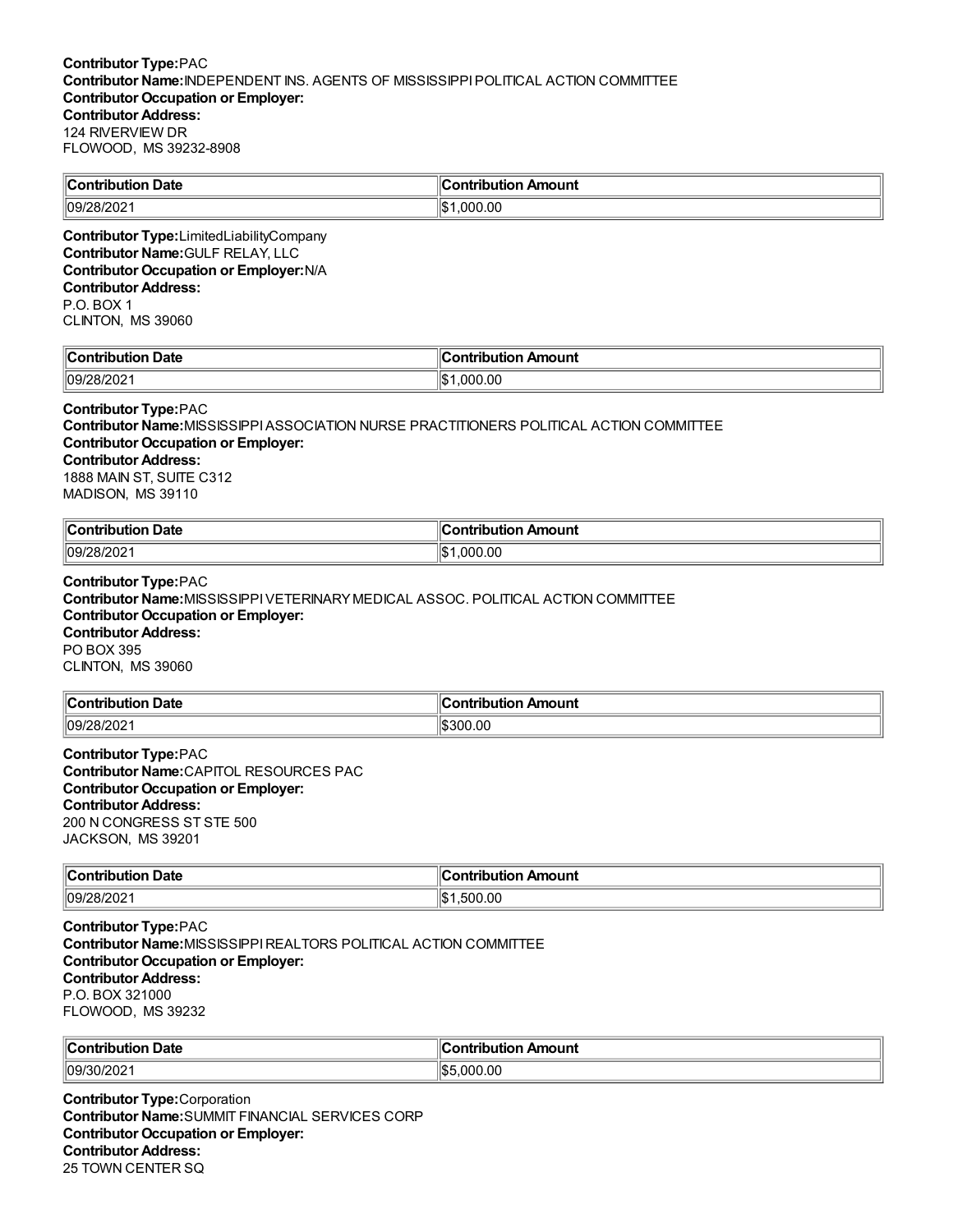**Contributor Type:** PAC
**Contributor Name:** INDEPENDENT INS. AGENTS OF MISSISSIPPI POLITICAL ACTION COMMITTEE
**Contributor Occupation or Employer:**
**Contributor Address:**
124 RIVERVIEW DR
FLOWOOD, MS 39232-8908

| Contribution Date | Contribution Amount |
|---|---|
| 09/28/2021 | $1,000.00 |

**Contributor Type:** LimitedLiabilityCompany
**Contributor Name:** GULF RELAY, LLC
**Contributor Occupation or Employer:** N/A
**Contributor Address:**
P.O. BOX 1
CLINTON, MS 39060

| Contribution Date | Contribution Amount |
|---|---|
| 09/28/2021 | $1,000.00 |

**Contributor Type:** PAC
**Contributor Name:** MISSISSIPPI ASSOCIATION NURSE PRACTITIONERS POLITICAL ACTION COMMITTEE
**Contributor Occupation or Employer:**
**Contributor Address:**
1888 MAIN ST, SUITE C312
MADISON, MS 39110

| Contribution Date | Contribution Amount |
|---|---|
| 09/28/2021 | $1,000.00 |

**Contributor Type:** PAC
**Contributor Name:** MISSISSIPPI VETERINARY MEDICAL ASSOC. POLITICAL ACTION COMMITTEE
**Contributor Occupation or Employer:**
**Contributor Address:**
PO BOX 395
CLINTON, MS 39060

| Contribution Date | Contribution Amount |
|---|---|
| 09/28/2021 | $300.00 |

**Contributor Type:** PAC
**Contributor Name:** CAPITOL RESOURCES PAC
**Contributor Occupation or Employer:**
**Contributor Address:**
200 N CONGRESS ST STE 500
JACKSON, MS 39201

| Contribution Date | Contribution Amount |
|---|---|
| 09/28/2021 | $1,500.00 |

**Contributor Type:** PAC
**Contributor Name:** MISSISSIPPI REALTORS POLITICAL ACTION COMMITTEE
**Contributor Occupation or Employer:**
**Contributor Address:**
P.O. BOX 321000
FLOWOOD, MS 39232

| Contribution Date | Contribution Amount |
|---|---|
| 09/30/2021 | $5,000.00 |

**Contributor Type:** Corporation
**Contributor Name:** SUMMIT FINANCIAL SERVICES CORP
**Contributor Occupation or Employer:**
**Contributor Address:**
25 TOWN CENTER SQ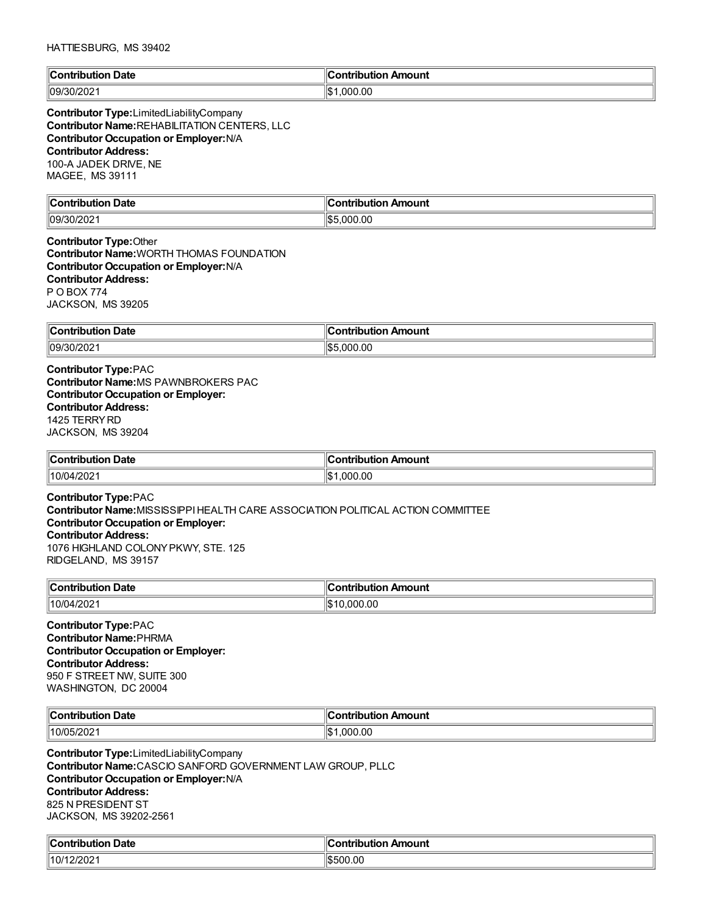HATTIESBURG, MS 39402

| Contribution Date | Contribution Amount |
| --- | --- |
| 09/30/2021 | $1,000.00 |

**Contributor Type:** LimitedLiabilityCompany
**Contributor Name:** REHABILITATION CENTERS, LLC
**Contributor Occupation or Employer:** N/A
**Contributor Address:**
100-A JADEK DRIVE, NE
MAGEE, MS 39111

| Contribution Date | Contribution Amount |
| --- | --- |
| 09/30/2021 | $5,000.00 |

**Contributor Type:** Other
**Contributor Name:** WORTH THOMAS FOUNDATION
**Contributor Occupation or Employer:** N/A
**Contributor Address:**
P O BOX 774
JACKSON, MS 39205

| Contribution Date | Contribution Amount |
| --- | --- |
| 09/30/2021 | $5,000.00 |

**Contributor Type:** PAC
**Contributor Name:** MS PAWNBROKERS PAC
**Contributor Occupation or Employer:**
**Contributor Address:**
1425 TERRY RD
JACKSON, MS 39204

| Contribution Date | Contribution Amount |
| --- | --- |
| 10/04/2021 | $1,000.00 |

**Contributor Type:** PAC
**Contributor Name:** MISSISSIPPI HEALTH CARE ASSOCIATION POLITICAL ACTION COMMITTEE
**Contributor Occupation or Employer:**
**Contributor Address:**
1076 HIGHLAND COLONY PKWY, STE. 125
RIDGELAND, MS 39157

| Contribution Date | Contribution Amount |
| --- | --- |
| 10/04/2021 | $10,000.00 |

**Contributor Type:** PAC
**Contributor Name:** PHRMA
**Contributor Occupation or Employer:**
**Contributor Address:**
950 F STREET NW, SUITE 300
WASHINGTON, DC 20004

| Contribution Date | Contribution Amount |
| --- | --- |
| 10/05/2021 | $1,000.00 |

**Contributor Type:** LimitedLiabilityCompany
**Contributor Name:** CASCIO SANFORD GOVERNMENT LAW GROUP, PLLC
**Contributor Occupation or Employer:** N/A
**Contributor Address:**
825 N PRESIDENT ST
JACKSON, MS 39202-2561

| Contribution Date | Contribution Amount |
| --- | --- |
| 10/12/2021 | $500.00 |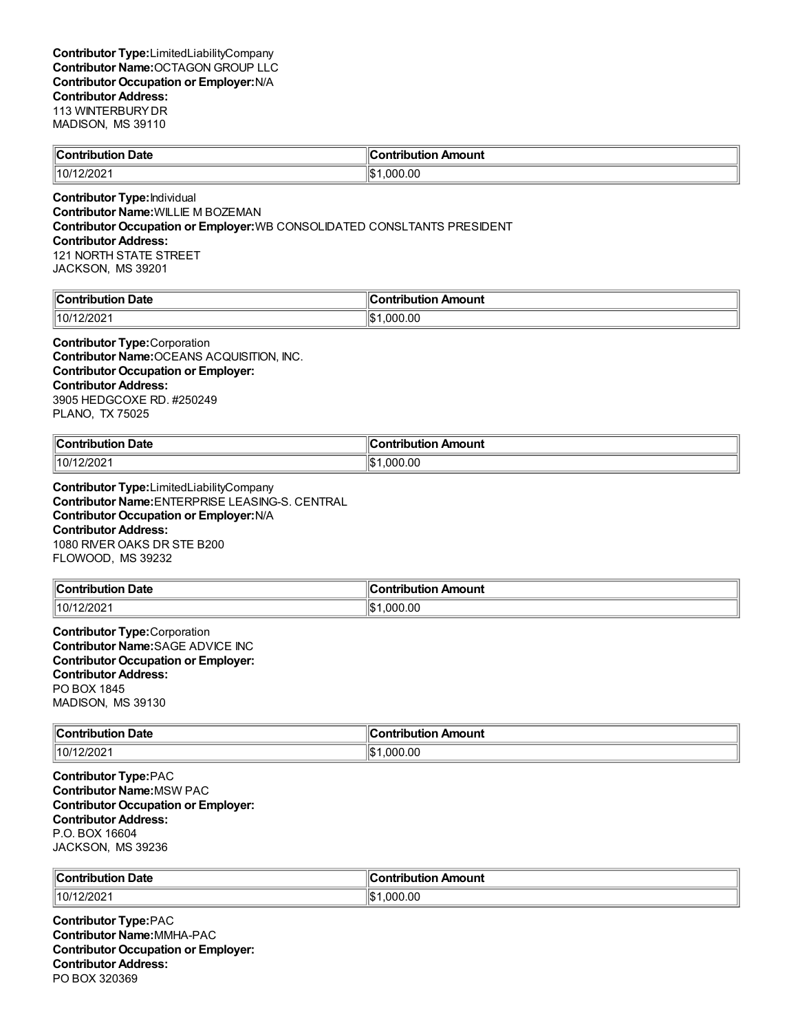**Contributor Type:** LimitedLiabilityCompany
**Contributor Name:** OCTAGON GROUP LLC
**Contributor Occupation or Employer:** N/A
**Contributor Address:**
113 WINTERBURY DR
MADISON, MS 39110

| Contribution Date | Contribution Amount |
|---|---|
| 10/12/2021 | $1,000.00 |

**Contributor Type:** Individual
**Contributor Name:** WILLIE M BOZEMAN
**Contributor Occupation or Employer:** WB CONSOLIDATED CONSLTANTS PRESIDENT
**Contributor Address:**
121 NORTH STATE STREET
JACKSON, MS 39201

| Contribution Date | Contribution Amount |
|---|---|
| 10/12/2021 | $1,000.00 |

**Contributor Type:** Corporation
**Contributor Name:** OCEANS ACQUISITION, INC.
**Contributor Occupation or Employer:**
**Contributor Address:**
3905 HEDGCOXE RD. #250249
PLANO, TX 75025

| Contribution Date | Contribution Amount |
|---|---|
| 10/12/2021 | $1,000.00 |

**Contributor Type:** LimitedLiabilityCompany
**Contributor Name:** ENTERPRISE LEASING-S. CENTRAL
**Contributor Occupation or Employer:** N/A
**Contributor Address:**
1080 RIVER OAKS DR STE B200
FLOWOOD, MS 39232

| Contribution Date | Contribution Amount |
|---|---|
| 10/12/2021 | $1,000.00 |

**Contributor Type:** Corporation
**Contributor Name:** SAGE ADVICE INC
**Contributor Occupation or Employer:**
**Contributor Address:**
PO BOX 1845
MADISON, MS 39130

| Contribution Date | Contribution Amount |
|---|---|
| 10/12/2021 | $1,000.00 |

**Contributor Type:** PAC
**Contributor Name:** MSW PAC
**Contributor Occupation or Employer:**
**Contributor Address:**
P.O. BOX 16604
JACKSON, MS 39236

| Contribution Date | Contribution Amount |
|---|---|
| 10/12/2021 | $1,000.00 |

**Contributor Type:** PAC
**Contributor Name:** MMHA-PAC
**Contributor Occupation or Employer:**
**Contributor Address:**
PO BOX 320369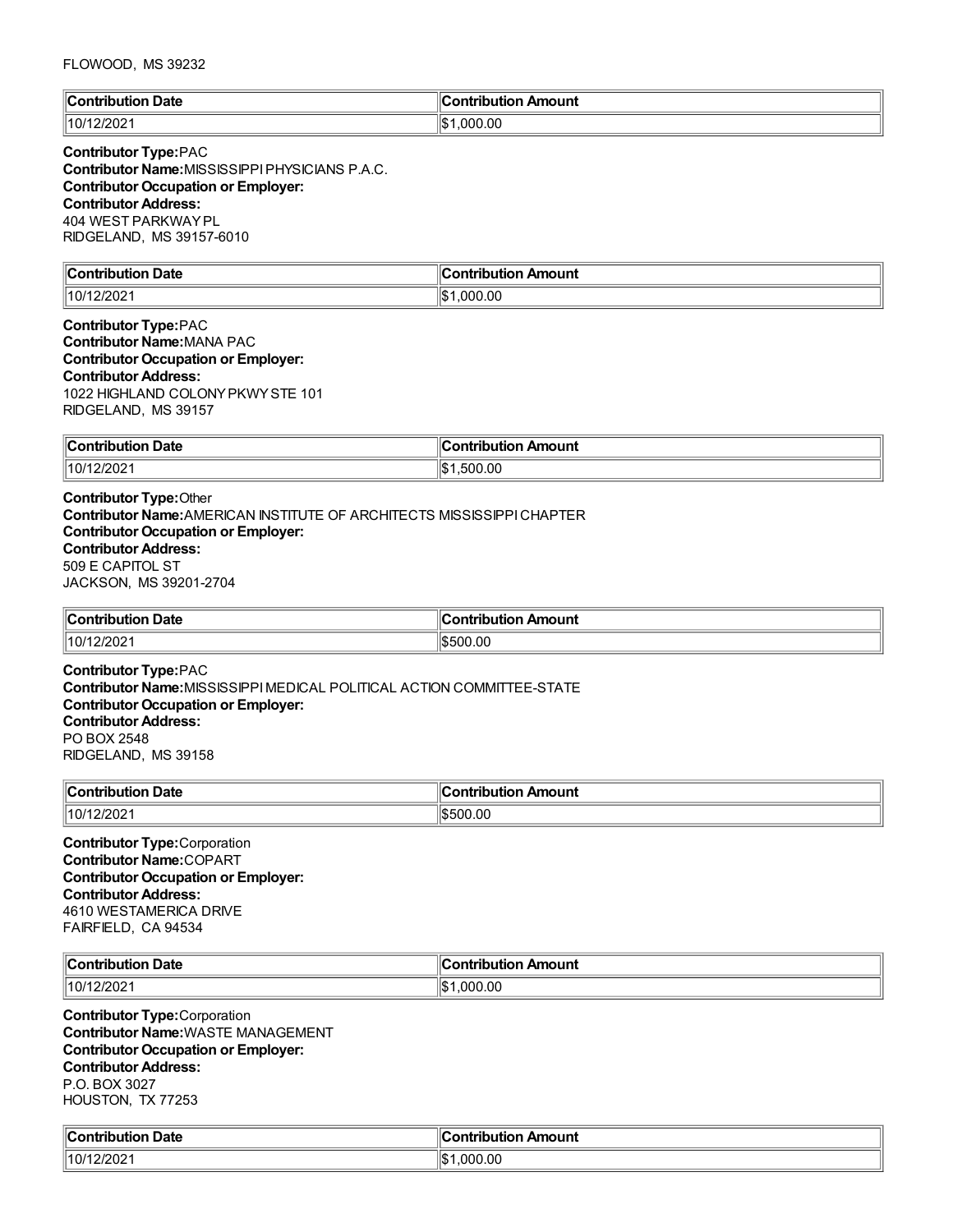FLOWOOD, MS 39232

| Contribution Date | Contribution Amount |
| --- | --- |
| 10/12/2021 | $1,000.00 |

**Contributor Type:**PAC
**Contributor Name:**MISSISSIPPI PHYSICIANS P.A.C.
**Contributor Occupation or Employer:**
**Contributor Address:**
404 WEST PARKWAY PL
RIDGELAND, MS 39157-6010

| Contribution Date | Contribution Amount |
| --- | --- |
| 10/12/2021 | $1,000.00 |

**Contributor Type:**PAC
**Contributor Name:**MANA PAC
**Contributor Occupation or Employer:**
**Contributor Address:**
1022 HIGHLAND COLONY PKWY STE 101
RIDGELAND, MS 39157

| Contribution Date | Contribution Amount |
| --- | --- |
| 10/12/2021 | $1,500.00 |

**Contributor Type:**Other
**Contributor Name:**AMERICAN INSTITUTE OF ARCHITECTS MISSISSIPPI CHAPTER
**Contributor Occupation or Employer:**
**Contributor Address:**
509 E CAPITOL ST
JACKSON, MS 39201-2704

| Contribution Date | Contribution Amount |
| --- | --- |
| 10/12/2021 | $500.00 |

**Contributor Type:**PAC
**Contributor Name:**MISSISSIPPI MEDICAL POLITICAL ACTION COMMITTEE-STATE
**Contributor Occupation or Employer:**
**Contributor Address:**
PO BOX 2548
RIDGELAND, MS 39158

| Contribution Date | Contribution Amount |
| --- | --- |
| 10/12/2021 | $500.00 |

**Contributor Type:**Corporation
**Contributor Name:**COPART
**Contributor Occupation or Employer:**
**Contributor Address:**
4610 WESTAMERICA DRIVE
FAIRFIELD, CA 94534

| Contribution Date | Contribution Amount |
| --- | --- |
| 10/12/2021 | $1,000.00 |

**Contributor Type:**Corporation
**Contributor Name:**WASTE MANAGEMENT
**Contributor Occupation or Employer:**
**Contributor Address:**
P.O. BOX 3027
HOUSTON, TX 77253

| Contribution Date | Contribution Amount |
| --- | --- |
| 10/12/2021 | $1,000.00 |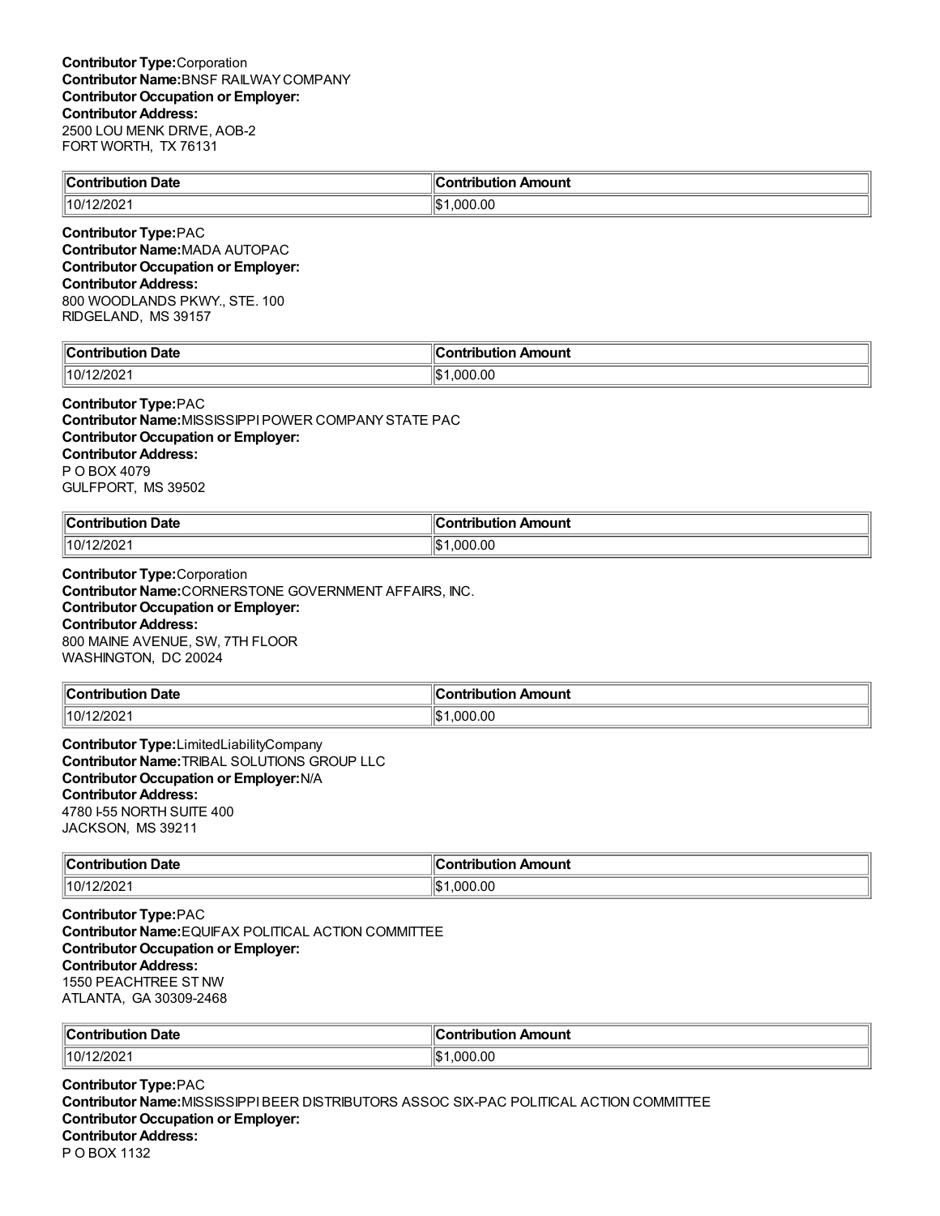**Contributor Type:**Corporation
**Contributor Name:**BNSF RAILWAY COMPANY
**Contributor Occupation or Employer:**
**Contributor Address:**
2500 LOU MENK DRIVE, AOB-2
FORT WORTH, TX 76131

| Contribution Date | Contribution Amount |
|---|---|
| 10/12/2021 | $1,000.00 |

**Contributor Type:**PAC
**Contributor Name:**MADA AUTOPAC
**Contributor Occupation or Employer:**
**Contributor Address:**
800 WOODLANDS PKWY., STE. 100
RIDGELAND, MS 39157

| Contribution Date | Contribution Amount |
|---|---|
| 10/12/2021 | $1,000.00 |

**Contributor Type:**PAC
**Contributor Name:**MISSISSIPPI POWER COMPANY STATE PAC
**Contributor Occupation or Employer:**
**Contributor Address:**
P O BOX 4079
GULFPORT, MS 39502

| Contribution Date | Contribution Amount |
|---|---|
| 10/12/2021 | $1,000.00 |

**Contributor Type:**Corporation
**Contributor Name:**CORNERSTONE GOVERNMENT AFFAIRS, INC.
**Contributor Occupation or Employer:**
**Contributor Address:**
800 MAINE AVENUE, SW, 7TH FLOOR
WASHINGTON, DC 20024

| Contribution Date | Contribution Amount |
|---|---|
| 10/12/2021 | $1,000.00 |

**Contributor Type:**LimitedLiabilityCompany
**Contributor Name:**TRIBAL SOLUTIONS GROUP LLC
**Contributor Occupation or Employer:**N/A
**Contributor Address:**
4780 I-55 NORTH SUITE 400
JACKSON, MS 39211

| Contribution Date | Contribution Amount |
|---|---|
| 10/12/2021 | $1,000.00 |

**Contributor Type:**PAC
**Contributor Name:**EQUIFAX POLITICAL ACTION COMMITTEE
**Contributor Occupation or Employer:**
**Contributor Address:**
1550 PEACHTREE ST NW
ATLANTA, GA 30309-2468

| Contribution Date | Contribution Amount |
|---|---|
| 10/12/2021 | $1,000.00 |

**Contributor Type:**PAC
**Contributor Name:**MISSISSIPPI BEER DISTRIBUTORS ASSOC SIX-PAC POLITICAL ACTION COMMITTEE
**Contributor Occupation or Employer:**
**Contributor Address:**
P O BOX 1132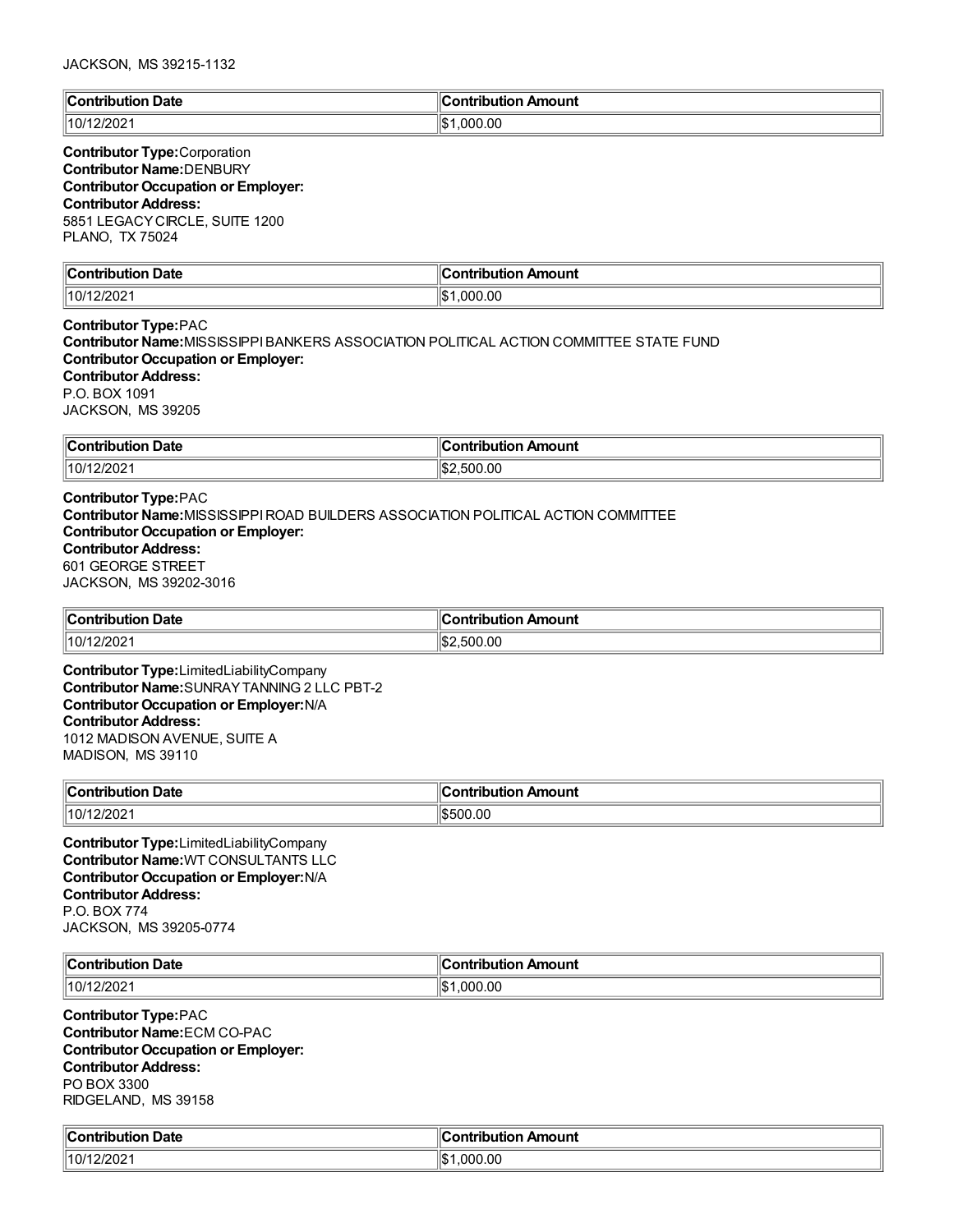JACKSON, MS 39215-1132

| Contribution Date | Contribution Amount |
|---|---|
| 10/12/2021 | $1,000.00 |

**Contributor Type:** Corporation
**Contributor Name:** DENBURY
**Contributor Occupation or Employer:**
**Contributor Address:**
5851 LEGACY CIRCLE, SUITE 1200
PLANO, TX 75024

| Contribution Date | Contribution Amount |
|---|---|
| 10/12/2021 | $1,000.00 |

**Contributor Type:** PAC
**Contributor Name:** MISSISSIPPI BANKERS ASSOCIATION POLITICAL ACTION COMMITTEE STATE FUND
**Contributor Occupation or Employer:**
**Contributor Address:**
P.O. BOX 1091
JACKSON, MS 39205

| Contribution Date | Contribution Amount |
|---|---|
| 10/12/2021 | $2,500.00 |

**Contributor Type:** PAC
**Contributor Name:** MISSISSIPPI ROAD BUILDERS ASSOCIATION POLITICAL ACTION COMMITTEE
**Contributor Occupation or Employer:**
**Contributor Address:**
601 GEORGE STREET
JACKSON, MS 39202-3016

| Contribution Date | Contribution Amount |
|---|---|
| 10/12/2021 | $2,500.00 |

**Contributor Type:** LimitedLiabilityCompany
**Contributor Name:** SUNRAY TANNING 2 LLC PBT-2
**Contributor Occupation or Employer:** N/A
**Contributor Address:**
1012 MADISON AVENUE, SUITE A
MADISON, MS 39110

| Contribution Date | Contribution Amount |
|---|---|
| 10/12/2021 | $500.00 |

**Contributor Type:** LimitedLiabilityCompany
**Contributor Name:** WT CONSULTANTS LLC
**Contributor Occupation or Employer:** N/A
**Contributor Address:**
P.O. BOX 774
JACKSON, MS 39205-0774

| Contribution Date | Contribution Amount |
|---|---|
| 10/12/2021 | $1,000.00 |

**Contributor Type:** PAC
**Contributor Name:** ECM CO-PAC
**Contributor Occupation or Employer:**
**Contributor Address:**
PO BOX 3300
RIDGELAND, MS 39158

| Contribution Date | Contribution Amount |
|---|---|
| 10/12/2021 | $1,000.00 |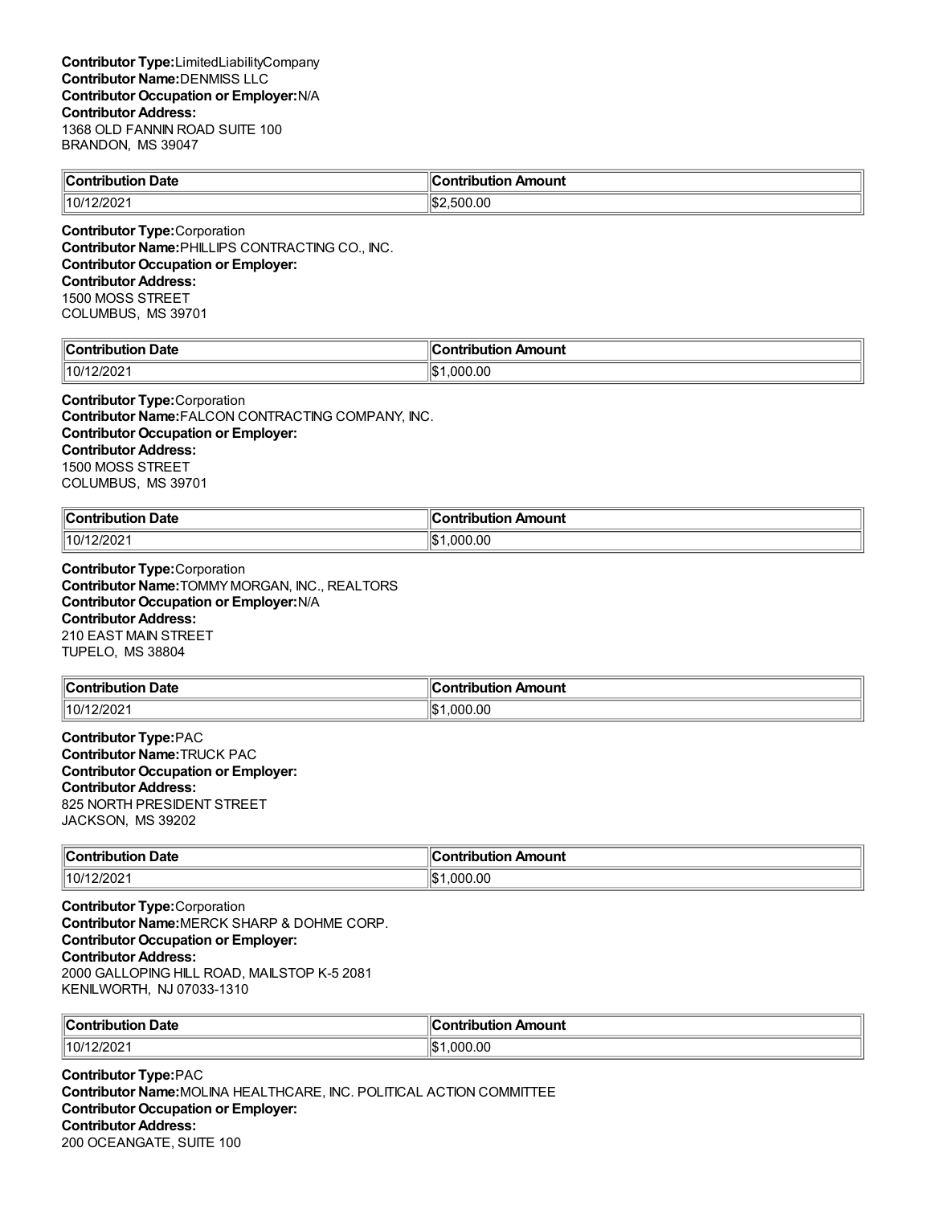**Contributor Type:**LimitedLiabilityCompany
**Contributor Name:**DENMISS LLC
**Contributor Occupation or Employer:**N/A
**Contributor Address:**
1368 OLD FANNIN ROAD SUITE 100
BRANDON, MS 39047

| Contribution Date | Contribution Amount |
|---|---|
| 10/12/2021 | $2,500.00 |

**Contributor Type:**Corporation
**Contributor Name:**PHILLIPS CONTRACTING CO., INC.
**Contributor Occupation or Employer:**
**Contributor Address:**
1500 MOSS STREET
COLUMBUS, MS 39701

| Contribution Date | Contribution Amount |
|---|---|
| 10/12/2021 | $1,000.00 |

**Contributor Type:**Corporation
**Contributor Name:**FALCON CONTRACTING COMPANY, INC.
**Contributor Occupation or Employer:**
**Contributor Address:**
1500 MOSS STREET
COLUMBUS, MS 39701

| Contribution Date | Contribution Amount |
|---|---|
| 10/12/2021 | $1,000.00 |

**Contributor Type:**Corporation
**Contributor Name:**TOMMY MORGAN, INC., REALTORS
**Contributor Occupation or Employer:**N/A
**Contributor Address:**
210 EAST MAIN STREET
TUPELO, MS 38804

| Contribution Date | Contribution Amount |
|---|---|
| 10/12/2021 | $1,000.00 |

**Contributor Type:**PAC
**Contributor Name:**TRUCK PAC
**Contributor Occupation or Employer:**
**Contributor Address:**
825 NORTH PRESIDENT STREET
JACKSON, MS 39202

| Contribution Date | Contribution Amount |
|---|---|
| 10/12/2021 | $1,000.00 |

**Contributor Type:**Corporation
**Contributor Name:**MERCK SHARP & DOHME CORP.
**Contributor Occupation or Employer:**
**Contributor Address:**
2000 GALLOPING HILL ROAD, MAILSTOP K-5 2081
KENILWORTH, NJ 07033-1310

| Contribution Date | Contribution Amount |
|---|---|
| 10/12/2021 | $1,000.00 |

**Contributor Type:**PAC
**Contributor Name:**MOLINA HEALTHCARE, INC. POLITICAL ACTION COMMITTEE
**Contributor Occupation or Employer:**
**Contributor Address:**
200 OCEANGATE, SUITE 100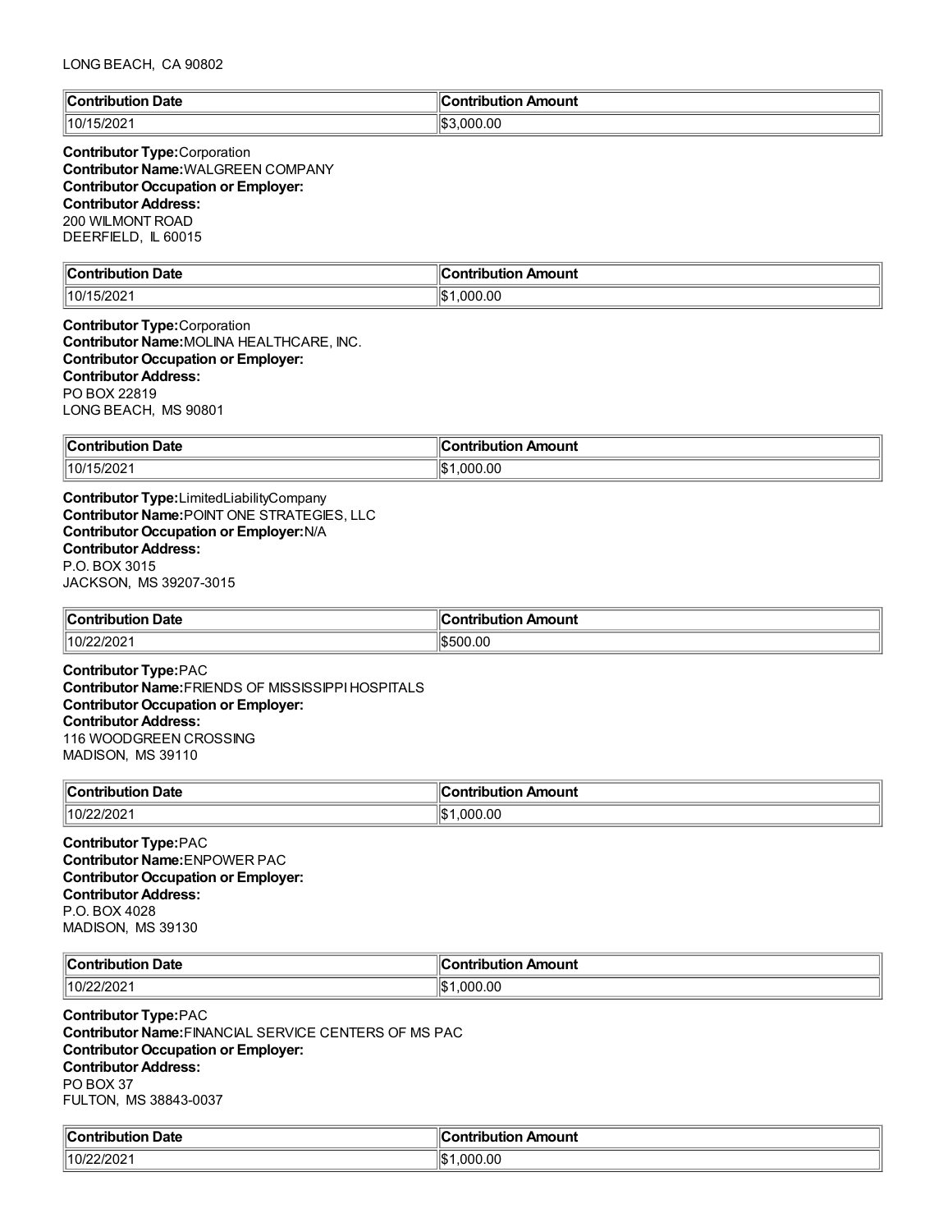LONG BEACH, CA 90802

| Contribution Date | Contribution Amount |
|---|---|
| 10/15/2021 | $3,000.00 |

**Contributor Type:** Corporation
**Contributor Name:** WALGREEN COMPANY
**Contributor Occupation or Employer:**
**Contributor Address:**
200 WILMONT ROAD
DEERFIELD, IL 60015

| Contribution Date | Contribution Amount |
|---|---|
| 10/15/2021 | $1,000.00 |

**Contributor Type:** Corporation
**Contributor Name:** MOLINA HEALTHCARE, INC.
**Contributor Occupation or Employer:**
**Contributor Address:**
PO BOX 22819
LONG BEACH, MS 90801

| Contribution Date | Contribution Amount |
|---|---|
| 10/15/2021 | $1,000.00 |

**Contributor Type:** LimitedLiabilityCompany
**Contributor Name:** POINT ONE STRATEGIES, LLC
**Contributor Occupation or Employer:** N/A
**Contributor Address:**
P.O. BOX 3015
JACKSON, MS 39207-3015

| Contribution Date | Contribution Amount |
|---|---|
| 10/22/2021 | $500.00 |

**Contributor Type:** PAC
**Contributor Name:** FRIENDS OF MISSISSIPPI HOSPITALS
**Contributor Occupation or Employer:**
**Contributor Address:**
116 WOODGREEN CROSSING
MADISON, MS 39110

| Contribution Date | Contribution Amount |
|---|---|
| 10/22/2021 | $1,000.00 |

**Contributor Type:** PAC
**Contributor Name:** ENPOWER PAC
**Contributor Occupation or Employer:**
**Contributor Address:**
P.O. BOX 4028
MADISON, MS 39130

| Contribution Date | Contribution Amount |
|---|---|
| 10/22/2021 | $1,000.00 |

**Contributor Type:** PAC
**Contributor Name:** FINANCIAL SERVICE CENTERS OF MS PAC
**Contributor Occupation or Employer:**
**Contributor Address:**
PO BOX 37
FULTON, MS 38843-0037

| Contribution Date | Contribution Amount |
|---|---|
| 10/22/2021 | $1,000.00 |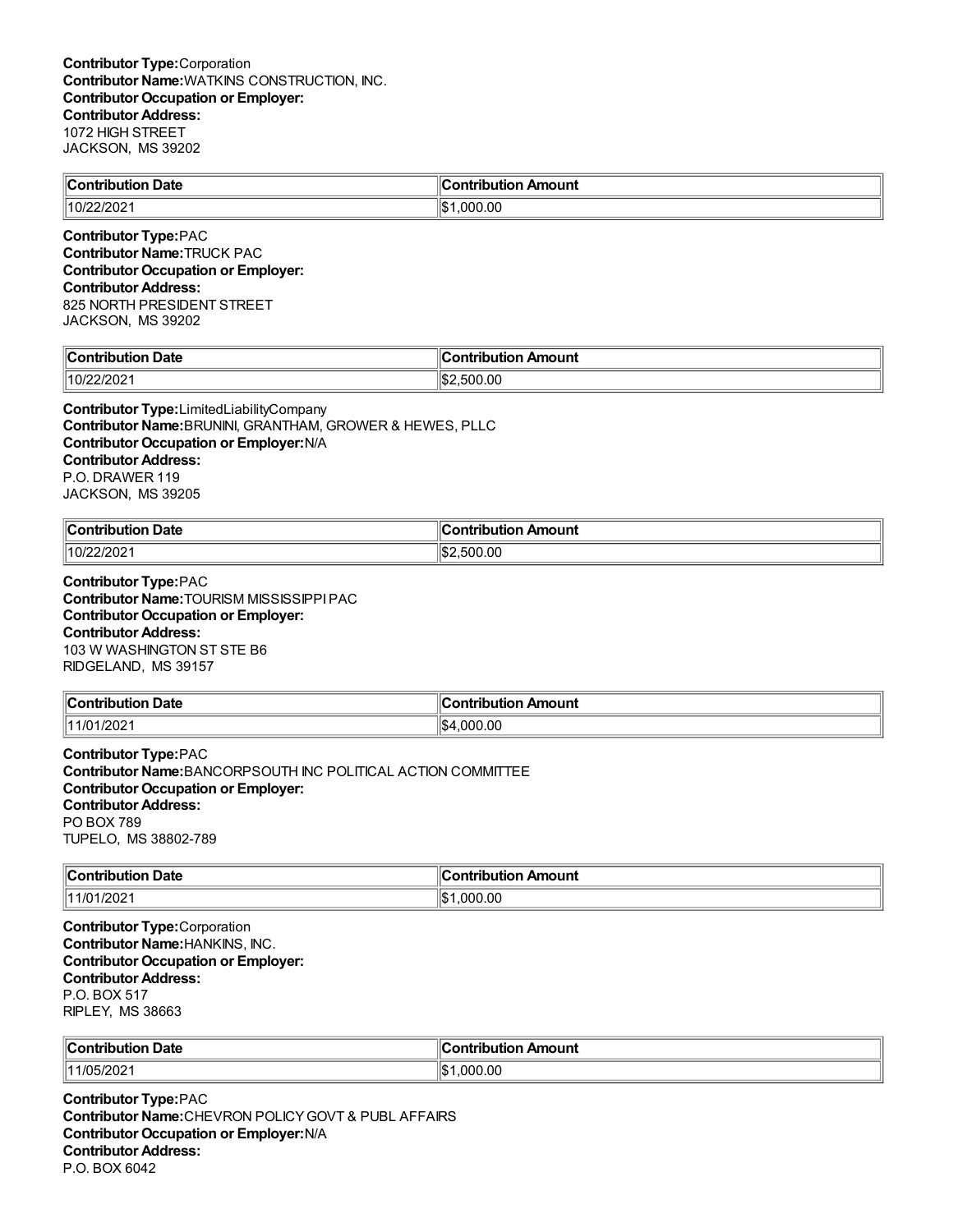**Contributor Type:**Corporation
**Contributor Name:**WATKINS CONSTRUCTION, INC.
**Contributor Occupation or Employer:**
**Contributor Address:**
1072 HIGH STREET
JACKSON, MS 39202

| Contribution Date | Contribution Amount |
|---|---|
| 10/22/2021 | $1,000.00 |

**Contributor Type:**PAC
**Contributor Name:**TRUCK PAC
**Contributor Occupation or Employer:**
**Contributor Address:**
825 NORTH PRESIDENT STREET
JACKSON, MS 39202

| Contribution Date | Contribution Amount |
|---|---|
| 10/22/2021 | $2,500.00 |

**Contributor Type:**LimitedLiabilityCompany
**Contributor Name:**BRUNINI, GRANTHAM, GROWER & HEWES, PLLC
**Contributor Occupation or Employer:**N/A
**Contributor Address:**
P.O. DRAWER 119
JACKSON, MS 39205

| Contribution Date | Contribution Amount |
|---|---|
| 10/22/2021 | $2,500.00 |

**Contributor Type:**PAC
**Contributor Name:**TOURISM MISSISSIPPI PAC
**Contributor Occupation or Employer:**
**Contributor Address:**
103 W WASHINGTON ST STE B6
RIDGELAND, MS 39157

| Contribution Date | Contribution Amount |
|---|---|
| 11/01/2021 | $4,000.00 |

**Contributor Type:**PAC
**Contributor Name:**BANCORPSOUTH INC POLITICAL ACTION COMMITTEE
**Contributor Occupation or Employer:**
**Contributor Address:**
PO BOX 789
TUPELO, MS 38802-789

| Contribution Date | Contribution Amount |
|---|---|
| 11/01/2021 | $1,000.00 |

**Contributor Type:**Corporation
**Contributor Name:**HANKINS, INC.
**Contributor Occupation or Employer:**
**Contributor Address:**
P.O. BOX 517
RIPLEY, MS 38663

| Contribution Date | Contribution Amount |
|---|---|
| 11/05/2021 | $1,000.00 |

**Contributor Type:**PAC
**Contributor Name:**CHEVRON POLICY GOVT & PUBL AFFAIRS
**Contributor Occupation or Employer:**N/A
**Contributor Address:**
P.O. BOX 6042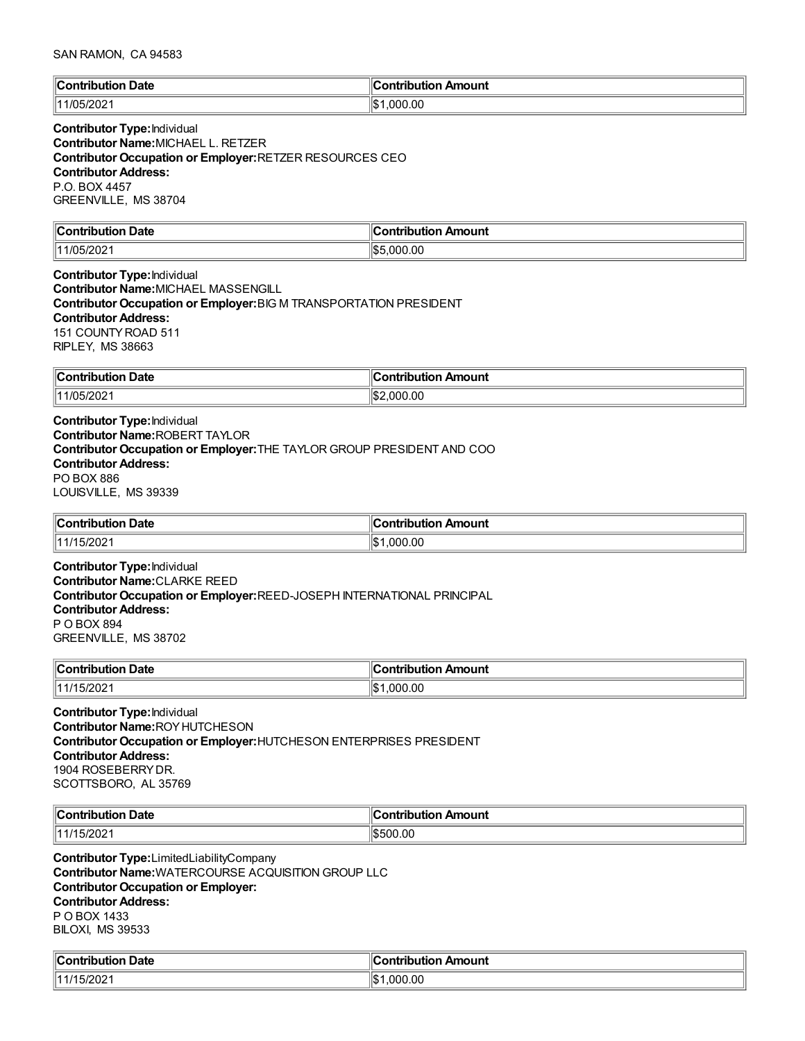SAN RAMON, CA 94583

| Contribution Date | Contribution Amount |
| --- | --- |
| 11/05/2021 | $1,000.00 |

**Contributor Type:** Individual
**Contributor Name:** MICHAEL L. RETZER
**Contributor Occupation or Employer:** RETZER RESOURCES CEO
**Contributor Address:**
P.O. BOX 4457
GREENVILLE, MS 38704

| Contribution Date | Contribution Amount |
| --- | --- |
| 11/05/2021 | $5,000.00 |

**Contributor Type:** Individual
**Contributor Name:** MICHAEL MASSENGILL
**Contributor Occupation or Employer:** BIG M TRANSPORTATION PRESIDENT
**Contributor Address:**
151 COUNTY ROAD 511
RIPLEY, MS 38663

| Contribution Date | Contribution Amount |
| --- | --- |
| 11/05/2021 | $2,000.00 |

**Contributor Type:** Individual
**Contributor Name:** ROBERT TAYLOR
**Contributor Occupation or Employer:** THE TAYLOR GROUP PRESIDENT AND COO
**Contributor Address:**
PO BOX 886
LOUISVILLE, MS 39339

| Contribution Date | Contribution Amount |
| --- | --- |
| 11/15/2021 | $1,000.00 |

**Contributor Type:** Individual
**Contributor Name:** CLARKE REED
**Contributor Occupation or Employer:** REED-JOSEPH INTERNATIONAL PRINCIPAL
**Contributor Address:**
P O BOX 894
GREENVILLE, MS 38702

| Contribution Date | Contribution Amount |
| --- | --- |
| 11/15/2021 | $1,000.00 |

**Contributor Type:** Individual
**Contributor Name:** ROY HUTCHESON
**Contributor Occupation or Employer:** HUTCHESON ENTERPRISES PRESIDENT
**Contributor Address:**
1904 ROSEBERRY DR.
SCOTTSBORO, AL 35769

| Contribution Date | Contribution Amount |
| --- | --- |
| 11/15/2021 | $500.00 |

**Contributor Type:** LimitedLiabilityCompany
**Contributor Name:** WATERCOURSE ACQUISITION GROUP LLC
**Contributor Occupation or Employer:**
**Contributor Address:**
P O BOX 1433
BILOXI, MS 39533

| Contribution Date | Contribution Amount |
| --- | --- |
| 11/15/2021 | $1,000.00 |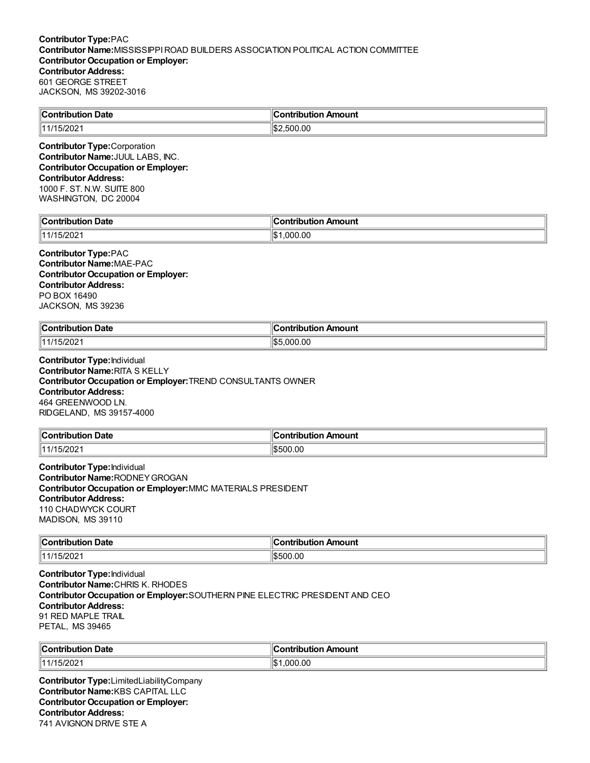**Contributor Type:**PAC
**Contributor Name:**MISSISSIPPI ROAD BUILDERS ASSOCIATION POLITICAL ACTION COMMITTEE
**Contributor Occupation or Employer:**
**Contributor Address:**
601 GEORGE STREET
JACKSON, MS 39202-3016

| Contribution Date | Contribution Amount |
|---|---|
| 11/15/2021 | $2,500.00 |

**Contributor Type:**Corporation
**Contributor Name:**JUUL LABS, INC.
**Contributor Occupation or Employer:**
**Contributor Address:**
1000 F. ST. N.W. SUITE 800
WASHINGTON, DC 20004

| Contribution Date | Contribution Amount |
|---|---|
| 11/15/2021 | $1,000.00 |

**Contributor Type:**PAC
**Contributor Name:**MAE-PAC
**Contributor Occupation or Employer:**
**Contributor Address:**
PO BOX 16490
JACKSON, MS 39236

| Contribution Date | Contribution Amount |
|---|---|
| 11/15/2021 | $5,000.00 |

**Contributor Type:**Individual
**Contributor Name:**RITA S KELLY
**Contributor Occupation or Employer:**TREND CONSULTANTS OWNER
**Contributor Address:**
464 GREENWOOD LN.
RIDGELAND, MS 39157-4000

| Contribution Date | Contribution Amount |
|---|---|
| 11/15/2021 | $500.00 |

**Contributor Type:**Individual
**Contributor Name:**RODNEY GROGAN
**Contributor Occupation or Employer:**MMC MATERIALS PRESIDENT
**Contributor Address:**
110 CHADWYCK COURT
MADISON, MS 39110

| Contribution Date | Contribution Amount |
|---|---|
| 11/15/2021 | $500.00 |

**Contributor Type:**Individual
**Contributor Name:**CHRIS K. RHODES
**Contributor Occupation or Employer:**SOUTHERN PINE ELECTRIC PRESIDENT AND CEO
**Contributor Address:**
91 RED MAPLE TRAIL
PETAL, MS 39465

| Contribution Date | Contribution Amount |
|---|---|
| 11/15/2021 | $1,000.00 |

**Contributor Type:**LimitedLiabilityCompany
**Contributor Name:**KBS CAPITAL LLC
**Contributor Occupation or Employer:**
**Contributor Address:**
741 AVIGNON DRIVE STE A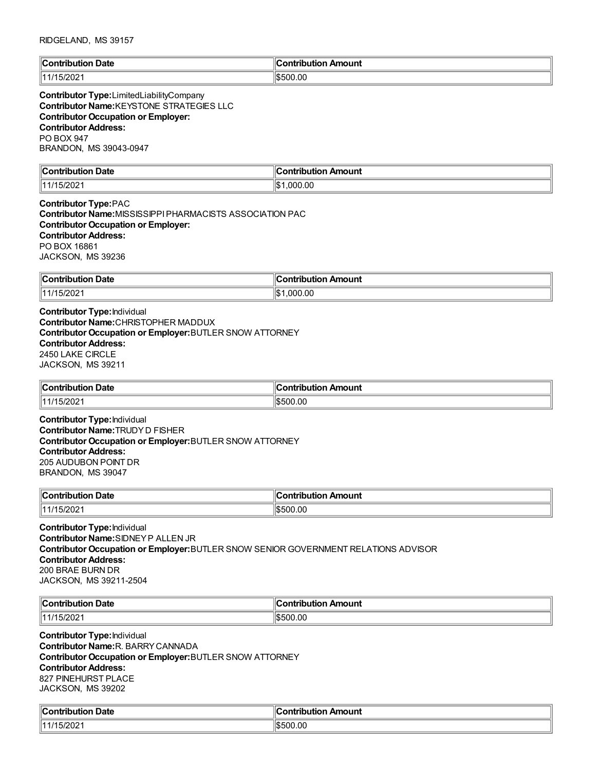RIDGELAND, MS 39157

| Contribution Date | Contribution Amount |
|---|---|
| 11/15/2021 | $500.00 |

**Contributor Type:** LimitedLiabilityCompany
**Contributor Name:** KEYSTONE STRATEGIES LLC
**Contributor Occupation or Employer:**
**Contributor Address:**
PO BOX 947
BRANDON, MS 39043-0947

| Contribution Date | Contribution Amount |
|---|---|
| 11/15/2021 | $1,000.00 |

**Contributor Type:** PAC
**Contributor Name:** MISSISSIPPI PHARMACISTS ASSOCIATION PAC
**Contributor Occupation or Employer:**
**Contributor Address:**
PO BOX 16861
JACKSON, MS 39236

| Contribution Date | Contribution Amount |
|---|---|
| 11/15/2021 | $1,000.00 |

**Contributor Type:** Individual
**Contributor Name:** CHRISTOPHER MADDUX
**Contributor Occupation or Employer:** BUTLER SNOW ATTORNEY
**Contributor Address:**
2450 LAKE CIRCLE
JACKSON, MS 39211

| Contribution Date | Contribution Amount |
|---|---|
| 11/15/2021 | $500.00 |

**Contributor Type:** Individual
**Contributor Name:** TRUDY D FISHER
**Contributor Occupation or Employer:** BUTLER SNOW ATTORNEY
**Contributor Address:**
205 AUDUBON POINT DR
BRANDON, MS 39047

| Contribution Date | Contribution Amount |
|---|---|
| 11/15/2021 | $500.00 |

**Contributor Type:** Individual
**Contributor Name:** SIDNEY P ALLEN JR
**Contributor Occupation or Employer:** BUTLER SNOW SENIOR GOVERNMENT RELATIONS ADVISOR
**Contributor Address:**
200 BRAE BURN DR
JACKSON, MS 39211-2504

| Contribution Date | Contribution Amount |
|---|---|
| 11/15/2021 | $500.00 |

**Contributor Type:** Individual
**Contributor Name:** R. BARRY CANNADA
**Contributor Occupation or Employer:** BUTLER SNOW ATTORNEY
**Contributor Address:**
827 PINEHURST PLACE
JACKSON, MS 39202

| Contribution Date | Contribution Amount |
|---|---|
| 11/15/2021 | $500.00 |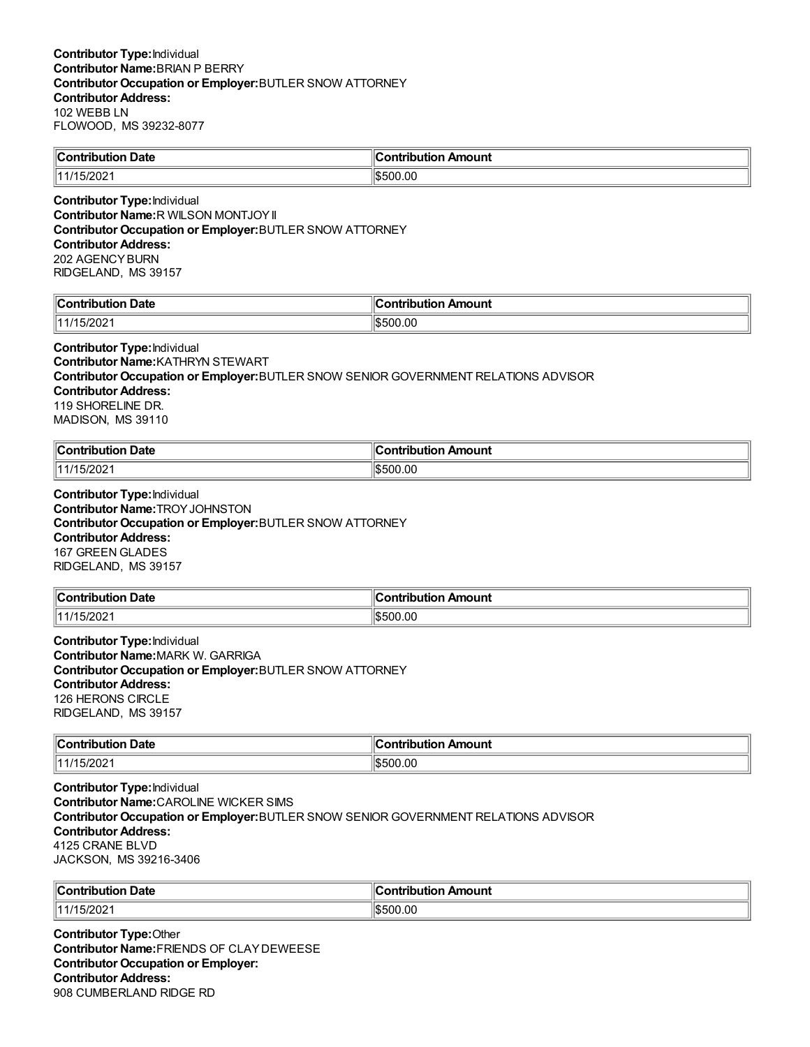**Contributor Type:** Individual
**Contributor Name:** BRIAN P BERRY
**Contributor Occupation or Employer:** BUTLER SNOW ATTORNEY
**Contributor Address:**
102 WEBB LN
FLOWOOD, MS 39232-8077

| Contribution Date | Contribution Amount |
|---|---|
| 11/15/2021 | $500.00 |

**Contributor Type:** Individual
**Contributor Name:** R WILSON MONTJOY II
**Contributor Occupation or Employer:** BUTLER SNOW ATTORNEY
**Contributor Address:**
202 AGENCY BURN
RIDGELAND, MS 39157

| Contribution Date | Contribution Amount |
|---|---|
| 11/15/2021 | $500.00 |

**Contributor Type:** Individual
**Contributor Name:** KATHRYN STEWART
**Contributor Occupation or Employer:** BUTLER SNOW SENIOR GOVERNMENT RELATIONS ADVISOR
**Contributor Address:**
119 SHORELINE DR.
MADISON, MS 39110

| Contribution Date | Contribution Amount |
|---|---|
| 11/15/2021 | $500.00 |

**Contributor Type:** Individual
**Contributor Name:** TROY JOHNSTON
**Contributor Occupation or Employer:** BUTLER SNOW ATTORNEY
**Contributor Address:**
167 GREEN GLADES
RIDGELAND, MS 39157

| Contribution Date | Contribution Amount |
|---|---|
| 11/15/2021 | $500.00 |

**Contributor Type:** Individual
**Contributor Name:** MARK W. GARRIGA
**Contributor Occupation or Employer:** BUTLER SNOW ATTORNEY
**Contributor Address:**
126 HERONS CIRCLE
RIDGELAND, MS 39157

| Contribution Date | Contribution Amount |
|---|---|
| 11/15/2021 | $500.00 |

**Contributor Type:** Individual
**Contributor Name:** CAROLINE WICKER SIMS
**Contributor Occupation or Employer:** BUTLER SNOW SENIOR GOVERNMENT RELATIONS ADVISOR
**Contributor Address:**
4125 CRANE BLVD
JACKSON, MS 39216-3406

| Contribution Date | Contribution Amount |
|---|---|
| 11/15/2021 | $500.00 |

**Contributor Type:** Other
**Contributor Name:** FRIENDS OF CLAY DEWEESE
**Contributor Occupation or Employer:**
**Contributor Address:**
908 CUMBERLAND RIDGE RD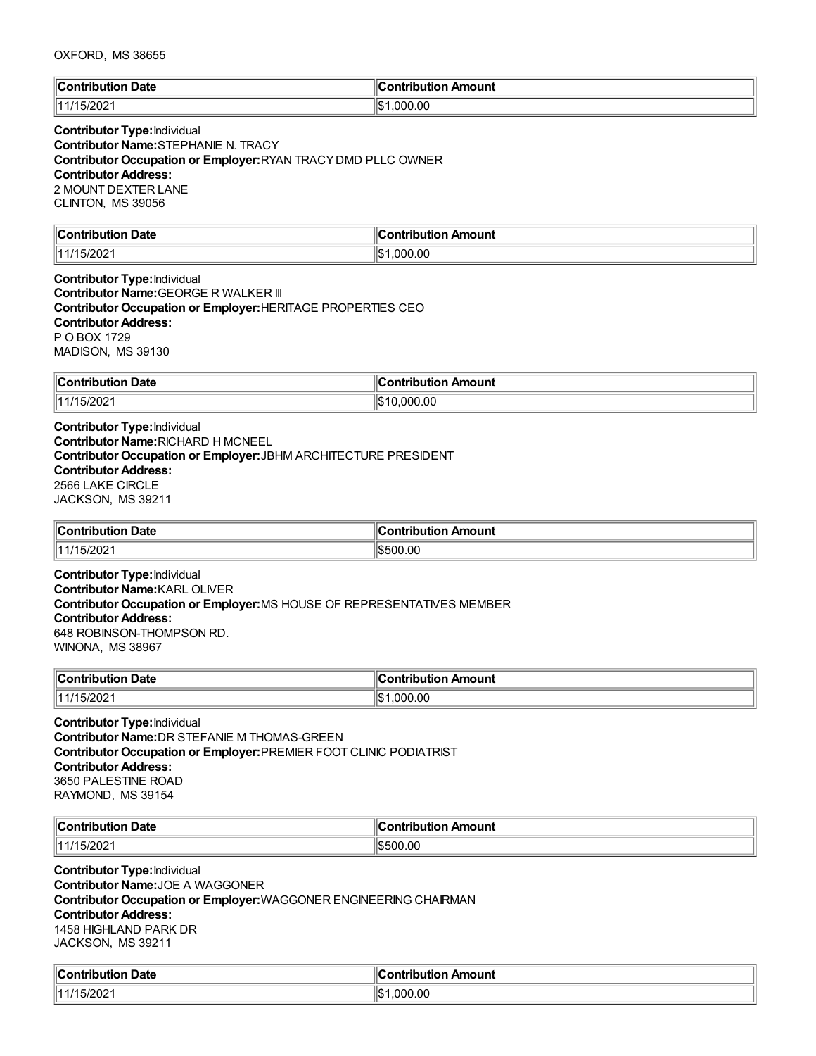OXFORD, MS 38655

| Contribution Date | Contribution Amount |
|---|---|
| 11/15/2021 | $1,000.00 |

**Contributor Type:** Individual
**Contributor Name:** STEPHANIE N. TRACY
**Contributor Occupation or Employer:** RYAN TRACY DMD PLLC OWNER
**Contributor Address:**
2 MOUNT DEXTER LANE
CLINTON, MS 39056

| Contribution Date | Contribution Amount |
|---|---|
| 11/15/2021 | $1,000.00 |

**Contributor Type:** Individual
**Contributor Name:** GEORGE R WALKER III
**Contributor Occupation or Employer:** HERITAGE PROPERTIES CEO
**Contributor Address:**
P O BOX 1729
MADISON, MS 39130

| Contribution Date | Contribution Amount |
|---|---|
| 11/15/2021 | $10,000.00 |

**Contributor Type:** Individual
**Contributor Name:** RICHARD H MCNEEL
**Contributor Occupation or Employer:** JBHM ARCHITECTURE PRESIDENT
**Contributor Address:**
2566 LAKE CIRCLE
JACKSON, MS 39211

| Contribution Date | Contribution Amount |
|---|---|
| 11/15/2021 | $500.00 |

**Contributor Type:** Individual
**Contributor Name:** KARL OLIVER
**Contributor Occupation or Employer:** MS HOUSE OF REPRESENTATIVES MEMBER
**Contributor Address:**
648 ROBINSON-THOMPSON RD.
WINONA, MS 38967

| Contribution Date | Contribution Amount |
|---|---|
| 11/15/2021 | $1,000.00 |

**Contributor Type:** Individual
**Contributor Name:** DR STEFANIE M THOMAS-GREEN
**Contributor Occupation or Employer:** PREMIER FOOT CLINIC PODIATRIST
**Contributor Address:**
3650 PALESTINE ROAD
RAYMOND, MS 39154

| Contribution Date | Contribution Amount |
|---|---|
| 11/15/2021 | $500.00 |

**Contributor Type:** Individual
**Contributor Name:** JOE A WAGGONER
**Contributor Occupation or Employer:** WAGGONER ENGINEERING CHAIRMAN
**Contributor Address:**
1458 HIGHLAND PARK DR
JACKSON, MS 39211

| Contribution Date | Contribution Amount |
|---|---|
| 11/15/2021 | $1,000.00 |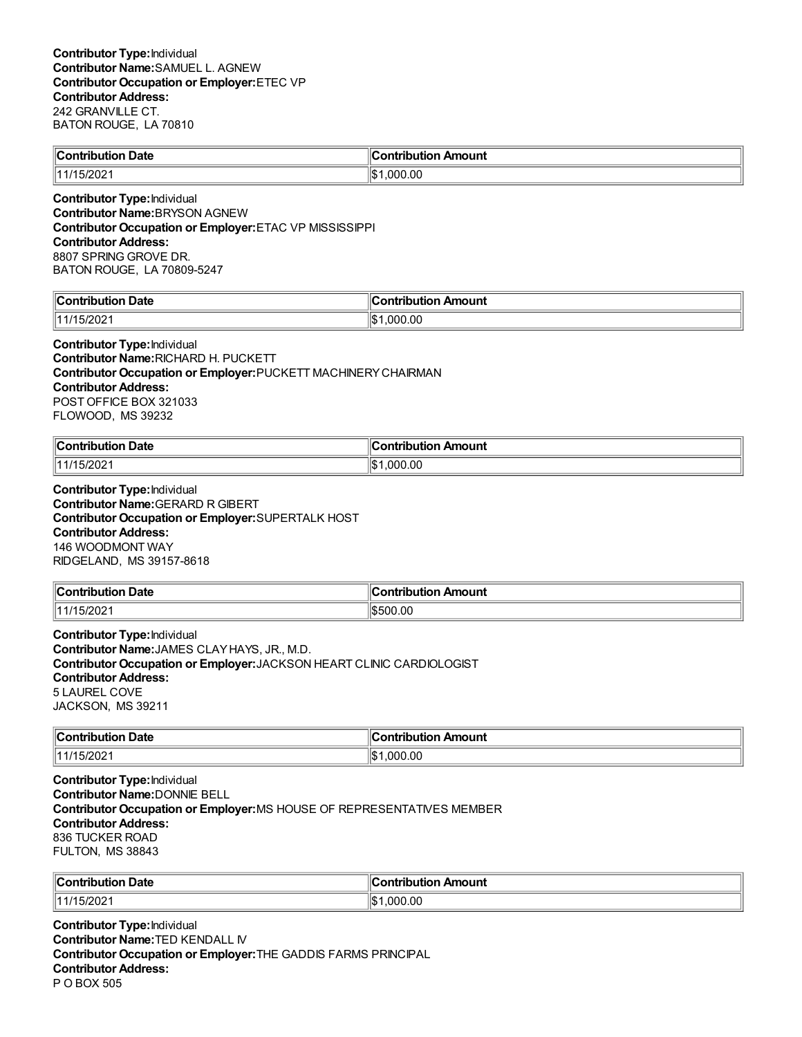**Contributor Type:** Individual
**Contributor Name:** SAMUEL L. AGNEW
**Contributor Occupation or Employer:** ETEC VP
**Contributor Address:**
242 GRANVILLE CT.
BATON ROUGE, LA 70810

| Contribution Date | Contribution Amount |
|---|---|
| 11/15/2021 | $1,000.00 |

**Contributor Type:** Individual
**Contributor Name:** BRYSON AGNEW
**Contributor Occupation or Employer:** ETAC VP MISSISSIPPI
**Contributor Address:**
8807 SPRING GROVE DR.
BATON ROUGE, LA 70809-5247

| Contribution Date | Contribution Amount |
|---|---|
| 11/15/2021 | $1,000.00 |

**Contributor Type:** Individual
**Contributor Name:** RICHARD H. PUCKETT
**Contributor Occupation or Employer:** PUCKETT MACHINERY CHAIRMAN
**Contributor Address:**
POST OFFICE BOX 321033
FLOWOOD, MS 39232

| Contribution Date | Contribution Amount |
|---|---|
| 11/15/2021 | $1,000.00 |

**Contributor Type:** Individual
**Contributor Name:** GERARD R GIBERT
**Contributor Occupation or Employer:** SUPERTALK HOST
**Contributor Address:**
146 WOODMONT WAY
RIDGELAND, MS 39157-8618

| Contribution Date | Contribution Amount |
|---|---|
| 11/15/2021 | $500.00 |

**Contributor Type:** Individual
**Contributor Name:** JAMES CLAY HAYS, JR., M.D.
**Contributor Occupation or Employer:** JACKSON HEART CLINIC CARDIOLOGIST
**Contributor Address:**
5 LAUREL COVE
JACKSON, MS 39211

| Contribution Date | Contribution Amount |
|---|---|
| 11/15/2021 | $1,000.00 |

**Contributor Type:** Individual
**Contributor Name:** DONNIE BELL
**Contributor Occupation or Employer:** MS HOUSE OF REPRESENTATIVES MEMBER
**Contributor Address:**
836 TUCKER ROAD
FULTON, MS 38843

| Contribution Date | Contribution Amount |
|---|---|
| 11/15/2021 | $1,000.00 |

**Contributor Type:** Individual
**Contributor Name:** TED KENDALL IV
**Contributor Occupation or Employer:** THE GADDIS FARMS PRINCIPAL
**Contributor Address:**
P O BOX 505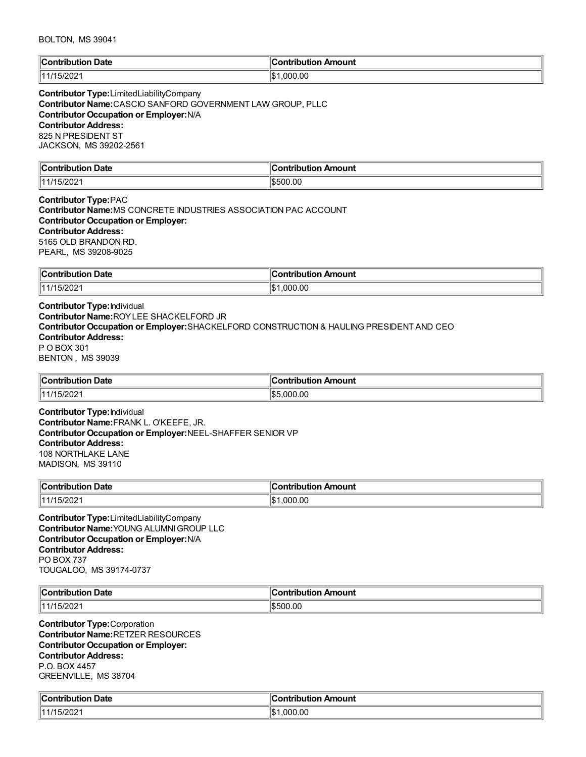BOLTON, MS 39041

| Contribution Date | Contribution Amount |
| --- | --- |
| 11/15/2021 | $1,000.00 |

**Contributor Type:** LimitedLiabilityCompany
**Contributor Name:** CASCIO SANFORD GOVERNMENT LAW GROUP, PLLC
**Contributor Occupation or Employer:** N/A
**Contributor Address:**
825 N PRESIDENT ST
JACKSON, MS 39202-2561

| Contribution Date | Contribution Amount |
| --- | --- |
| 11/15/2021 | $500.00 |

**Contributor Type:** PAC
**Contributor Name:** MS CONCRETE INDUSTRIES ASSOCIATION PAC ACCOUNT
**Contributor Occupation or Employer:**
**Contributor Address:**
5165 OLD BRANDON RD.
PEARL, MS 39208-9025

| Contribution Date | Contribution Amount |
| --- | --- |
| 11/15/2021 | $1,000.00 |

**Contributor Type:** Individual
**Contributor Name:** ROY LEE SHACKELFORD JR
**Contributor Occupation or Employer:** SHACKELFORD CONSTRUCTION & HAULING PRESIDENT AND CEO
**Contributor Address:**
P O BOX 301
BENTON , MS 39039

| Contribution Date | Contribution Amount |
| --- | --- |
| 11/15/2021 | $5,000.00 |

**Contributor Type:** Individual
**Contributor Name:** FRANK L. O'KEEFE, JR.
**Contributor Occupation or Employer:** NEEL-SHAFFER SENIOR VP
**Contributor Address:**
108 NORTHLAKE LANE
MADISON, MS 39110

| Contribution Date | Contribution Amount |
| --- | --- |
| 11/15/2021 | $1,000.00 |

**Contributor Type:** LimitedLiabilityCompany
**Contributor Name:** YOUNG ALUMNI GROUP LLC
**Contributor Occupation or Employer:** N/A
**Contributor Address:**
PO BOX 737
TOUGALOO, MS 39174-0737

| Contribution Date | Contribution Amount |
| --- | --- |
| 11/15/2021 | $500.00 |

**Contributor Type:** Corporation
**Contributor Name:** RETZER RESOURCES
**Contributor Occupation or Employer:**
**Contributor Address:**
P.O. BOX 4457
GREENVILLE, MS 38704

| Contribution Date | Contribution Amount |
| --- | --- |
| 11/15/2021 | $1,000.00 |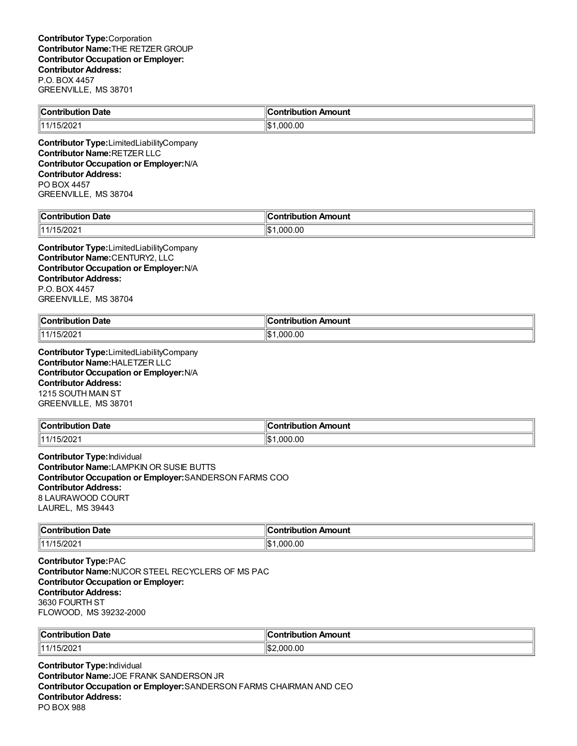**Contributor Type:** Corporation
**Contributor Name:** THE RETZER GROUP
**Contributor Occupation or Employer:**
**Contributor Address:**
P.O. BOX 4457
GREENVILLE, MS 38701

| Contribution Date | Contribution Amount |
|---|---|
| 11/15/2021 | $1,000.00 |

**Contributor Type:** LimitedLiabilityCompany
**Contributor Name:** RETZER LLC
**Contributor Occupation or Employer:** N/A
**Contributor Address:**
PO BOX 4457
GREENVILLE, MS 38704

| Contribution Date | Contribution Amount |
|---|---|
| 11/15/2021 | $1,000.00 |

**Contributor Type:** LimitedLiabilityCompany
**Contributor Name:** CENTURY2, LLC
**Contributor Occupation or Employer:** N/A
**Contributor Address:**
P.O. BOX 4457
GREENVILLE, MS 38704

| Contribution Date | Contribution Amount |
|---|---|
| 11/15/2021 | $1,000.00 |

**Contributor Type:** LimitedLiabilityCompany
**Contributor Name:** HALETZER LLC
**Contributor Occupation or Employer:** N/A
**Contributor Address:**
1215 SOUTH MAIN ST
GREENVILLE, MS 38701

| Contribution Date | Contribution Amount |
|---|---|
| 11/15/2021 | $1,000.00 |

**Contributor Type:** Individual
**Contributor Name:** LAMPKIN OR SUSIE BUTTS
**Contributor Occupation or Employer:** SANDERSON FARMS COO
**Contributor Address:**
8 LAURAWOOD COURT
LAUREL, MS 39443

| Contribution Date | Contribution Amount |
|---|---|
| 11/15/2021 | $1,000.00 |

**Contributor Type:** PAC
**Contributor Name:** NUCOR STEEL RECYCLERS OF MS PAC
**Contributor Occupation or Employer:**
**Contributor Address:**
3630 FOURTH ST
FLOWOOD, MS 39232-2000

| Contribution Date | Contribution Amount |
|---|---|
| 11/15/2021 | $2,000.00 |

**Contributor Type:** Individual
**Contributor Name:** JOE FRANK SANDERSON JR
**Contributor Occupation or Employer:** SANDERSON FARMS CHAIRMAN AND CEO
**Contributor Address:**
PO BOX 988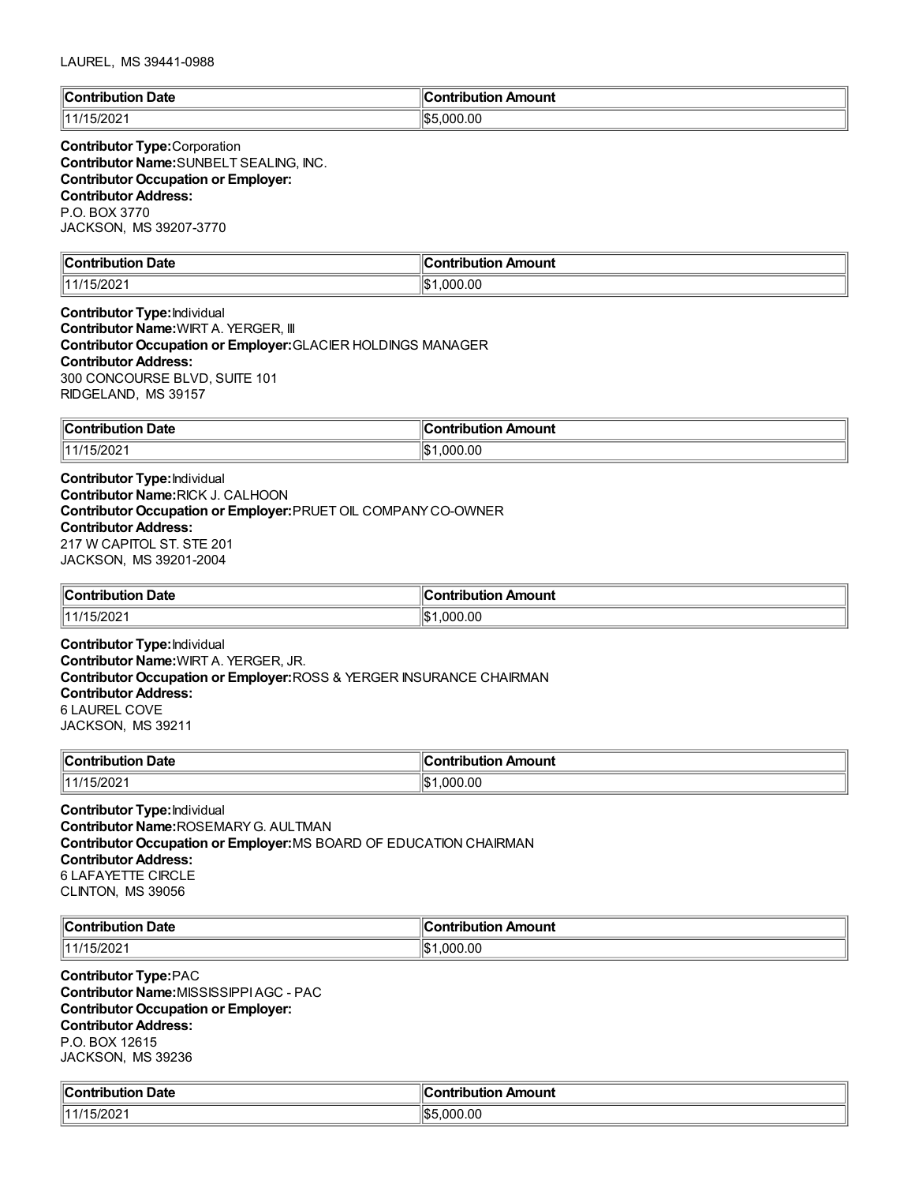LAUREL, MS 39441-0988

| Contribution Date | Contribution Amount |
|---|---|
| 11/15/2021 | $5,000.00 |

**Contributor Type:** Corporation
**Contributor Name:** SUNBELT SEALING, INC.
**Contributor Occupation or Employer:**
**Contributor Address:**
P.O. BOX 3770
JACKSON, MS 39207-3770

| Contribution Date | Contribution Amount |
|---|---|
| 11/15/2021 | $1,000.00 |

**Contributor Type:** Individual
**Contributor Name:** WIRT A. YERGER, III
**Contributor Occupation or Employer:** GLACIER HOLDINGS MANAGER
**Contributor Address:**
300 CONCOURSE BLVD, SUITE 101
RIDGELAND, MS 39157

| Contribution Date | Contribution Amount |
|---|---|
| 11/15/2021 | $1,000.00 |

**Contributor Type:** Individual
**Contributor Name:** RICK J. CALHOON
**Contributor Occupation or Employer:** PRUET OIL COMPANY CO-OWNER
**Contributor Address:**
217 W CAPITOL ST. STE 201
JACKSON, MS 39201-2004

| Contribution Date | Contribution Amount |
|---|---|
| 11/15/2021 | $1,000.00 |

**Contributor Type:** Individual
**Contributor Name:** WIRT A. YERGER, JR.
**Contributor Occupation or Employer:** ROSS & YERGER INSURANCE CHAIRMAN
**Contributor Address:**
6 LAUREL COVE
JACKSON, MS 39211

| Contribution Date | Contribution Amount |
|---|---|
| 11/15/2021 | $1,000.00 |

**Contributor Type:** Individual
**Contributor Name:** ROSEMARY G. AULTMAN
**Contributor Occupation or Employer:** MS BOARD OF EDUCATION CHAIRMAN
**Contributor Address:**
6 LAFAYETTE CIRCLE
CLINTON, MS 39056

| Contribution Date | Contribution Amount |
|---|---|
| 11/15/2021 | $1,000.00 |

**Contributor Type:** PAC
**Contributor Name:** MISSISSIPPI AGC - PAC
**Contributor Occupation or Employer:**
**Contributor Address:**
P.O. BOX 12615
JACKSON, MS 39236

| Contribution Date | Contribution Amount |
|---|---|
| 11/15/2021 | $5,000.00 |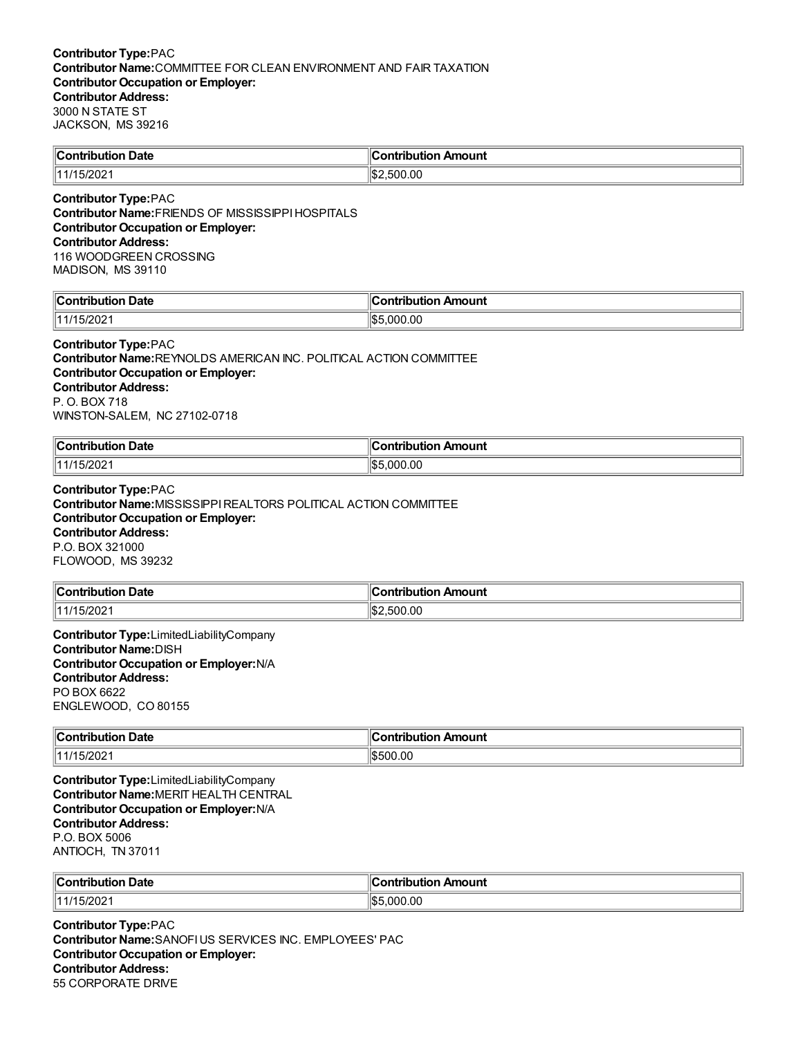**Contributor Type:** PAC
**Contributor Name:** COMMITTEE FOR CLEAN ENVIRONMENT AND FAIR TAXATION
**Contributor Occupation or Employer:**
**Contributor Address:**
3000 N STATE ST
JACKSON, MS 39216

| Contribution Date | Contribution Amount |
| --- | --- |
| 11/15/2021 | $2,500.00 |

**Contributor Type:** PAC
**Contributor Name:** FRIENDS OF MISSISSIPPI HOSPITALS
**Contributor Occupation or Employer:**
**Contributor Address:**
116 WOODGREEN CROSSING
MADISON, MS 39110

| Contribution Date | Contribution Amount |
| --- | --- |
| 11/15/2021 | $5,000.00 |

**Contributor Type:** PAC
**Contributor Name:** REYNOLDS AMERICAN INC. POLITICAL ACTION COMMITTEE
**Contributor Occupation or Employer:**
**Contributor Address:**
P. O. BOX 718
WINSTON-SALEM, NC 27102-0718

| Contribution Date | Contribution Amount |
| --- | --- |
| 11/15/2021 | $5,000.00 |

**Contributor Type:** PAC
**Contributor Name:** MISSISSIPPI REALTORS POLITICAL ACTION COMMITTEE
**Contributor Occupation or Employer:**
**Contributor Address:**
P.O. BOX 321000
FLOWOOD, MS 39232

| Contribution Date | Contribution Amount |
| --- | --- |
| 11/15/2021 | $2,500.00 |

**Contributor Type:** LimitedLiabilityCompany
**Contributor Name:** DISH
**Contributor Occupation or Employer:** N/A
**Contributor Address:**
PO BOX 6622
ENGLEWOOD, CO 80155

| Contribution Date | Contribution Amount |
| --- | --- |
| 11/15/2021 | $500.00 |

**Contributor Type:** LimitedLiabilityCompany
**Contributor Name:** MERIT HEALTH CENTRAL
**Contributor Occupation or Employer:** N/A
**Contributor Address:**
P.O. BOX 5006
ANTIOCH, TN 37011

| Contribution Date | Contribution Amount |
| --- | --- |
| 11/15/2021 | $5,000.00 |

**Contributor Type:** PAC
**Contributor Name:** SANOFI US SERVICES INC. EMPLOYEES' PAC
**Contributor Occupation or Employer:**
**Contributor Address:**
55 CORPORATE DRIVE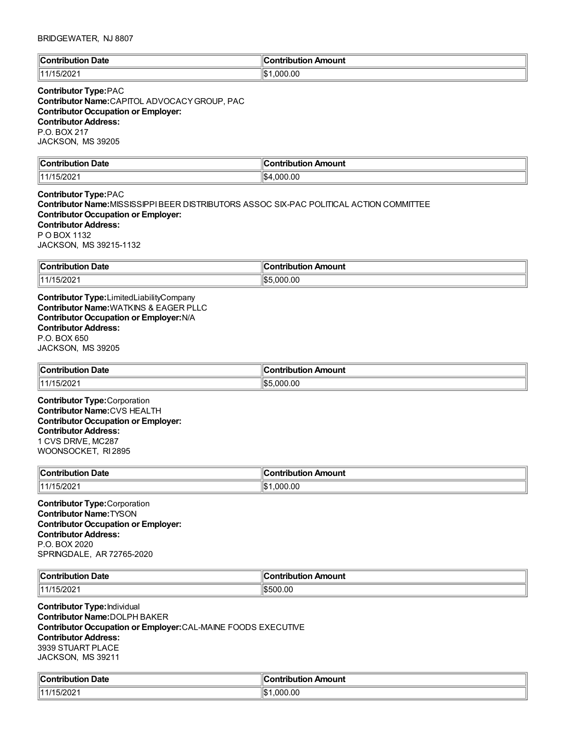BRIDGEWATER, NJ 8807

| Contribution Date | Contribution Amount |
|---|---|
| 11/15/2021 | $1,000.00 |

**Contributor Type:** PAC
**Contributor Name:** CAPITOL ADVOCACY GROUP, PAC
**Contributor Occupation or Employer:**
**Contributor Address:**
P.O. BOX 217
JACKSON, MS 39205

| Contribution Date | Contribution Amount |
|---|---|
| 11/15/2021 | $4,000.00 |

**Contributor Type:** PAC
**Contributor Name:** MISSISSIPPI BEER DISTRIBUTORS ASSOC SIX-PAC POLITICAL ACTION COMMITTEE
**Contributor Occupation or Employer:**
**Contributor Address:**
P O BOX 1132
JACKSON, MS 39215-1132

| Contribution Date | Contribution Amount |
|---|---|
| 11/15/2021 | $5,000.00 |

**Contributor Type:** LimitedLiabilityCompany
**Contributor Name:** WATKINS & EAGER PLLC
**Contributor Occupation or Employer:** N/A
**Contributor Address:**
P.O. BOX 650
JACKSON, MS 39205

| Contribution Date | Contribution Amount |
|---|---|
| 11/15/2021 | $5,000.00 |

**Contributor Type:** Corporation
**Contributor Name:** CVS HEALTH
**Contributor Occupation or Employer:**
**Contributor Address:**
1 CVS DRIVE, MC287
WOONSOCKET, RI 2895

| Contribution Date | Contribution Amount |
|---|---|
| 11/15/2021 | $1,000.00 |

**Contributor Type:** Corporation
**Contributor Name:** TYSON
**Contributor Occupation or Employer:**
**Contributor Address:**
P.O. BOX 2020
SPRINGDALE, AR 72765-2020

| Contribution Date | Contribution Amount |
|---|---|
| 11/15/2021 | $500.00 |

**Contributor Type:** Individual
**Contributor Name:** DOLPH BAKER
**Contributor Occupation or Employer:** CAL-MAINE FOODS EXECUTIVE
**Contributor Address:**
3939 STUART PLACE
JACKSON, MS 39211

| Contribution Date | Contribution Amount |
|---|---|
| 11/15/2021 | $1,000.00 |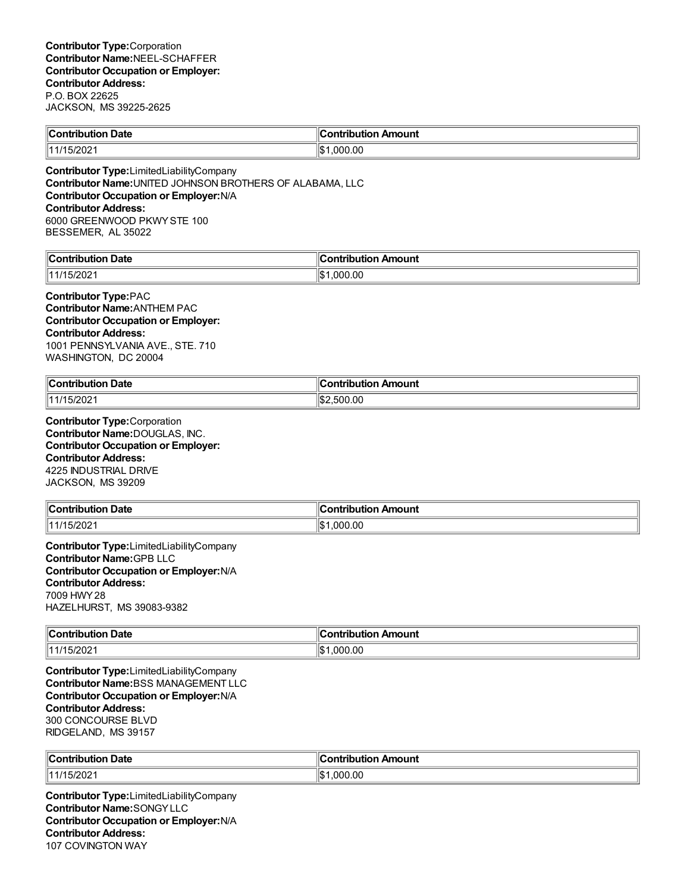**Contributor Type:** Corporation
**Contributor Name:** NEEL-SCHAFFER
**Contributor Occupation or Employer:**
**Contributor Address:**
P.O. BOX 22625
JACKSON, MS 39225-2625

| Contribution Date | Contribution Amount |
| --- | --- |
| 11/15/2021 | $1,000.00 |

**Contributor Type:** LimitedLiabilityCompany
**Contributor Name:** UNITED JOHNSON BROTHERS OF ALABAMA, LLC
**Contributor Occupation or Employer:** N/A
**Contributor Address:**
6000 GREENWOOD PKWY STE 100
BESSEMER, AL 35022

| Contribution Date | Contribution Amount |
| --- | --- |
| 11/15/2021 | $1,000.00 |

**Contributor Type:** PAC
**Contributor Name:** ANTHEM PAC
**Contributor Occupation or Employer:**
**Contributor Address:**
1001 PENNSYLVANIA AVE., STE. 710
WASHINGTON, DC 20004

| Contribution Date | Contribution Amount |
| --- | --- |
| 11/15/2021 | $2,500.00 |

**Contributor Type:** Corporation
**Contributor Name:** DOUGLAS, INC.
**Contributor Occupation or Employer:**
**Contributor Address:**
4225 INDUSTRIAL DRIVE
JACKSON, MS 39209

| Contribution Date | Contribution Amount |
| --- | --- |
| 11/15/2021 | $1,000.00 |

**Contributor Type:** LimitedLiabilityCompany
**Contributor Name:** GPB LLC
**Contributor Occupation or Employer:** N/A
**Contributor Address:**
7009 HWY 28
HAZELHURST, MS 39083-9382

| Contribution Date | Contribution Amount |
| --- | --- |
| 11/15/2021 | $1,000.00 |

**Contributor Type:** LimitedLiabilityCompany
**Contributor Name:** BSS MANAGEMENT LLC
**Contributor Occupation or Employer:** N/A
**Contributor Address:**
300 CONCOURSE BLVD
RIDGELAND, MS 39157

| Contribution Date | Contribution Amount |
| --- | --- |
| 11/15/2021 | $1,000.00 |

**Contributor Type:** LimitedLiabilityCompany
**Contributor Name:** SONGY LLC
**Contributor Occupation or Employer:** N/A
**Contributor Address:**
107 COVINGTON WAY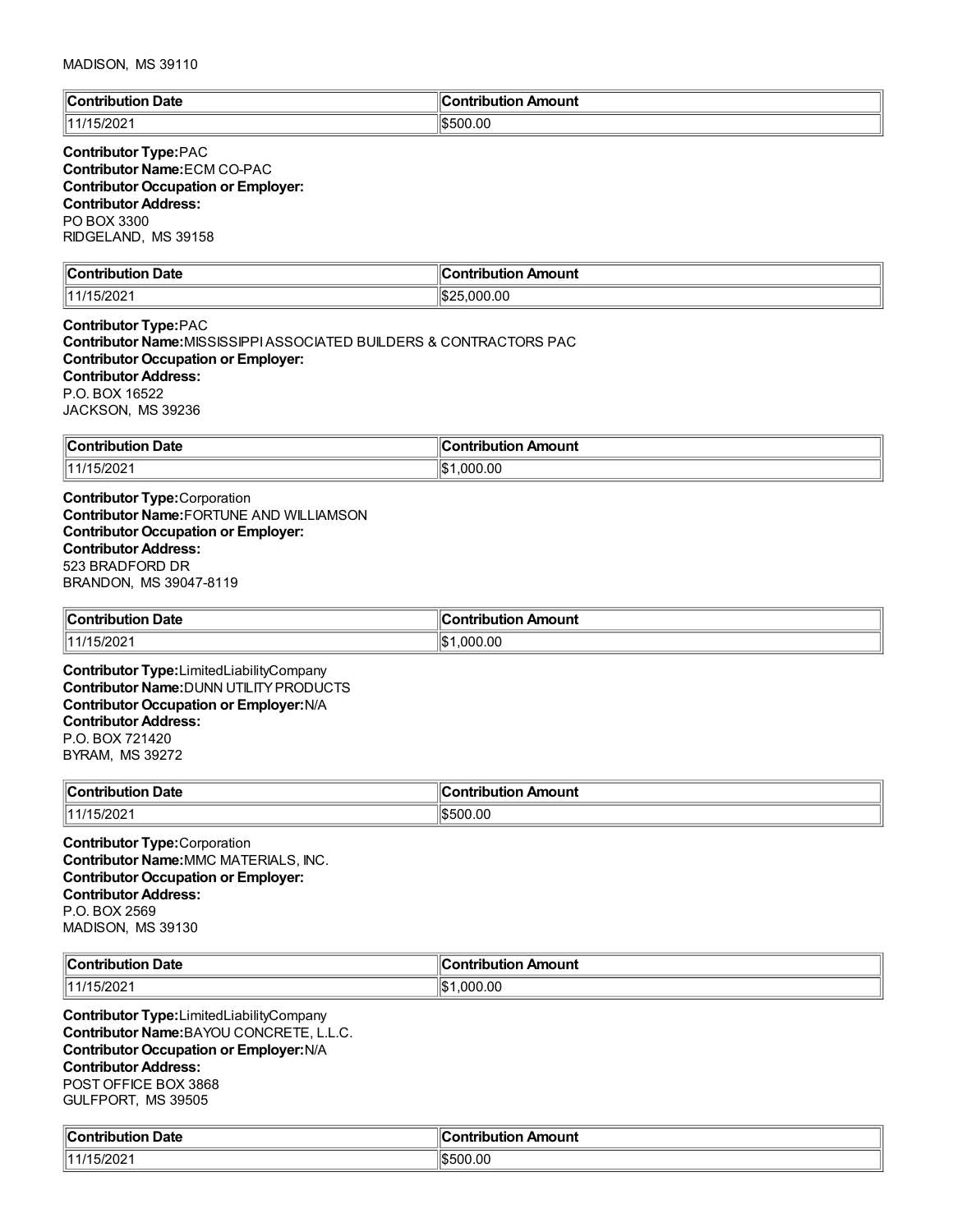MADISON, MS 39110

| Contribution Date | Contribution Amount |
| --- | --- |
| 11/15/2021 | $500.00 |

**Contributor Type:** PAC
**Contributor Name:** ECM CO-PAC
**Contributor Occupation or Employer:**
**Contributor Address:**
PO BOX 3300
RIDGELAND, MS 39158

| Contribution Date | Contribution Amount |
| --- | --- |
| 11/15/2021 | $25,000.00 |

**Contributor Type:** PAC
**Contributor Name:** MISSISSIPPI ASSOCIATED BUILDERS & CONTRACTORS PAC
**Contributor Occupation or Employer:**
**Contributor Address:**
P.O. BOX 16522
JACKSON, MS 39236

| Contribution Date | Contribution Amount |
| --- | --- |
| 11/15/2021 | $1,000.00 |

**Contributor Type:** Corporation
**Contributor Name:** FORTUNE AND WILLIAMSON
**Contributor Occupation or Employer:**
**Contributor Address:**
523 BRADFORD DR
BRANDON, MS 39047-8119

| Contribution Date | Contribution Amount |
| --- | --- |
| 11/15/2021 | $1,000.00 |

**Contributor Type:** LimitedLiabilityCompany
**Contributor Name:** DUNN UTILITY PRODUCTS
**Contributor Occupation or Employer:** N/A
**Contributor Address:**
P.O. BOX 721420
BYRAM, MS 39272

| Contribution Date | Contribution Amount |
| --- | --- |
| 11/15/2021 | $500.00 |

**Contributor Type:** Corporation
**Contributor Name:** MMC MATERIALS, INC.
**Contributor Occupation or Employer:**
**Contributor Address:**
P.O. BOX 2569
MADISON, MS 39130

| Contribution Date | Contribution Amount |
| --- | --- |
| 11/15/2021 | $1,000.00 |

**Contributor Type:** LimitedLiabilityCompany
**Contributor Name:** BAYOU CONCRETE, L.L.C.
**Contributor Occupation or Employer:** N/A
**Contributor Address:**
POST OFFICE BOX 3868
GULFPORT, MS 39505

| Contribution Date | Contribution Amount |
| --- | --- |
| 11/15/2021 | $500.00 |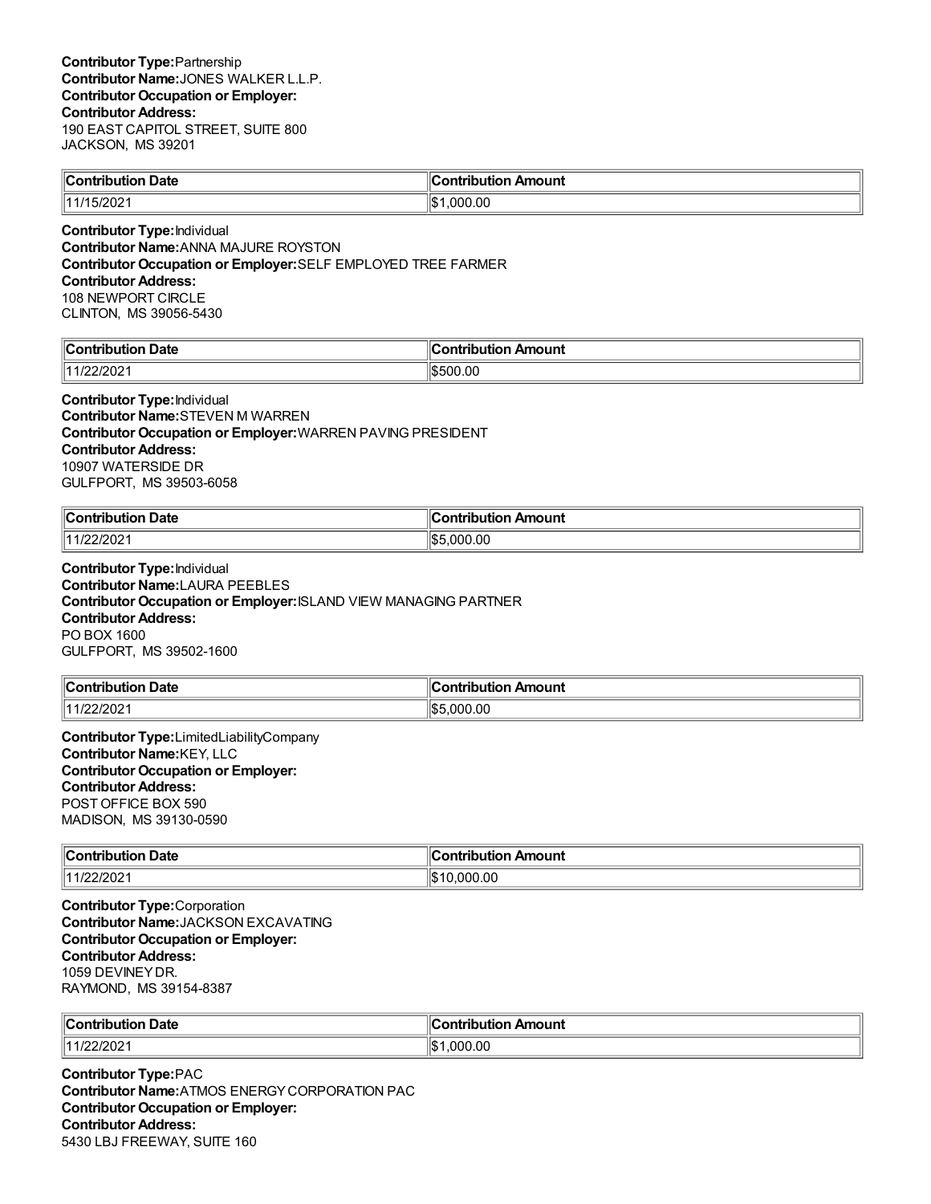**Contributor Type:** Partnership
**Contributor Name:** JONES WALKER L.L.P.
**Contributor Occupation or Employer:**
**Contributor Address:**
190 EAST CAPITOL STREET, SUITE 800
JACKSON, MS 39201

| Contribution Date | Contribution Amount |
|---|---|
| 11/15/2021 | $1,000.00 |

**Contributor Type:** Individual
**Contributor Name:** ANNA MAJURE ROYSTON
**Contributor Occupation or Employer:** SELF EMPLOYED TREE FARMER
**Contributor Address:**
108 NEWPORT CIRCLE
CLINTON, MS 39056-5430

| Contribution Date | Contribution Amount |
|---|---|
| 11/22/2021 | $500.00 |

**Contributor Type:** Individual
**Contributor Name:** STEVEN M WARREN
**Contributor Occupation or Employer:** WARREN PAVING PRESIDENT
**Contributor Address:**
10907 WATERSIDE DR
GULFPORT, MS 39503-6058

| Contribution Date | Contribution Amount |
|---|---|
| 11/22/2021 | $5,000.00 |

**Contributor Type:** Individual
**Contributor Name:** LAURA PEEBLES
**Contributor Occupation or Employer:** ISLAND VIEW MANAGING PARTNER
**Contributor Address:**
PO BOX 1600
GULFPORT, MS 39502-1600

| Contribution Date | Contribution Amount |
|---|---|
| 11/22/2021 | $5,000.00 |

**Contributor Type:** LimitedLiabilityCompany
**Contributor Name:** KEY, LLC
**Contributor Occupation or Employer:**
**Contributor Address:**
POST OFFICE BOX 590
MADISON, MS 39130-0590

| Contribution Date | Contribution Amount |
|---|---|
| 11/22/2021 | $10,000.00 |

**Contributor Type:** Corporation
**Contributor Name:** JACKSON EXCAVATING
**Contributor Occupation or Employer:**
**Contributor Address:**
1059 DEVINEY DR.
RAYMOND, MS 39154-8387

| Contribution Date | Contribution Amount |
|---|---|
| 11/22/2021 | $1,000.00 |

**Contributor Type:** PAC
**Contributor Name:** ATMOS ENERGY CORPORATION PAC
**Contributor Occupation or Employer:**
**Contributor Address:**
5430 LBJ FREEWAY, SUITE 160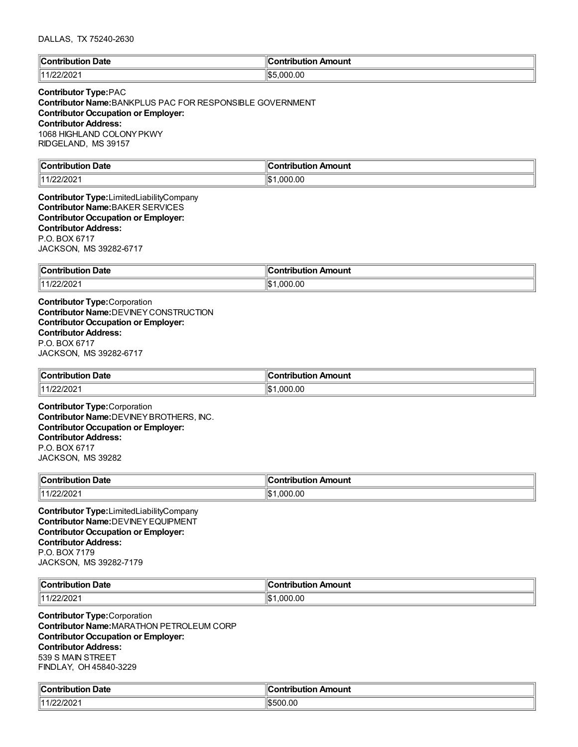DALLAS, TX 75240-2630

| Contribution Date | Contribution Amount |
| --- | --- |
| 11/22/2021 | $5,000.00 |

**Contributor Type:** PAC
**Contributor Name:** BANKPLUS PAC FOR RESPONSIBLE GOVERNMENT
**Contributor Occupation or Employer:**
**Contributor Address:**
1068 HIGHLAND COLONY PKWY
RIDGELAND, MS 39157

| Contribution Date | Contribution Amount |
| --- | --- |
| 11/22/2021 | $1,000.00 |

**Contributor Type:** LimitedLiabilityCompany
**Contributor Name:** BAKER SERVICES
**Contributor Occupation or Employer:**
**Contributor Address:**
P.O. BOX 6717
JACKSON, MS 39282-6717

| Contribution Date | Contribution Amount |
| --- | --- |
| 11/22/2021 | $1,000.00 |

**Contributor Type:** Corporation
**Contributor Name:** DEVINEY CONSTRUCTION
**Contributor Occupation or Employer:**
**Contributor Address:**
P.O. BOX 6717
JACKSON, MS 39282-6717

| Contribution Date | Contribution Amount |
| --- | --- |
| 11/22/2021 | $1,000.00 |

**Contributor Type:** Corporation
**Contributor Name:** DEVINEY BROTHERS, INC.
**Contributor Occupation or Employer:**
**Contributor Address:**
P.O. BOX 6717
JACKSON, MS 39282

| Contribution Date | Contribution Amount |
| --- | --- |
| 11/22/2021 | $1,000.00 |

**Contributor Type:** LimitedLiabilityCompany
**Contributor Name:** DEVINEY EQUIPMENT
**Contributor Occupation or Employer:**
**Contributor Address:**
P.O. BOX 7179
JACKSON, MS 39282-7179

| Contribution Date | Contribution Amount |
| --- | --- |
| 11/22/2021 | $1,000.00 |

**Contributor Type:** Corporation
**Contributor Name:** MARATHON PETROLEUM CORP
**Contributor Occupation or Employer:**
**Contributor Address:**
539 S MAIN STREET
FINDLAY, OH 45840-3229

| Contribution Date | Contribution Amount |
| --- | --- |
| 11/22/2021 | $500.00 |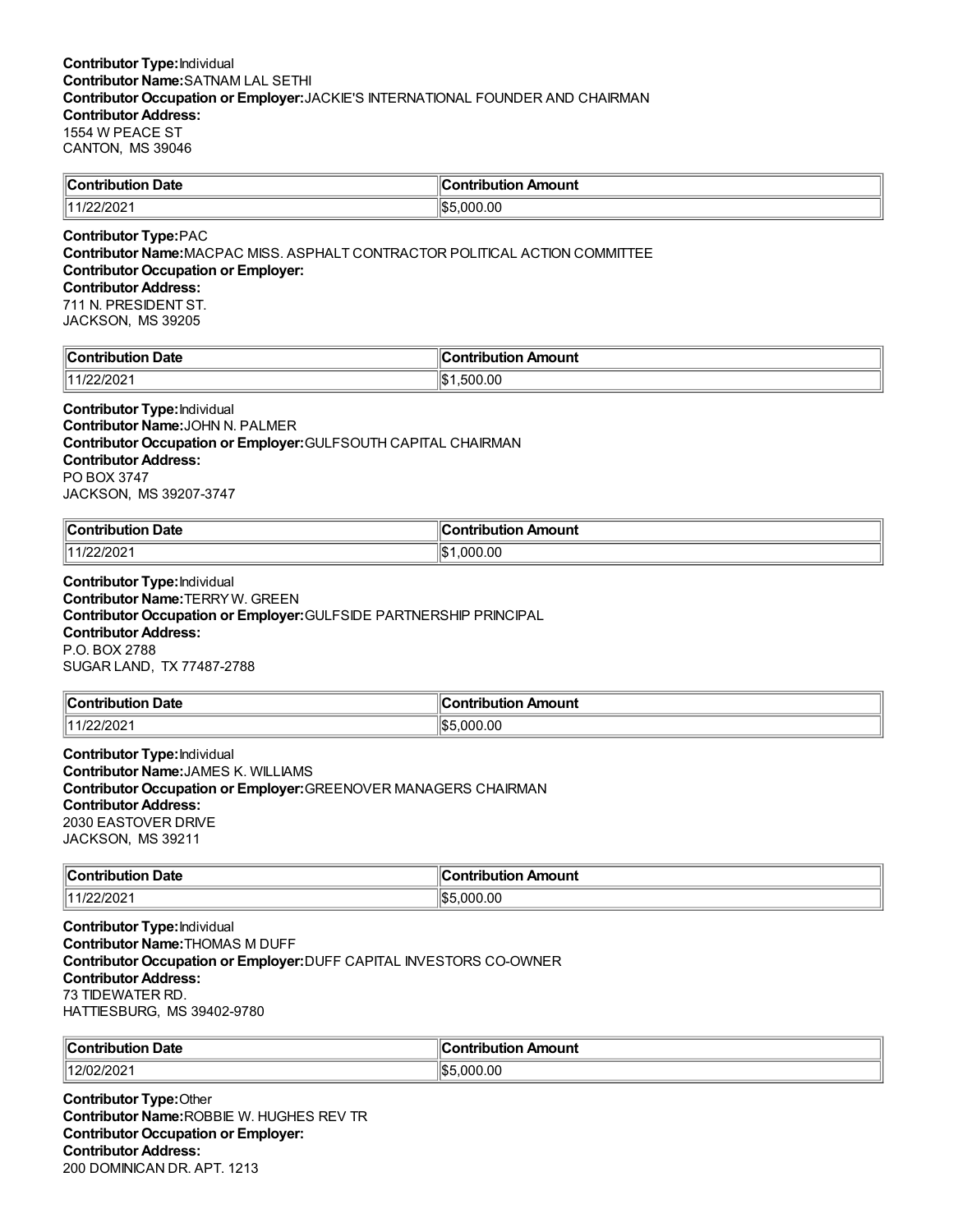**Contributor Type:** Individual
**Contributor Name:** SATNAM LAL SETHI
**Contributor Occupation or Employer:** JACKIE'S INTERNATIONAL FOUNDER AND CHAIRMAN
**Contributor Address:**
1554 W PEACE ST
CANTON, MS 39046

| Contribution Date | Contribution Amount |
|---|---|
| 11/22/2021 | $5,000.00 |

**Contributor Type:** PAC
**Contributor Name:** MACPAC MISS. ASPHALT CONTRACTOR POLITICAL ACTION COMMITTEE
**Contributor Occupation or Employer:**
**Contributor Address:**
711 N. PRESIDENT ST.
JACKSON, MS 39205

| Contribution Date | Contribution Amount |
|---|---|
| 11/22/2021 | $1,500.00 |

**Contributor Type:** Individual
**Contributor Name:** JOHN N. PALMER
**Contributor Occupation or Employer:** GULFSOUTH CAPITAL CHAIRMAN
**Contributor Address:**
PO BOX 3747
JACKSON, MS 39207-3747

| Contribution Date | Contribution Amount |
|---|---|
| 11/22/2021 | $1,000.00 |

**Contributor Type:** Individual
**Contributor Name:** TERRY W. GREEN
**Contributor Occupation or Employer:** GULFSIDE PARTNERSHIP PRINCIPAL
**Contributor Address:**
P.O. BOX 2788
SUGAR LAND, TX 77487-2788

| Contribution Date | Contribution Amount |
|---|---|
| 11/22/2021 | $5,000.00 |

**Contributor Type:** Individual
**Contributor Name:** JAMES K. WILLIAMS
**Contributor Occupation or Employer:** GREENOVER MANAGERS CHAIRMAN
**Contributor Address:**
2030 EASTOVER DRIVE
JACKSON, MS 39211

| Contribution Date | Contribution Amount |
|---|---|
| 11/22/2021 | $5,000.00 |

**Contributor Type:** Individual
**Contributor Name:** THOMAS M DUFF
**Contributor Occupation or Employer:** DUFF CAPITAL INVESTORS CO-OWNER
**Contributor Address:**
73 TIDEWATER RD.
HATTIESBURG, MS 39402-9780

| Contribution Date | Contribution Amount |
|---|---|
| 12/02/2021 | $5,000.00 |

**Contributor Type:** Other
**Contributor Name:** ROBBIE W. HUGHES REV TR
**Contributor Occupation or Employer:**
**Contributor Address:**
200 DOMINICAN DR. APT. 1213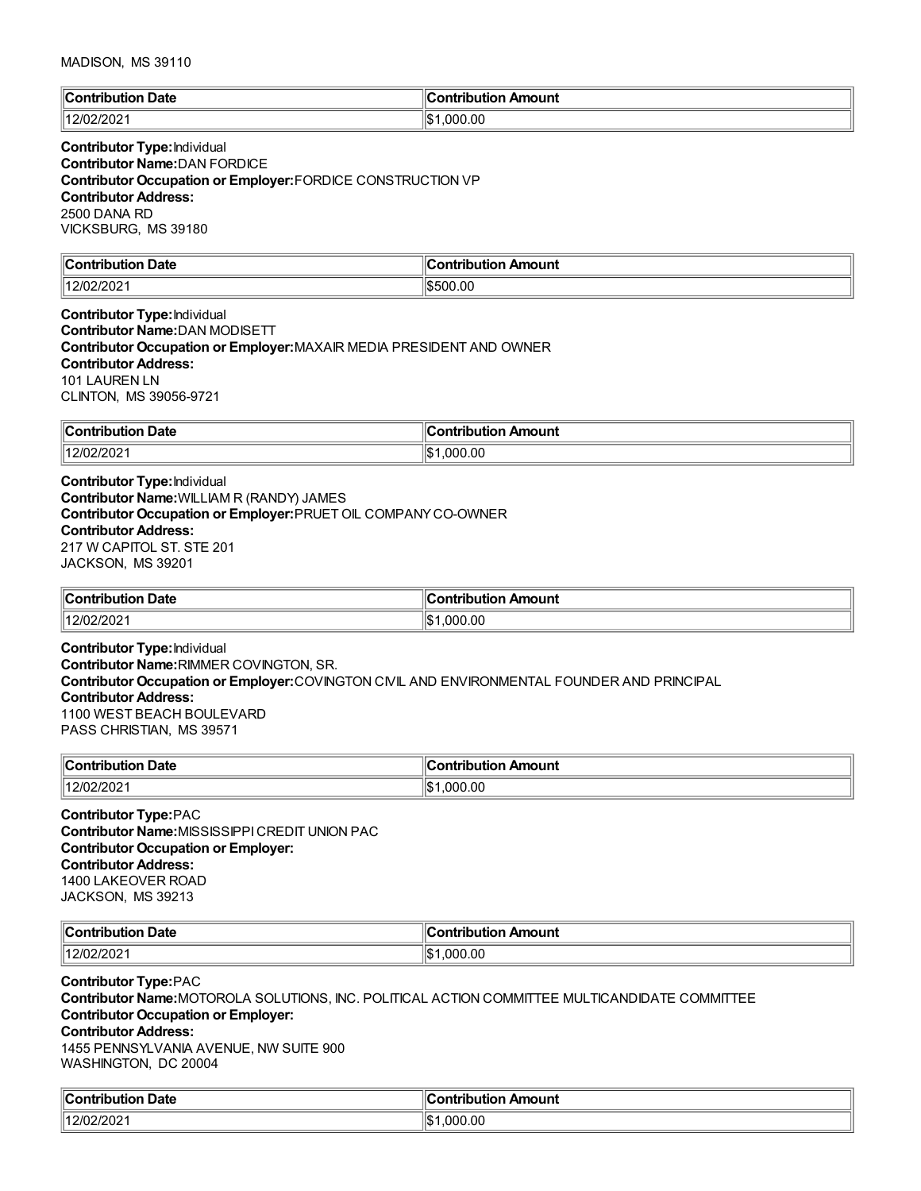MADISON, MS 39110

| Contribution Date | Contribution Amount |
|---|---|
| 12/02/2021 | $1,000.00 |

**Contributor Type:** Individual
**Contributor Name:** DAN FORDICE
**Contributor Occupation or Employer:** FORDICE CONSTRUCTION VP
**Contributor Address:**
2500 DANA RD
VICKSBURG, MS 39180

| Contribution Date | Contribution Amount |
|---|---|
| 12/02/2021 | $500.00 |

**Contributor Type:** Individual
**Contributor Name:** DAN MODISETT
**Contributor Occupation or Employer:** MAXAIR MEDIA PRESIDENT AND OWNER
**Contributor Address:**
101 LAUREN LN
CLINTON, MS 39056-9721

| Contribution Date | Contribution Amount |
|---|---|
| 12/02/2021 | $1,000.00 |

**Contributor Type:** Individual
**Contributor Name:** WILLIAM R (RANDY) JAMES
**Contributor Occupation or Employer:** PRUET OIL COMPANY CO-OWNER
**Contributor Address:**
217 W CAPITOL ST. STE 201
JACKSON, MS 39201

| Contribution Date | Contribution Amount |
|---|---|
| 12/02/2021 | $1,000.00 |

**Contributor Type:** Individual
**Contributor Name:** RIMMER COVINGTON, SR.
**Contributor Occupation or Employer:** COVINGTON CIVIL AND ENVIRONMENTAL FOUNDER AND PRINCIPAL
**Contributor Address:**
1100 WEST BEACH BOULEVARD
PASS CHRISTIAN, MS 39571

| Contribution Date | Contribution Amount |
|---|---|
| 12/02/2021 | $1,000.00 |

**Contributor Type:** PAC
**Contributor Name:** MISSISSIPPI CREDIT UNION PAC
**Contributor Occupation or Employer:**
**Contributor Address:**
1400 LAKEOVER ROAD
JACKSON, MS 39213

| Contribution Date | Contribution Amount |
|---|---|
| 12/02/2021 | $1,000.00 |

**Contributor Type:** PAC
**Contributor Name:** MOTOROLA SOLUTIONS, INC. POLITICAL ACTION COMMITTEE MULTICANDIDATE COMMITTEE
**Contributor Occupation or Employer:**
**Contributor Address:**
1455 PENNSYLVANIA AVENUE, NW SUITE 900
WASHINGTON, DC 20004

| Contribution Date | Contribution Amount |
|---|---|
| 12/02/2021 | $1,000.00 |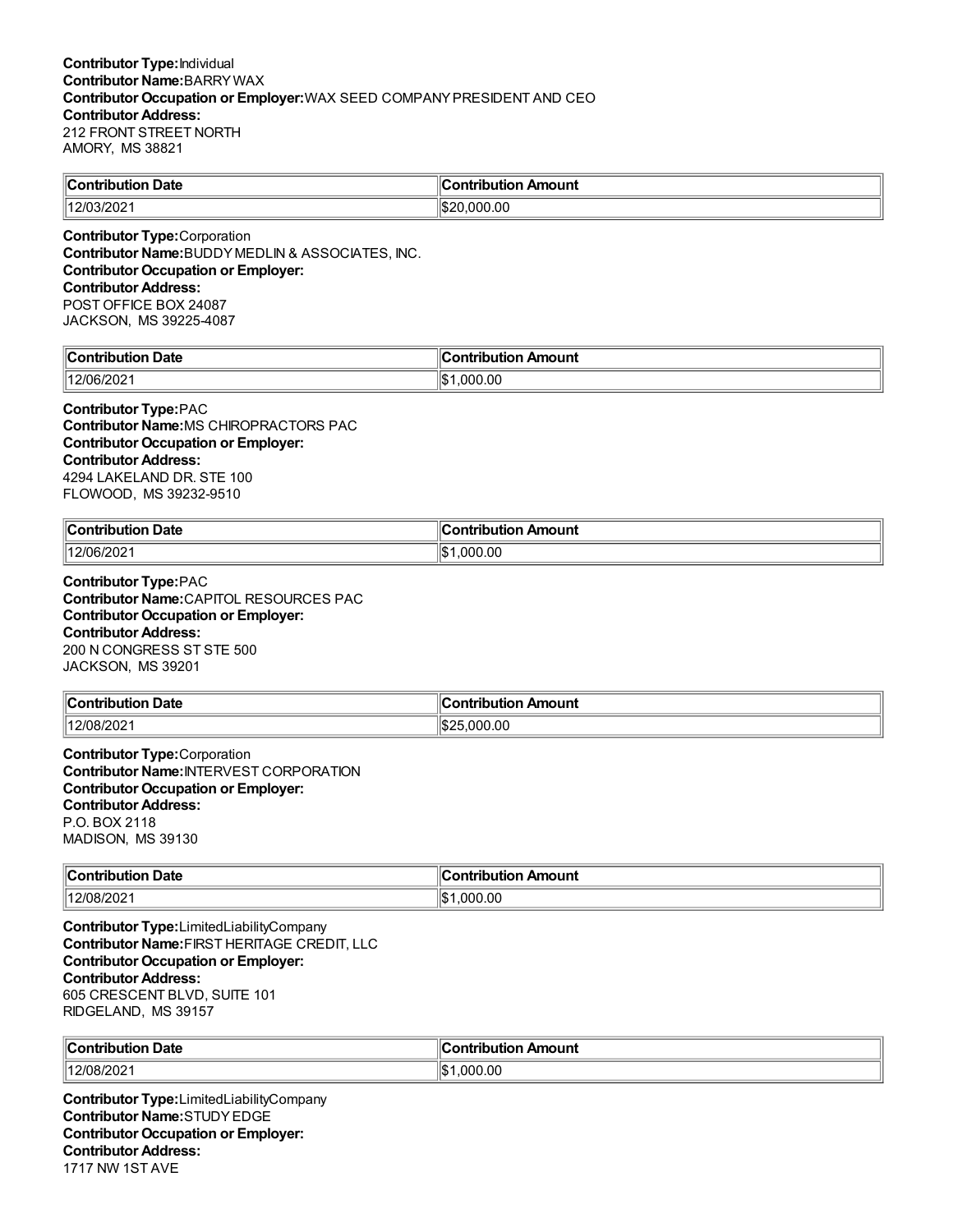**Contributor Type:** Individual
**Contributor Name:** BARRY WAX
**Contributor Occupation or Employer:** WAX SEED COMPANY PRESIDENT AND CEO
**Contributor Address:**
212 FRONT STREET NORTH
AMORY, MS 38821

| Contribution Date | Contribution Amount |
|---|---|
| 12/03/2021 | $20,000.00 |

**Contributor Type:** Corporation
**Contributor Name:** BUDDY MEDLIN & ASSOCIATES, INC.
**Contributor Occupation or Employer:**
**Contributor Address:**
POST OFFICE BOX 24087
JACKSON, MS 39225-4087

| Contribution Date | Contribution Amount |
|---|---|
| 12/06/2021 | $1,000.00 |

**Contributor Type:** PAC
**Contributor Name:** MS CHIROPRACTORS PAC
**Contributor Occupation or Employer:**
**Contributor Address:**
4294 LAKELAND DR. STE 100
FLOWOOD, MS 39232-9510

| Contribution Date | Contribution Amount |
|---|---|
| 12/06/2021 | $1,000.00 |

**Contributor Type:** PAC
**Contributor Name:** CAPITOL RESOURCES PAC
**Contributor Occupation or Employer:**
**Contributor Address:**
200 N CONGRESS ST STE 500
JACKSON, MS 39201

| Contribution Date | Contribution Amount |
|---|---|
| 12/08/2021 | $25,000.00 |

**Contributor Type:** Corporation
**Contributor Name:** INTERVEST CORPORATION
**Contributor Occupation or Employer:**
**Contributor Address:**
P.O. BOX 2118
MADISON, MS 39130

| Contribution Date | Contribution Amount |
|---|---|
| 12/08/2021 | $1,000.00 |

**Contributor Type:** LimitedLiabilityCompany
**Contributor Name:** FIRST HERITAGE CREDIT, LLC
**Contributor Occupation or Employer:**
**Contributor Address:**
605 CRESCENT BLVD, SUITE 101
RIDGELAND, MS 39157

| Contribution Date | Contribution Amount |
|---|---|
| 12/08/2021 | $1,000.00 |

**Contributor Type:** LimitedLiabilityCompany
**Contributor Name:** STUDY EDGE
**Contributor Occupation or Employer:**
**Contributor Address:**
1717 NW 1ST AVE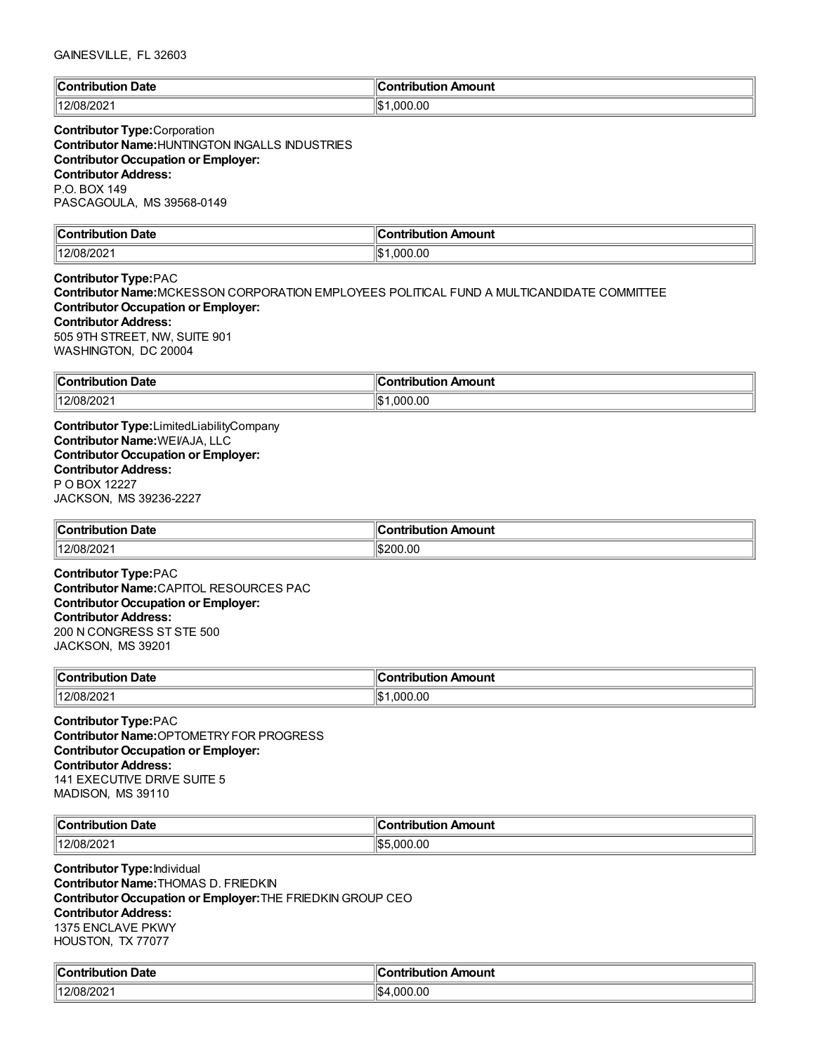GAINESVILLE, FL 32603

| Contribution Date | Contribution Amount |
| --- | --- |
| 12/08/2021 | $1,000.00 |

**Contributor Type:** Corporation
**Contributor Name:** HUNTINGTON INGALLS INDUSTRIES
**Contributor Occupation or Employer:**
**Contributor Address:**
P.O. BOX 149
PASCAGOULA, MS 39568-0149

| Contribution Date | Contribution Amount |
| --- | --- |
| 12/08/2021 | $1,000.00 |

**Contributor Type:** PAC
**Contributor Name:** MCKESSON CORPORATION EMPLOYEES POLITICAL FUND A MULTICANDIDATE COMMITTEE
**Contributor Occupation or Employer:**
**Contributor Address:**
505 9TH STREET, NW, SUITE 901
WASHINGTON, DC 20004

| Contribution Date | Contribution Amount |
| --- | --- |
| 12/08/2021 | $1,000.00 |

**Contributor Type:** LimitedLiabilityCompany
**Contributor Name:** WEI/AJA, LLC
**Contributor Occupation or Employer:**
**Contributor Address:**
P O BOX 12227
JACKSON, MS 39236-2227

| Contribution Date | Contribution Amount |
| --- | --- |
| 12/08/2021 | $200.00 |

**Contributor Type:** PAC
**Contributor Name:** CAPITOL RESOURCES PAC
**Contributor Occupation or Employer:**
**Contributor Address:**
200 N CONGRESS ST STE 500
JACKSON, MS 39201

| Contribution Date | Contribution Amount |
| --- | --- |
| 12/08/2021 | $1,000.00 |

**Contributor Type:** PAC
**Contributor Name:** OPTOMETRY FOR PROGRESS
**Contributor Occupation or Employer:**
**Contributor Address:**
141 EXECUTIVE DRIVE SUITE 5
MADISON, MS 39110

| Contribution Date | Contribution Amount |
| --- | --- |
| 12/08/2021 | $5,000.00 |

**Contributor Type:** Individual
**Contributor Name:** THOMAS D. FRIEDKIN
**Contributor Occupation or Employer:** THE FRIEDKIN GROUP CEO
**Contributor Address:**
1375 ENCLAVE PKWY
HOUSTON, TX 77077

| Contribution Date | Contribution Amount |
| --- | --- |
| 12/08/2021 | $4,000.00 |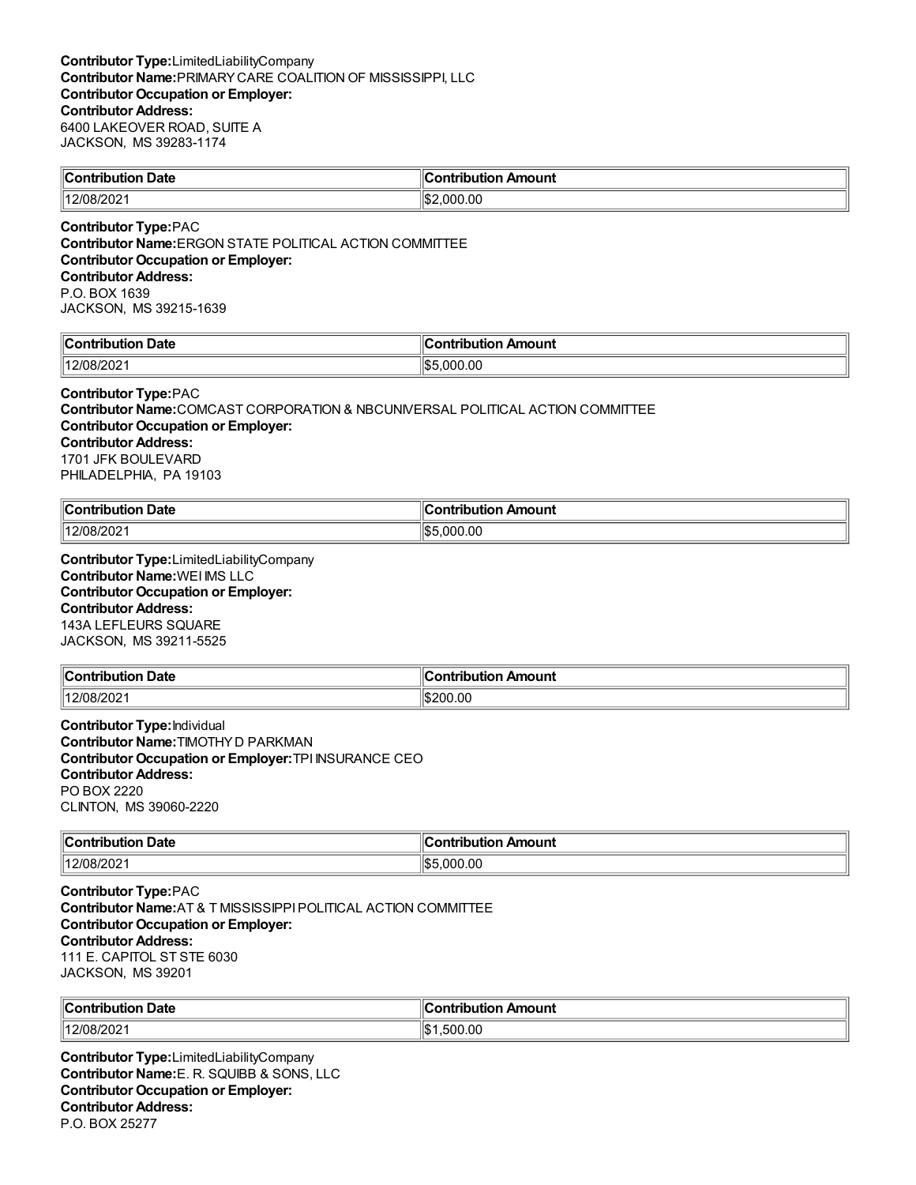**Contributor Type:**LimitedLiabilityCompany
**Contributor Name:**PRIMARY CARE COALITION OF MISSISSIPPI, LLC
**Contributor Occupation or Employer:**
**Contributor Address:**
6400 LAKEOVER ROAD, SUITE A
JACKSON, MS 39283-1174

| Contribution Date | Contribution Amount |
|---|---|
| 12/08/2021 | $2,000.00 |

**Contributor Type:**PAC
**Contributor Name:**ERGON STATE POLITICAL ACTION COMMITTEE
**Contributor Occupation or Employer:**
**Contributor Address:**
P.O. BOX 1639
JACKSON, MS 39215-1639

| Contribution Date | Contribution Amount |
|---|---|
| 12/08/2021 | $5,000.00 |

**Contributor Type:**PAC
**Contributor Name:**COMCAST CORPORATION & NBCUNIVERSAL POLITICAL ACTION COMMITTEE
**Contributor Occupation or Employer:**
**Contributor Address:**
1701 JFK BOULEVARD
PHILADELPHIA, PA 19103

| Contribution Date | Contribution Amount |
|---|---|
| 12/08/2021 | $5,000.00 |

**Contributor Type:**LimitedLiabilityCompany
**Contributor Name:**WEI IMS LLC
**Contributor Occupation or Employer:**
**Contributor Address:**
143A LEFLEURS SQUARE
JACKSON, MS 39211-5525

| Contribution Date | Contribution Amount |
|---|---|
| 12/08/2021 | $200.00 |

**Contributor Type:**Individual
**Contributor Name:**TIMOTHY D PARKMAN
**Contributor Occupation or Employer:**TPI INSURANCE CEO
**Contributor Address:**
PO BOX 2220
CLINTON, MS 39060-2220

| Contribution Date | Contribution Amount |
|---|---|
| 12/08/2021 | $5,000.00 |

**Contributor Type:**PAC
**Contributor Name:**AT & T MISSISSIPPI POLITICAL ACTION COMMITTEE
**Contributor Occupation or Employer:**
**Contributor Address:**
111 E. CAPITOL ST STE 6030
JACKSON, MS 39201

| Contribution Date | Contribution Amount |
|---|---|
| 12/08/2021 | $1,500.00 |

**Contributor Type:**LimitedLiabilityCompany
**Contributor Name:**E. R. SQUIBB & SONS, LLC
**Contributor Occupation or Employer:**
**Contributor Address:**
P.O. BOX 25277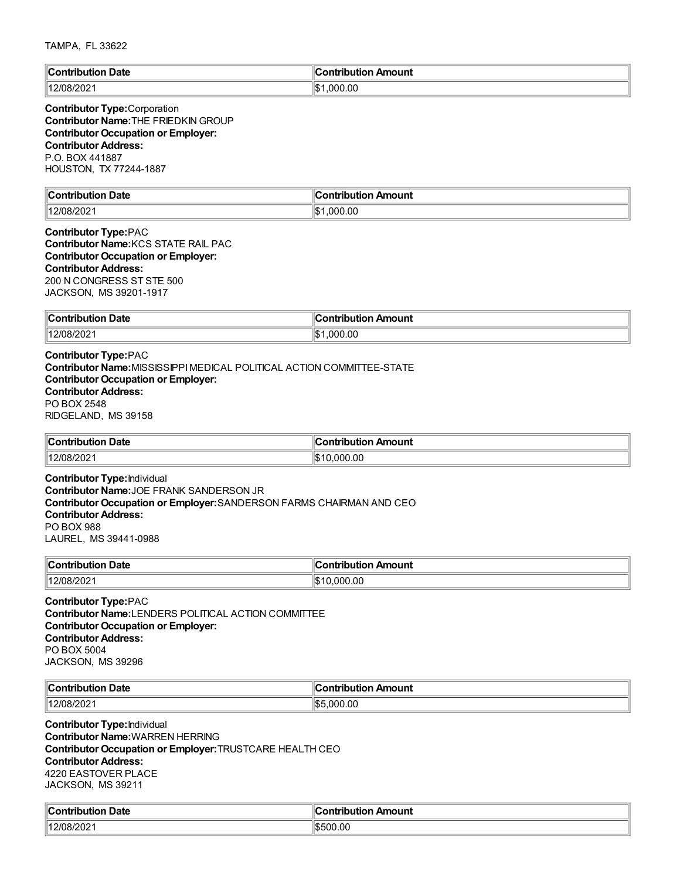TAMPA, FL 33622

| Contribution Date | Contribution Amount |
| --- | --- |
| 12/08/2021 | $1,000.00 |

**Contributor Type:** Corporation
**Contributor Name:** THE FRIEDKIN GROUP
**Contributor Occupation or Employer:**
**Contributor Address:**
P.O. BOX 441887
HOUSTON, TX 77244-1887

| Contribution Date | Contribution Amount |
| --- | --- |
| 12/08/2021 | $1,000.00 |

**Contributor Type:** PAC
**Contributor Name:** KCS STATE RAIL PAC
**Contributor Occupation or Employer:**
**Contributor Address:**
200 N CONGRESS ST STE 500
JACKSON, MS 39201-1917

| Contribution Date | Contribution Amount |
| --- | --- |
| 12/08/2021 | $1,000.00 |

**Contributor Type:** PAC
**Contributor Name:** MISSISSIPPI MEDICAL POLITICAL ACTION COMMITTEE-STATE
**Contributor Occupation or Employer:**
**Contributor Address:**
PO BOX 2548
RIDGELAND, MS 39158

| Contribution Date | Contribution Amount |
| --- | --- |
| 12/08/2021 | $10,000.00 |

**Contributor Type:** Individual
**Contributor Name:** JOE FRANK SANDERSON JR
**Contributor Occupation or Employer:** SANDERSON FARMS CHAIRMAN AND CEO
**Contributor Address:**
PO BOX 988
LAUREL, MS 39441-0988

| Contribution Date | Contribution Amount |
| --- | --- |
| 12/08/2021 | $10,000.00 |

**Contributor Type:** PAC
**Contributor Name:** LENDERS POLITICAL ACTION COMMITTEE
**Contributor Occupation or Employer:**
**Contributor Address:**
PO BOX 5004
JACKSON, MS 39296

| Contribution Date | Contribution Amount |
| --- | --- |
| 12/08/2021 | $5,000.00 |

**Contributor Type:** Individual
**Contributor Name:** WARREN HERRING
**Contributor Occupation or Employer:** TRUSTCARE HEALTH CEO
**Contributor Address:**
4220 EASTOVER PLACE
JACKSON, MS 39211

| Contribution Date | Contribution Amount |
| --- | --- |
| 12/08/2021 | $500.00 |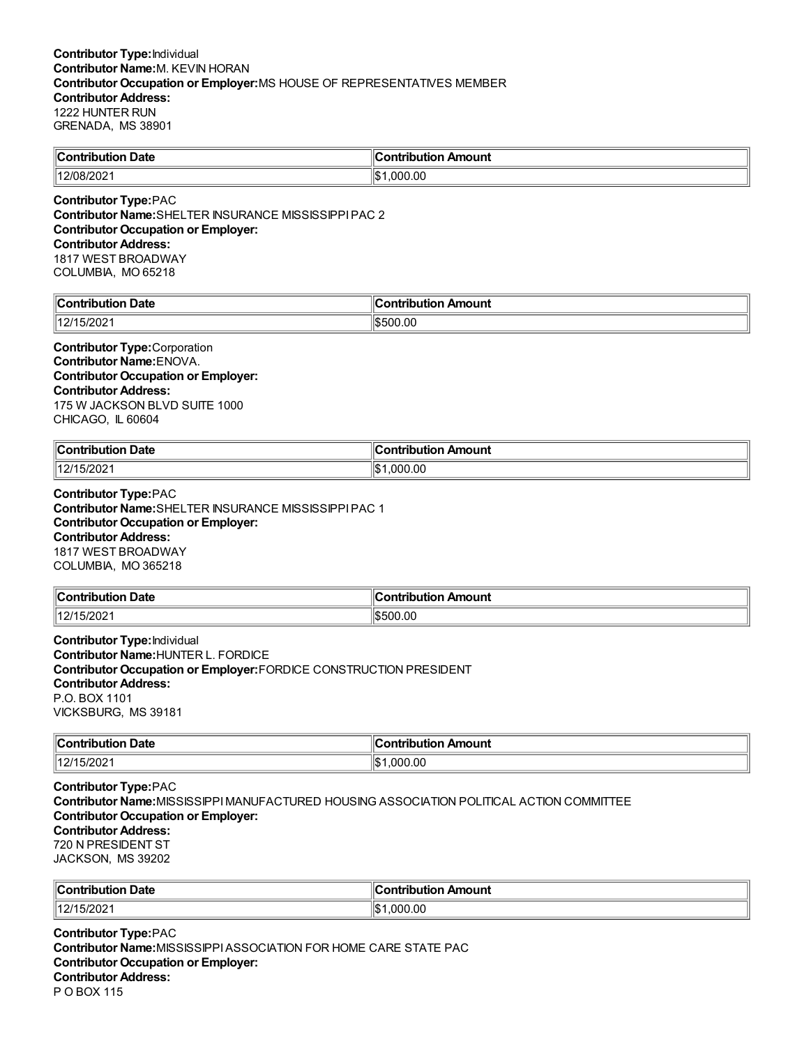**Contributor Type:** Individual
**Contributor Name:** M. KEVIN HORAN
**Contributor Occupation or Employer:** MS HOUSE OF REPRESENTATIVES MEMBER
**Contributor Address:**
1222 HUNTER RUN
GRENADA, MS 38901

| Contribution Date | Contribution Amount |
|---|---|
| 12/08/2021 | $1,000.00 |

**Contributor Type:** PAC
**Contributor Name:** SHELTER INSURANCE MISSISSIPPI PAC 2
**Contributor Occupation or Employer:**
**Contributor Address:**
1817 WEST BROADWAY
COLUMBIA, MO 65218

| Contribution Date | Contribution Amount |
|---|---|
| 12/15/2021 | $500.00 |

**Contributor Type:** Corporation
**Contributor Name:** ENOVA.
**Contributor Occupation or Employer:**
**Contributor Address:**
175 W JACKSON BLVD SUITE 1000
CHICAGO, IL 60604

| Contribution Date | Contribution Amount |
|---|---|
| 12/15/2021 | $1,000.00 |

**Contributor Type:** PAC
**Contributor Name:** SHELTER INSURANCE MISSISSIPPI PAC 1
**Contributor Occupation or Employer:**
**Contributor Address:**
1817 WEST BROADWAY
COLUMBIA, MO 365218

| Contribution Date | Contribution Amount |
|---|---|
| 12/15/2021 | $500.00 |

**Contributor Type:** Individual
**Contributor Name:** HUNTER L. FORDICE
**Contributor Occupation or Employer:** FORDICE CONSTRUCTION PRESIDENT
**Contributor Address:**
P.O. BOX 1101
VICKSBURG, MS 39181

| Contribution Date | Contribution Amount |
|---|---|
| 12/15/2021 | $1,000.00 |

**Contributor Type:** PAC
**Contributor Name:** MISSISSIPPI MANUFACTURED HOUSING ASSOCIATION POLITICAL ACTION COMMITTEE
**Contributor Occupation or Employer:**
**Contributor Address:**
720 N PRESIDENT ST
JACKSON, MS 39202

| Contribution Date | Contribution Amount |
|---|---|
| 12/15/2021 | $1,000.00 |

**Contributor Type:** PAC
**Contributor Name:** MISSISSIPPI ASSOCIATION FOR HOME CARE STATE PAC
**Contributor Occupation or Employer:**
**Contributor Address:**
P O BOX 115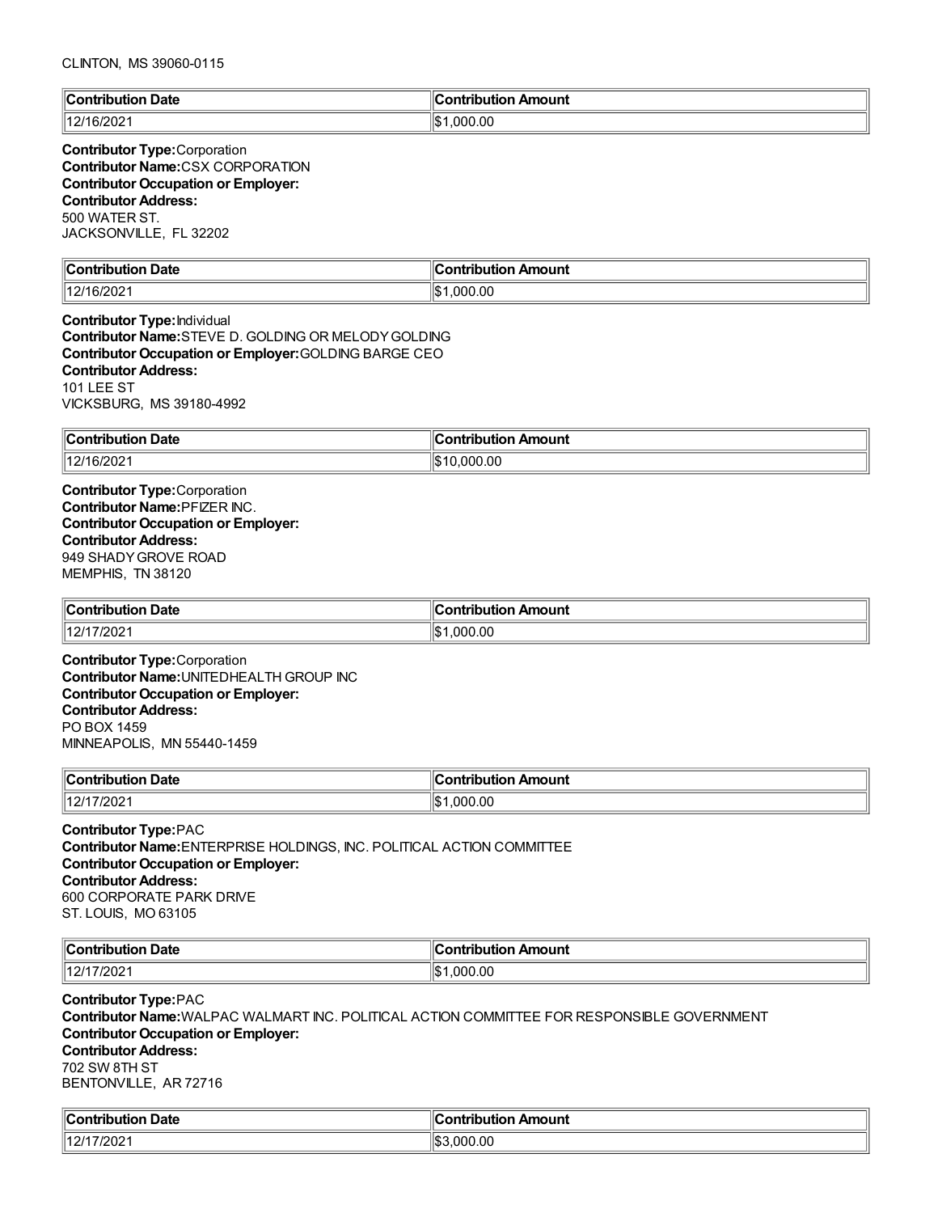CLINTON, MS 39060-0115

| Contribution Date | Contribution Amount |
|---|---|
| 12/16/2021 | $1,000.00 |

**Contributor Type:** Corporation
**Contributor Name:** CSX CORPORATION
**Contributor Occupation or Employer:**
**Contributor Address:**
500 WATER ST.
JACKSONVILLE, FL 32202

| Contribution Date | Contribution Amount |
|---|---|
| 12/16/2021 | $1,000.00 |

**Contributor Type:** Individual
**Contributor Name:** STEVE D. GOLDING OR MELODY GOLDING
**Contributor Occupation or Employer:** GOLDING BARGE CEO
**Contributor Address:**
101 LEE ST
VICKSBURG, MS 39180-4992

| Contribution Date | Contribution Amount |
|---|---|
| 12/16/2021 | $10,000.00 |

**Contributor Type:** Corporation
**Contributor Name:** PFIZER INC.
**Contributor Occupation or Employer:**
**Contributor Address:**
949 SHADY GROVE ROAD
MEMPHIS, TN 38120

| Contribution Date | Contribution Amount |
|---|---|
| 12/17/2021 | $1,000.00 |

**Contributor Type:** Corporation
**Contributor Name:** UNITEDHEALTH GROUP INC
**Contributor Occupation or Employer:**
**Contributor Address:**
PO BOX 1459
MINNEAPOLIS, MN 55440-1459

| Contribution Date | Contribution Amount |
|---|---|
| 12/17/2021 | $1,000.00 |

**Contributor Type:** PAC
**Contributor Name:** ENTERPRISE HOLDINGS, INC. POLITICAL ACTION COMMITTEE
**Contributor Occupation or Employer:**
**Contributor Address:**
600 CORPORATE PARK DRIVE
ST. LOUIS, MO 63105

| Contribution Date | Contribution Amount |
|---|---|
| 12/17/2021 | $1,000.00 |

**Contributor Type:** PAC
**Contributor Name:** WALPAC WALMART INC. POLITICAL ACTION COMMITTEE FOR RESPONSIBLE GOVERNMENT
**Contributor Occupation or Employer:**
**Contributor Address:**
702 SW 8TH ST
BENTONVILLE, AR 72716

| Contribution Date | Contribution Amount |
|---|---|
| 12/17/2021 | $3,000.00 |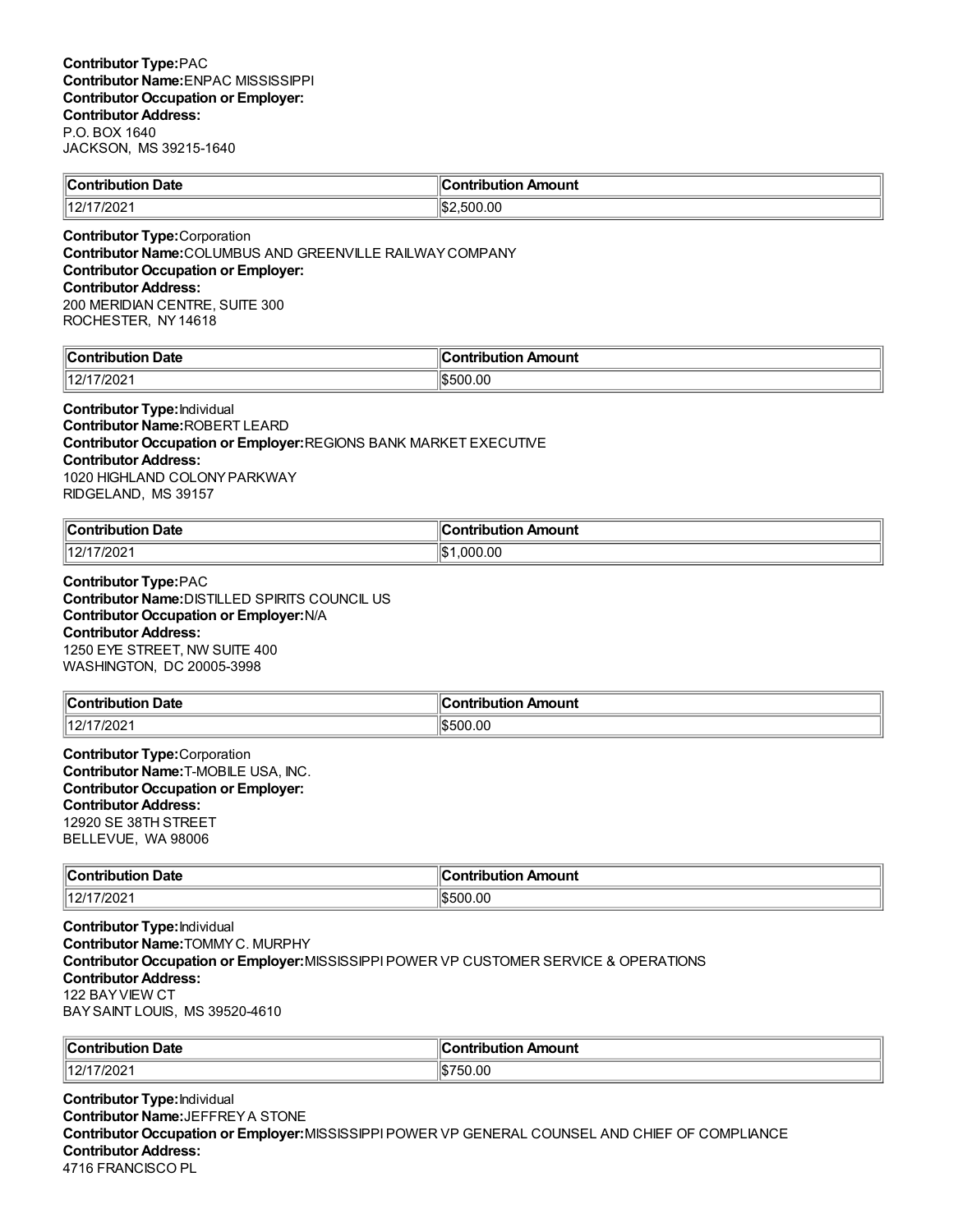**Contributor Type:** PAC
**Contributor Name:** ENPAC MISSISSIPPI
**Contributor Occupation or Employer:**
**Contributor Address:**
P.O. BOX 1640
JACKSON, MS 39215-1640

| Contribution Date | Contribution Amount |
|---|---|
| 12/17/2021 | $2,500.00 |

**Contributor Type:** Corporation
**Contributor Name:** COLUMBUS AND GREENVILLE RAILWAY COMPANY
**Contributor Occupation or Employer:**
**Contributor Address:**
200 MERIDIAN CENTRE, SUITE 300
ROCHESTER, NY 14618

| Contribution Date | Contribution Amount |
|---|---|
| 12/17/2021 | $500.00 |

**Contributor Type:** Individual
**Contributor Name:** ROBERT LEARD
**Contributor Occupation or Employer:** REGIONS BANK MARKET EXECUTIVE
**Contributor Address:**
1020 HIGHLAND COLONY PARKWAY
RIDGELAND, MS 39157

| Contribution Date | Contribution Amount |
|---|---|
| 12/17/2021 | $1,000.00 |

**Contributor Type:** PAC
**Contributor Name:** DISTILLED SPIRITS COUNCIL US
**Contributor Occupation or Employer:** N/A
**Contributor Address:**
1250 EYE STREET, NW SUITE 400
WASHINGTON, DC 20005-3998

| Contribution Date | Contribution Amount |
|---|---|
| 12/17/2021 | $500.00 |

**Contributor Type:** Corporation
**Contributor Name:** T-MOBILE USA, INC.
**Contributor Occupation or Employer:**
**Contributor Address:**
12920 SE 38TH STREET
BELLEVUE, WA 98006

| Contribution Date | Contribution Amount |
|---|---|
| 12/17/2021 | $500.00 |

**Contributor Type:** Individual
**Contributor Name:** TOMMY C. MURPHY
**Contributor Occupation or Employer:** MISSISSIPPI POWER VP CUSTOMER SERVICE & OPERATIONS
**Contributor Address:**
122 BAYVIEW CT
BAY SAINT LOUIS, MS 39520-4610

| Contribution Date | Contribution Amount |
|---|---|
| 12/17/2021 | $750.00 |

**Contributor Type:** Individual
**Contributor Name:** JEFFREY A STONE
**Contributor Occupation or Employer:** MISSISSIPPI POWER VP GENERAL COUNSEL AND CHIEF OF COMPLIANCE
**Contributor Address:**
4716 FRANCISCO PL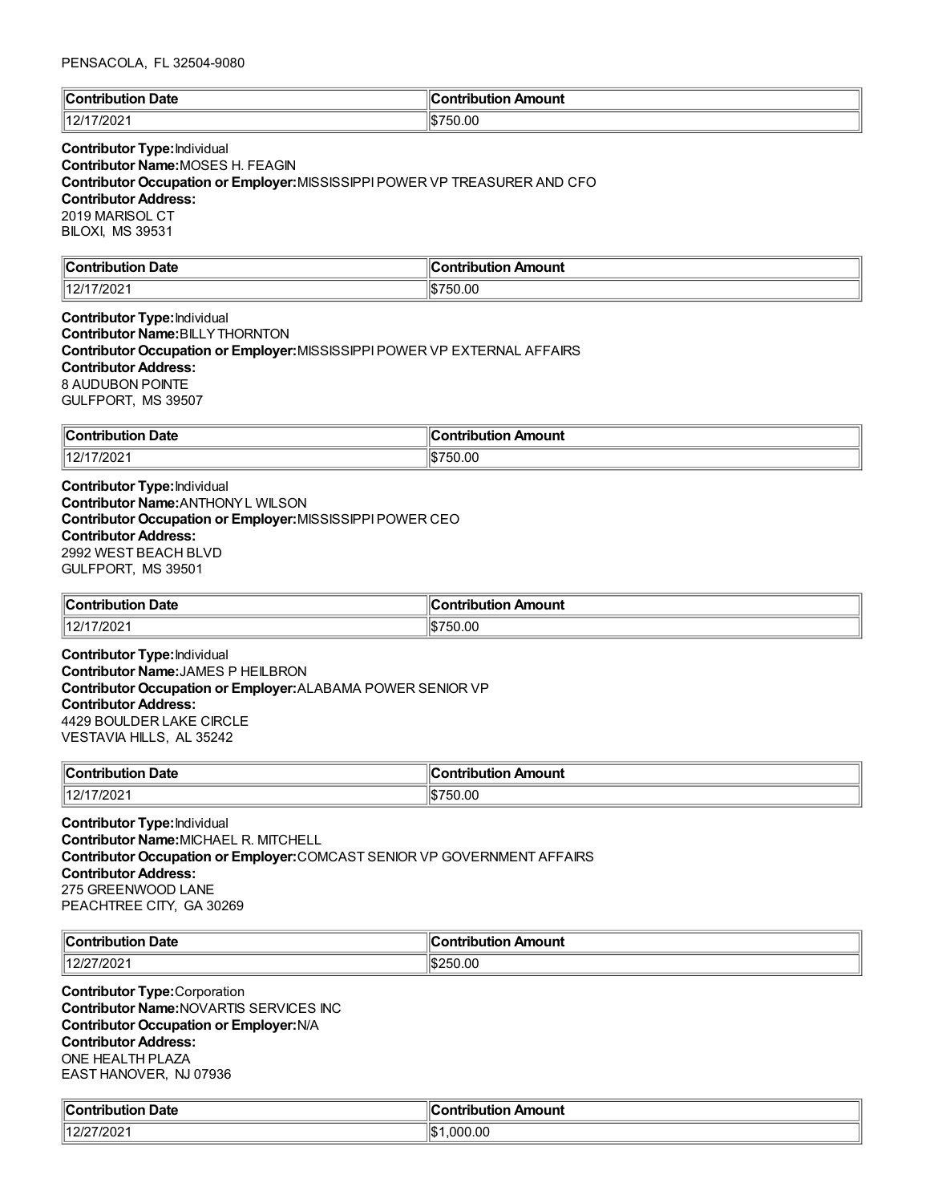PENSACOLA, FL 32504-9080

| Contribution Date | Contribution Amount |
| --- | --- |
| 12/17/2021 | $750.00 |

**Contributor Type:** Individual
**Contributor Name:** MOSES H. FEAGIN
**Contributor Occupation or Employer:** MISSISSIPPI POWER VP TREASURER AND CFO
**Contributor Address:**
2019 MARISOL CT
BILOXI, MS 39531

| Contribution Date | Contribution Amount |
| --- | --- |
| 12/17/2021 | $750.00 |

**Contributor Type:** Individual
**Contributor Name:** BILLY THORNTON
**Contributor Occupation or Employer:** MISSISSIPPI POWER VP EXTERNAL AFFAIRS
**Contributor Address:**
8 AUDUBON POINTE
GULFPORT, MS 39507

| Contribution Date | Contribution Amount |
| --- | --- |
| 12/17/2021 | $750.00 |

**Contributor Type:** Individual
**Contributor Name:** ANTHONY L WILSON
**Contributor Occupation or Employer:** MISSISSIPPI POWER CEO
**Contributor Address:**
2992 WEST BEACH BLVD
GULFPORT, MS 39501

| Contribution Date | Contribution Amount |
| --- | --- |
| 12/17/2021 | $750.00 |

**Contributor Type:** Individual
**Contributor Name:** JAMES P HEILBRON
**Contributor Occupation or Employer:** ALABAMA POWER SENIOR VP
**Contributor Address:**
4429 BOULDER LAKE CIRCLE
VESTAVIA HILLS, AL 35242

| Contribution Date | Contribution Amount |
| --- | --- |
| 12/17/2021 | $750.00 |

**Contributor Type:** Individual
**Contributor Name:** MICHAEL R. MITCHELL
**Contributor Occupation or Employer:** COMCAST SENIOR VP GOVERNMENT AFFAIRS
**Contributor Address:**
275 GREENWOOD LANE
PEACHTREE CITY, GA 30269

| Contribution Date | Contribution Amount |
| --- | --- |
| 12/27/2021 | $250.00 |

**Contributor Type:** Corporation
**Contributor Name:** NOVARTIS SERVICES INC
**Contributor Occupation or Employer:** N/A
**Contributor Address:**
ONE HEALTH PLAZA
EAST HANOVER, NJ 07936

| Contribution Date | Contribution Amount |
| --- | --- |
| 12/27/2021 | $1,000.00 |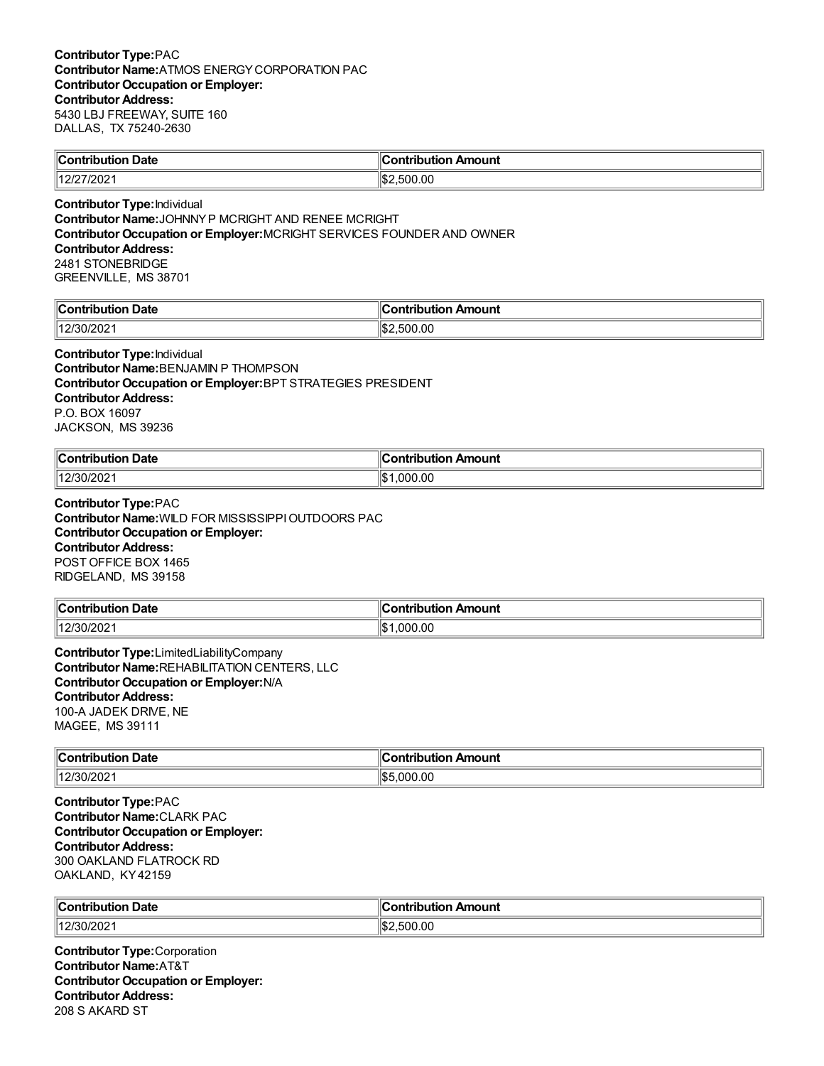**Contributor Type:** PAC
**Contributor Name:** ATMOS ENERGY CORPORATION PAC
**Contributor Occupation or Employer:**
**Contributor Address:**
5430 LBJ FREEWAY, SUITE 160
DALLAS, TX 75240-2630

| Contribution Date | Contribution Amount |
|---|---|
| 12/27/2021 | $2,500.00 |

**Contributor Type:** Individual
**Contributor Name:** JOHNNY P MCRIGHT AND RENEE MCRIGHT
**Contributor Occupation or Employer:** MCRIGHT SERVICES FOUNDER AND OWNER
**Contributor Address:**
2481 STONEBRIDGE
GREENVILLE, MS 38701

| Contribution Date | Contribution Amount |
|---|---|
| 12/30/2021 | $2,500.00 |

**Contributor Type:** Individual
**Contributor Name:** BENJAMIN P THOMPSON
**Contributor Occupation or Employer:** BPT STRATEGIES PRESIDENT
**Contributor Address:**
P.O. BOX 16097
JACKSON, MS 39236

| Contribution Date | Contribution Amount |
|---|---|
| 12/30/2021 | $1,000.00 |

**Contributor Type:** PAC
**Contributor Name:** WILD FOR MISSISSIPPI OUTDOORS PAC
**Contributor Occupation or Employer:**
**Contributor Address:**
POST OFFICE BOX 1465
RIDGELAND, MS 39158

| Contribution Date | Contribution Amount |
|---|---|
| 12/30/2021 | $1,000.00 |

**Contributor Type:** LimitedLiabilityCompany
**Contributor Name:** REHABILITATION CENTERS, LLC
**Contributor Occupation or Employer:** N/A
**Contributor Address:**
100-A JADEK DRIVE, NE
MAGEE, MS 39111

| Contribution Date | Contribution Amount |
|---|---|
| 12/30/2021 | $5,000.00 |

**Contributor Type:** PAC
**Contributor Name:** CLARK PAC
**Contributor Occupation or Employer:**
**Contributor Address:**
300 OAKLAND FLATROCK RD
OAKLAND, KY 42159

| Contribution Date | Contribution Amount |
|---|---|
| 12/30/2021 | $2,500.00 |

**Contributor Type:** Corporation
**Contributor Name:** AT&T
**Contributor Occupation or Employer:**
**Contributor Address:**
208 S AKARD ST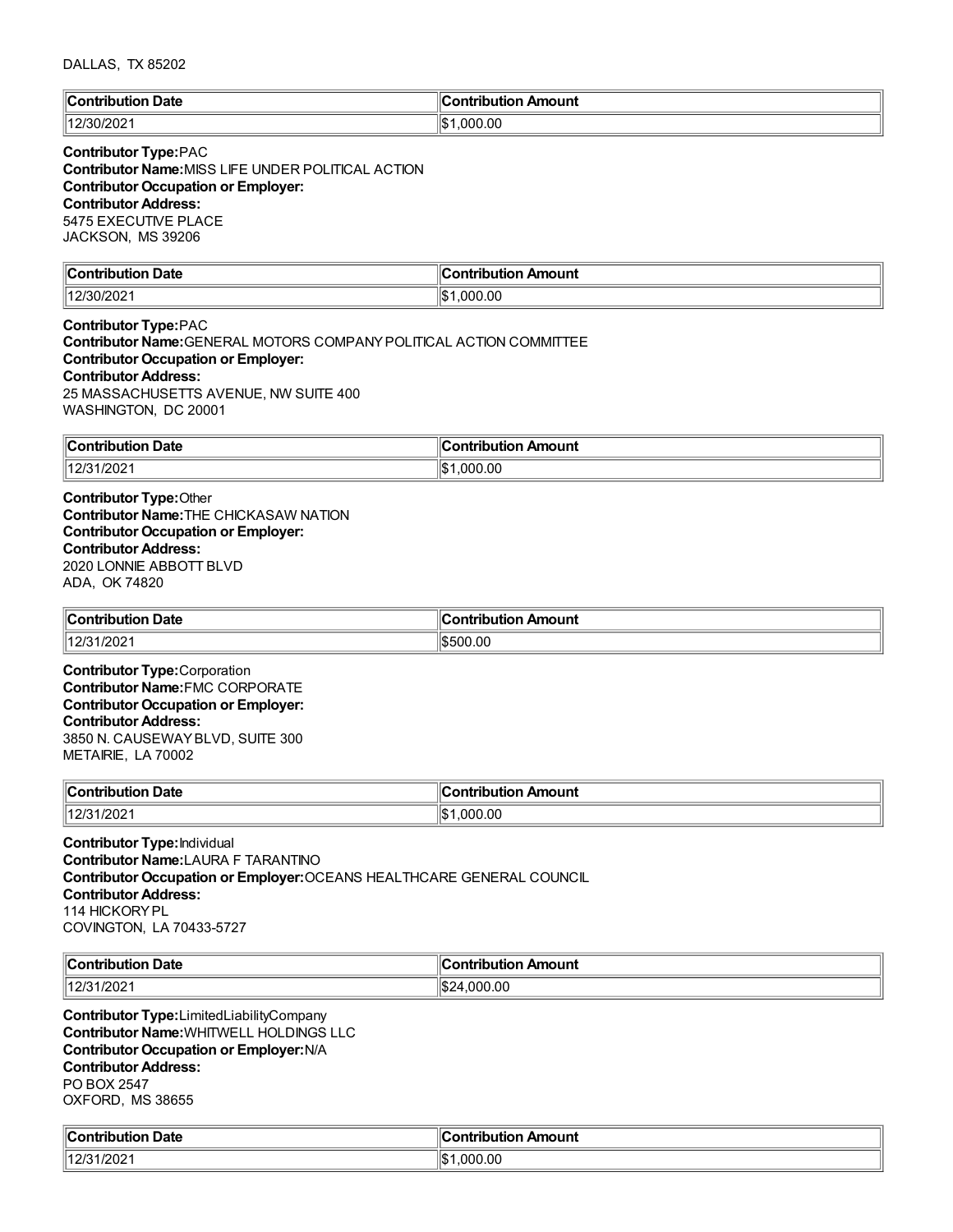DALLAS, TX 85202

| Contribution Date | Contribution Amount |
|---|---|
| 12/30/2021 | $1,000.00 |

**Contributor Type:** PAC
**Contributor Name:** MISS LIFE UNDER POLITICAL ACTION
**Contributor Occupation or Employer:**
**Contributor Address:**
5475 EXECUTIVE PLACE
JACKSON, MS 39206

| Contribution Date | Contribution Amount |
|---|---|
| 12/30/2021 | $1,000.00 |

**Contributor Type:** PAC
**Contributor Name:** GENERAL MOTORS COMPANY POLITICAL ACTION COMMITTEE
**Contributor Occupation or Employer:**
**Contributor Address:**
25 MASSACHUSETTS AVENUE, NW SUITE 400
WASHINGTON, DC 20001

| Contribution Date | Contribution Amount |
|---|---|
| 12/31/2021 | $1,000.00 |

**Contributor Type:** Other
**Contributor Name:** THE CHICKASAW NATION
**Contributor Occupation or Employer:**
**Contributor Address:**
2020 LONNIE ABBOTT BLVD
ADA, OK 74820

| Contribution Date | Contribution Amount |
|---|---|
| 12/31/2021 | $500.00 |

**Contributor Type:** Corporation
**Contributor Name:** FMC CORPORATE
**Contributor Occupation or Employer:**
**Contributor Address:**
3850 N. CAUSEWAY BLVD, SUITE 300
METAIRIE, LA 70002

| Contribution Date | Contribution Amount |
|---|---|
| 12/31/2021 | $1,000.00 |

**Contributor Type:** Individual
**Contributor Name:** LAURA F TARANTINO
**Contributor Occupation or Employer:** OCEANS HEALTHCARE GENERAL COUNCIL
**Contributor Address:**
114 HICKORY PL
COVINGTON, LA 70433-5727

| Contribution Date | Contribution Amount |
|---|---|
| 12/31/2021 | $24,000.00 |

**Contributor Type:** LimitedLiabilityCompany
**Contributor Name:** WHITWELL HOLDINGS LLC
**Contributor Occupation or Employer:** N/A
**Contributor Address:**
PO BOX 2547
OXFORD, MS 38655

| Contribution Date | Contribution Amount |
|---|---|
| 12/31/2021 | $1,000.00 |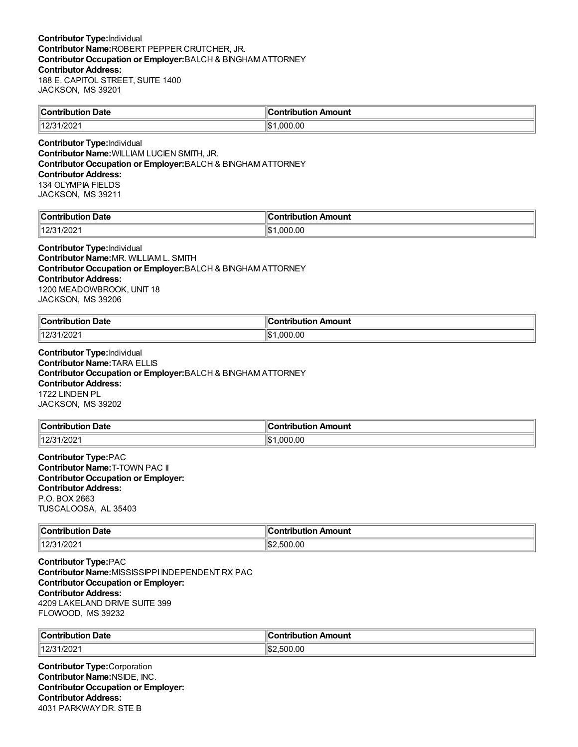**Contributor Type:** Individual
**Contributor Name:** ROBERT PEPPER CRUTCHER, JR.
**Contributor Occupation or Employer:** BALCH & BINGHAM ATTORNEY
**Contributor Address:**
188 E. CAPITOL STREET, SUITE 1400
JACKSON, MS 39201

| Contribution Date | Contribution Amount |
|---|---|
| 12/31/2021 | $1,000.00 |

**Contributor Type:** Individual
**Contributor Name:** WILLIAM LUCIEN SMITH, JR.
**Contributor Occupation or Employer:** BALCH & BINGHAM ATTORNEY
**Contributor Address:**
134 OLYMPIA FIELDS
JACKSON, MS 39211

| Contribution Date | Contribution Amount |
|---|---|
| 12/31/2021 | $1,000.00 |

**Contributor Type:** Individual
**Contributor Name:** MR. WILLIAM L. SMITH
**Contributor Occupation or Employer:** BALCH & BINGHAM ATTORNEY
**Contributor Address:**
1200 MEADOWBROOK, UNIT 18
JACKSON, MS 39206

| Contribution Date | Contribution Amount |
|---|---|
| 12/31/2021 | $1,000.00 |

**Contributor Type:** Individual
**Contributor Name:** TARA ELLIS
**Contributor Occupation or Employer:** BALCH & BINGHAM ATTORNEY
**Contributor Address:**
1722 LINDEN PL
JACKSON, MS 39202

| Contribution Date | Contribution Amount |
|---|---|
| 12/31/2021 | $1,000.00 |

**Contributor Type:** PAC
**Contributor Name:** T-TOWN PAC II
**Contributor Occupation or Employer:**
**Contributor Address:**
P.O. BOX 2663
TUSCALOOSA, AL 35403

| Contribution Date | Contribution Amount |
|---|---|
| 12/31/2021 | $2,500.00 |

**Contributor Type:** PAC
**Contributor Name:** MISSISSIPPI INDEPENDENT RX PAC
**Contributor Occupation or Employer:**
**Contributor Address:**
4209 LAKELAND DRIVE SUITE 399
FLOWOOD, MS 39232

| Contribution Date | Contribution Amount |
|---|---|
| 12/31/2021 | $2,500.00 |

**Contributor Type:** Corporation
**Contributor Name:** NSIDE, INC.
**Contributor Occupation or Employer:**
**Contributor Address:**
4031 PARKWAY DR. STE B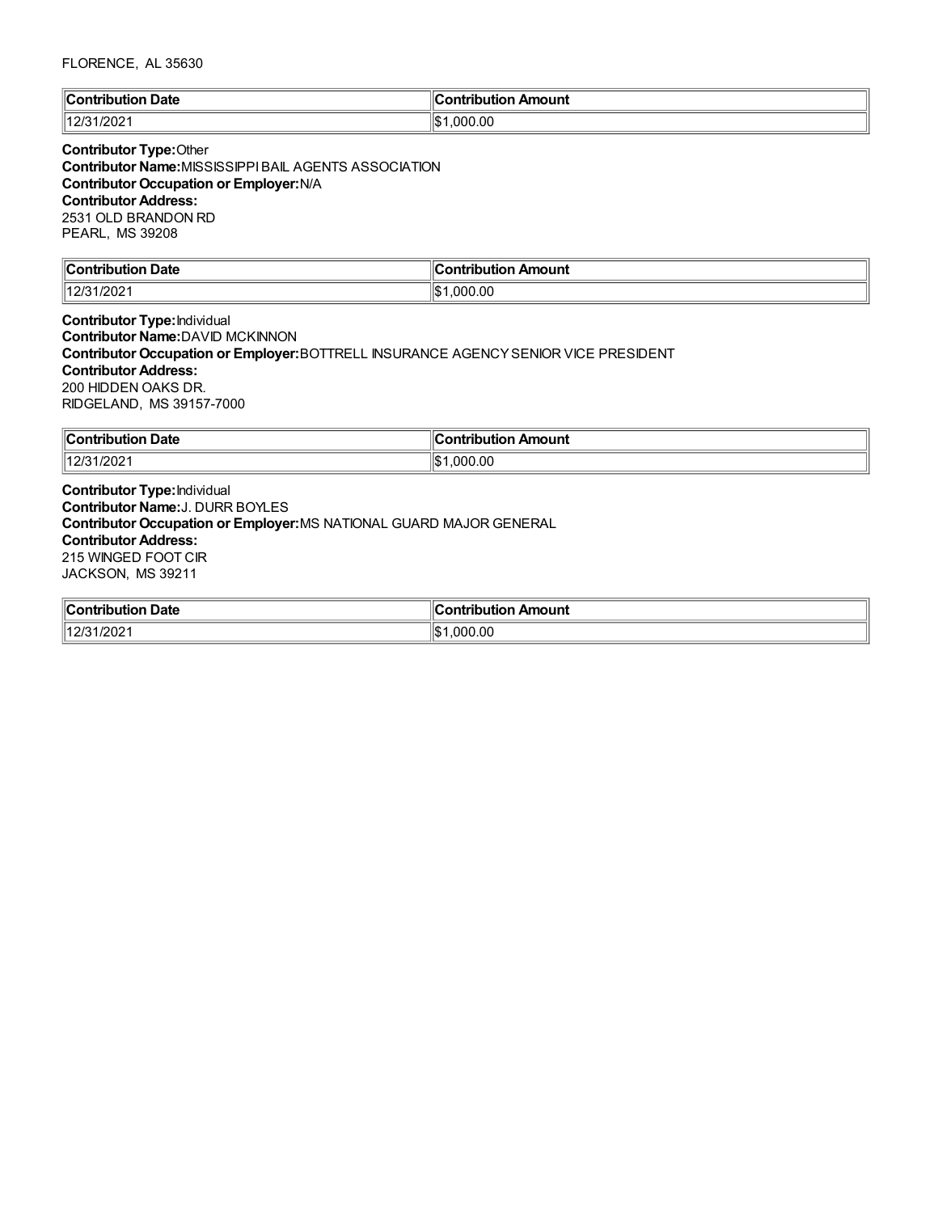FLORENCE, AL 35630

| Contribution Date | Contribution Amount |
|---|---|
| 12/31/2021 | $1,000.00 |

**Contributor Type:** Other
**Contributor Name:** MISSISSIPPI BAIL AGENTS ASSOCIATION
**Contributor Occupation or Employer:** N/A
**Contributor Address:**
2531 OLD BRANDON RD
PEARL, MS 39208

| Contribution Date | Contribution Amount |
|---|---|
| 12/31/2021 | $1,000.00 |

**Contributor Type:** Individual
**Contributor Name:** DAVID MCKINNON
**Contributor Occupation or Employer:** BOTTRELL INSURANCE AGENCY SENIOR VICE PRESIDENT
**Contributor Address:**
200 HIDDEN OAKS DR.
RIDGELAND, MS 39157-7000

| Contribution Date | Contribution Amount |
|---|---|
| 12/31/2021 | $1,000.00 |

**Contributor Type:** Individual
**Contributor Name:** J. DURR BOYLES
**Contributor Occupation or Employer:** MS NATIONAL GUARD MAJOR GENERAL
**Contributor Address:**
215 WINGED FOOT CIR
JACKSON, MS 39211

| Contribution Date | Contribution Amount |
|---|---|
| 12/31/2021 | $1,000.00 |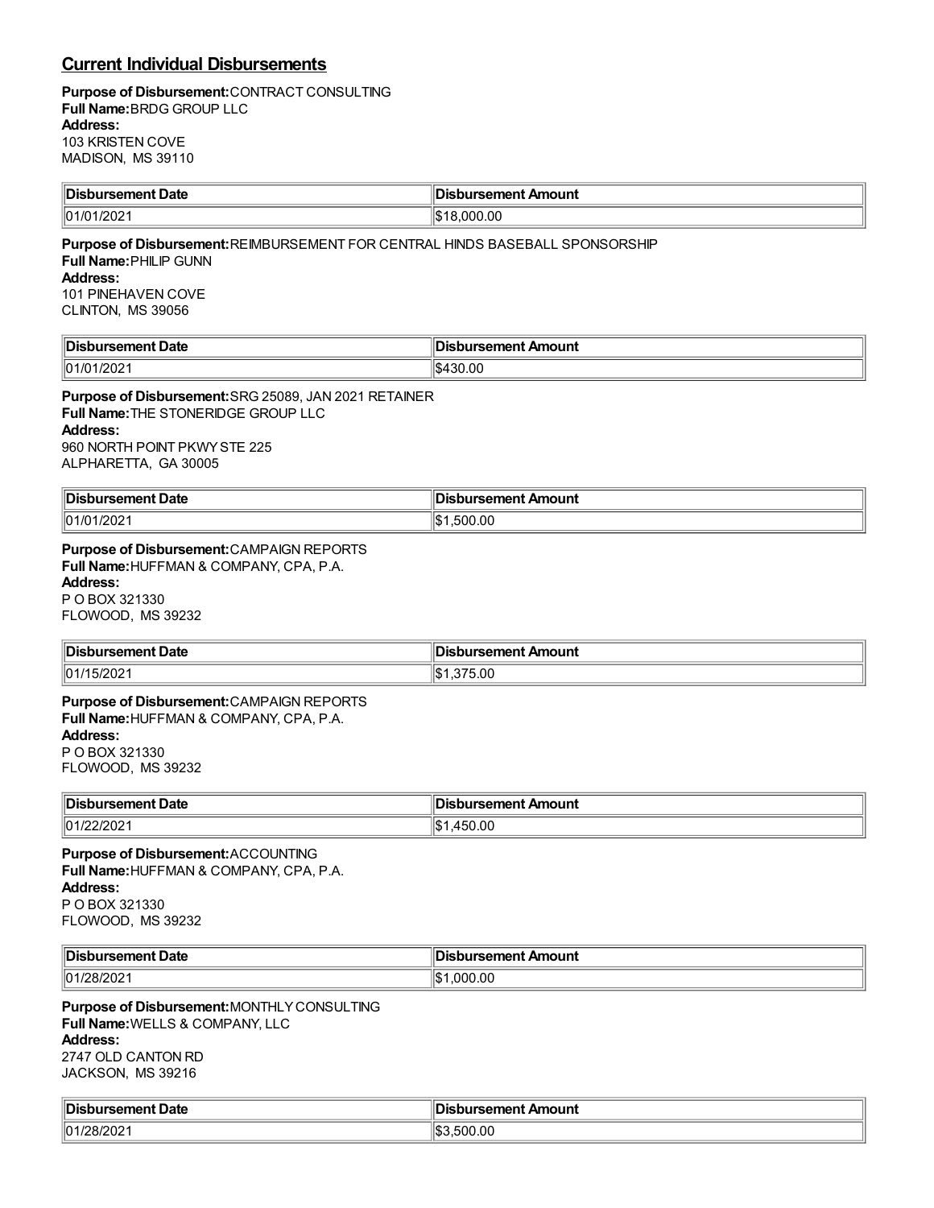## Current Individual Disbursements

**Purpose of Disbursement:** CONTRACT CONSULTING
**Full Name:** BRDG GROUP LLC
**Address:**
103 KRISTEN COVE
MADISON, MS 39110

| Disbursement Date | Disbursement Amount |
|---|---|
| 01/01/2021 | $18,000.00 |

**Purpose of Disbursement:** REIMBURSEMENT FOR CENTRAL HINDS BASEBALL SPONSORSHIP
**Full Name:** PHILIP GUNN
**Address:**
101 PINEHAVEN COVE
CLINTON, MS 39056

| Disbursement Date | Disbursement Amount |
|---|---|
| 01/01/2021 | $430.00 |

**Purpose of Disbursement:** SRG 25089, JAN 2021 RETAINER
**Full Name:** THE STONERIDGE GROUP LLC
**Address:**
960 NORTH POINT PKWY STE 225
ALPHARETTA, GA 30005

| Disbursement Date | Disbursement Amount |
|---|---|
| 01/01/2021 | $1,500.00 |

**Purpose of Disbursement:** CAMPAIGN REPORTS
**Full Name:** HUFFMAN & COMPANY, CPA, P.A.
**Address:**
P O BOX 321330
FLOWOOD, MS 39232

| Disbursement Date | Disbursement Amount |
|---|---|
| 01/15/2021 | $1,375.00 |

**Purpose of Disbursement:** CAMPAIGN REPORTS
**Full Name:** HUFFMAN & COMPANY, CPA, P.A.
**Address:**
P O BOX 321330
FLOWOOD, MS 39232

| Disbursement Date | Disbursement Amount |
|---|---|
| 01/22/2021 | $1,450.00 |

**Purpose of Disbursement:** ACCOUNTING
**Full Name:** HUFFMAN & COMPANY, CPA, P.A.
**Address:**
P O BOX 321330
FLOWOOD, MS 39232

| Disbursement Date | Disbursement Amount |
|---|---|
| 01/28/2021 | $1,000.00 |

**Purpose of Disbursement:** MONTHLY CONSULTING
**Full Name:** WELLS & COMPANY, LLC
**Address:**
2747 OLD CANTON RD
JACKSON, MS 39216

| Disbursement Date | Disbursement Amount |
|---|---|
| 01/28/2021 | $3,500.00 |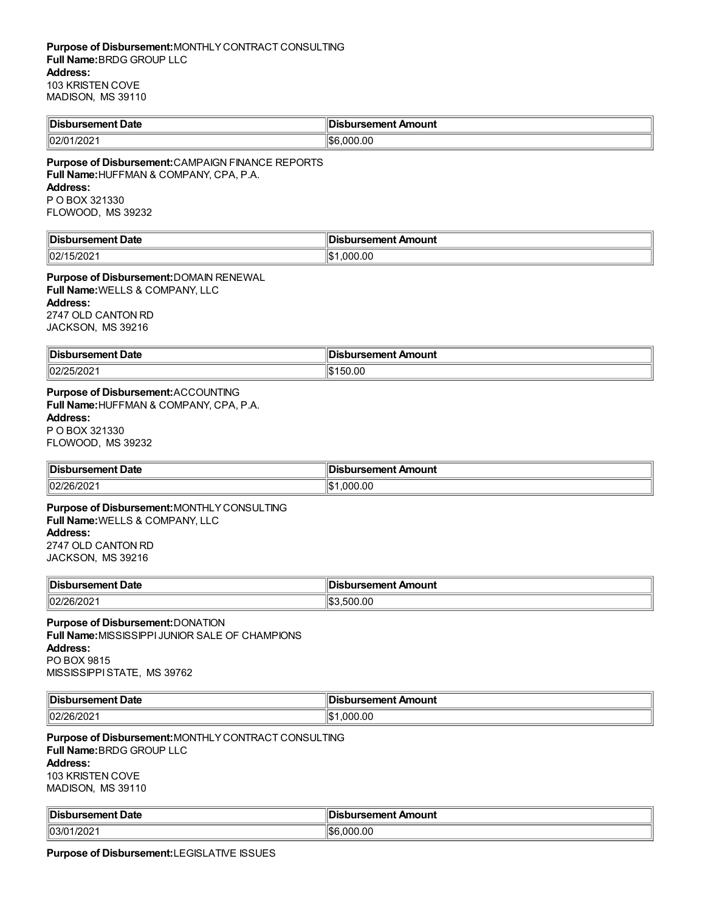**Purpose of Disbursement:** MONTHLY CONTRACT CONSULTING
**Full Name:** BRDG GROUP LLC
**Address:**
103 KRISTEN COVE
MADISON, MS 39110

| Disbursement Date | Disbursement Amount |
|---|---|
| 02/01/2021 | $6,000.00 |

**Purpose of Disbursement:** CAMPAIGN FINANCE REPORTS
**Full Name:** HUFFMAN & COMPANY, CPA, P.A.
**Address:**
P O BOX 321330
FLOWOOD, MS 39232

| Disbursement Date | Disbursement Amount |
|---|---|
| 02/15/2021 | $1,000.00 |

**Purpose of Disbursement:** DOMAIN RENEWAL
**Full Name:** WELLS & COMPANY, LLC
**Address:**
2747 OLD CANTON RD
JACKSON, MS 39216

| Disbursement Date | Disbursement Amount |
|---|---|
| 02/25/2021 | $150.00 |

**Purpose of Disbursement:** ACCOUNTING
**Full Name:** HUFFMAN & COMPANY, CPA, P.A.
**Address:**
P O BOX 321330
FLOWOOD, MS 39232

| Disbursement Date | Disbursement Amount |
|---|---|
| 02/26/2021 | $1,000.00 |

**Purpose of Disbursement:** MONTHLY CONSULTING
**Full Name:** WELLS & COMPANY, LLC
**Address:**
2747 OLD CANTON RD
JACKSON, MS 39216

| Disbursement Date | Disbursement Amount |
|---|---|
| 02/26/2021 | $3,500.00 |

**Purpose of Disbursement:** DONATION
**Full Name:** MISSISSIPPI JUNIOR SALE OF CHAMPIONS
**Address:**
PO BOX 9815
MISSISSIPPI STATE, MS 39762

| Disbursement Date | Disbursement Amount |
|---|---|
| 02/26/2021 | $1,000.00 |

**Purpose of Disbursement:** MONTHLY CONTRACT CONSULTING
**Full Name:** BRDG GROUP LLC
**Address:**
103 KRISTEN COVE
MADISON, MS 39110

| Disbursement Date | Disbursement Amount |
|---|---|
| 03/01/2021 | $6,000.00 |

**Purpose of Disbursement:** LEGISLATIVE ISSUES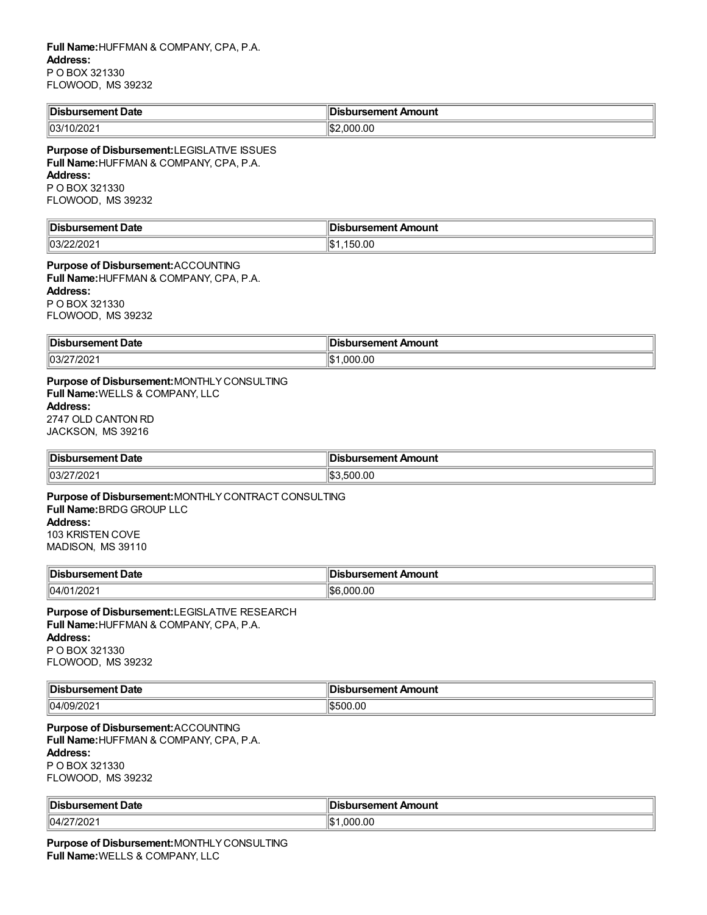**Full Name:** HUFFMAN & COMPANY, CPA, P.A.
**Address:**
P O BOX 321330
FLOWOOD, MS 39232

| Disbursement Date | Disbursement Amount |
| --- | --- |
| 03/10/2021 | $2,000.00 |

**Purpose of Disbursement:** LEGISLATIVE ISSUES
**Full Name:** HUFFMAN & COMPANY, CPA, P.A.
**Address:**
P O BOX 321330
FLOWOOD, MS 39232

| Disbursement Date | Disbursement Amount |
| --- | --- |
| 03/22/2021 | $1,150.00 |

**Purpose of Disbursement:** ACCOUNTING
**Full Name:** HUFFMAN & COMPANY, CPA, P.A.
**Address:**
P O BOX 321330
FLOWOOD, MS 39232

| Disbursement Date | Disbursement Amount |
| --- | --- |
| 03/27/2021 | $1,000.00 |

**Purpose of Disbursement:** MONTHLY CONSULTING
**Full Name:** WELLS & COMPANY, LLC
**Address:**
2747 OLD CANTON RD
JACKSON, MS 39216

| Disbursement Date | Disbursement Amount |
| --- | --- |
| 03/27/2021 | $3,500.00 |

**Purpose of Disbursement:** MONTHLY CONTRACT CONSULTING
**Full Name:** BRDG GROUP LLC
**Address:**
103 KRISTEN COVE
MADISON, MS 39110

| Disbursement Date | Disbursement Amount |
| --- | --- |
| 04/01/2021 | $6,000.00 |

**Purpose of Disbursement:** LEGISLATIVE RESEARCH
**Full Name:** HUFFMAN & COMPANY, CPA, P.A.
**Address:**
P O BOX 321330
FLOWOOD, MS 39232

| Disbursement Date | Disbursement Amount |
| --- | --- |
| 04/09/2021 | $500.00 |

**Purpose of Disbursement:** ACCOUNTING
**Full Name:** HUFFMAN & COMPANY, CPA, P.A.
**Address:**
P O BOX 321330
FLOWOOD, MS 39232

| Disbursement Date | Disbursement Amount |
| --- | --- |
| 04/27/2021 | $1,000.00 |

**Purpose of Disbursement:** MONTHLY CONSULTING
**Full Name:** WELLS & COMPANY, LLC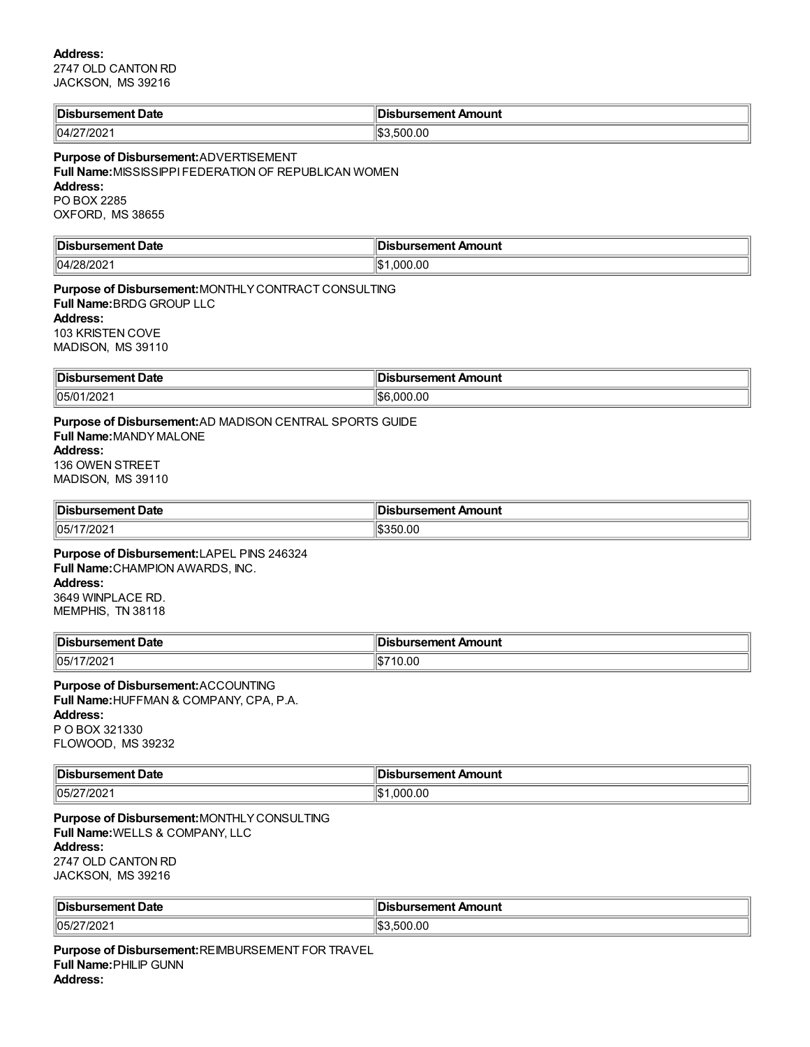**Address:**
2747 OLD CANTON RD
JACKSON, MS 39216

| Disbursement Date | Disbursement Amount |
| --- | --- |
| 04/27/2021 | $3,500.00 |

**Purpose of Disbursement:** ADVERTISEMENT
**Full Name:** MISSISSIPPI FEDERATION OF REPUBLICAN WOMEN
**Address:**
PO BOX 2285
OXFORD, MS 38655

| Disbursement Date | Disbursement Amount |
| --- | --- |
| 04/28/2021 | $1,000.00 |

**Purpose of Disbursement:** MONTHLY CONTRACT CONSULTING
**Full Name:** BRDG GROUP LLC
**Address:**
103 KRISTEN COVE
MADISON, MS 39110

| Disbursement Date | Disbursement Amount |
| --- | --- |
| 05/01/2021 | $6,000.00 |

**Purpose of Disbursement:** AD MADISON CENTRAL SPORTS GUIDE
**Full Name:** MANDY MALONE
**Address:**
136 OWEN STREET
MADISON, MS 39110

| Disbursement Date | Disbursement Amount |
| --- | --- |
| 05/17/2021 | $350.00 |

**Purpose of Disbursement:** LAPEL PINS 246324
**Full Name:** CHAMPION AWARDS, INC.
**Address:**
3649 WINPLACE RD.
MEMPHIS, TN 38118

| Disbursement Date | Disbursement Amount |
| --- | --- |
| 05/17/2021 | $710.00 |

**Purpose of Disbursement:** ACCOUNTING
**Full Name:** HUFFMAN & COMPANY, CPA, P.A.
**Address:**
P O BOX 321330
FLOWOOD, MS 39232

| Disbursement Date | Disbursement Amount |
| --- | --- |
| 05/27/2021 | $1,000.00 |

**Purpose of Disbursement:** MONTHLY CONSULTING
**Full Name:** WELLS & COMPANY, LLC
**Address:**
2747 OLD CANTON RD
JACKSON, MS 39216

| Disbursement Date | Disbursement Amount |
| --- | --- |
| 05/27/2021 | $3,500.00 |

**Purpose of Disbursement:** REIMBURSEMENT FOR TRAVEL
**Full Name:** PHILIP GUNN
**Address:**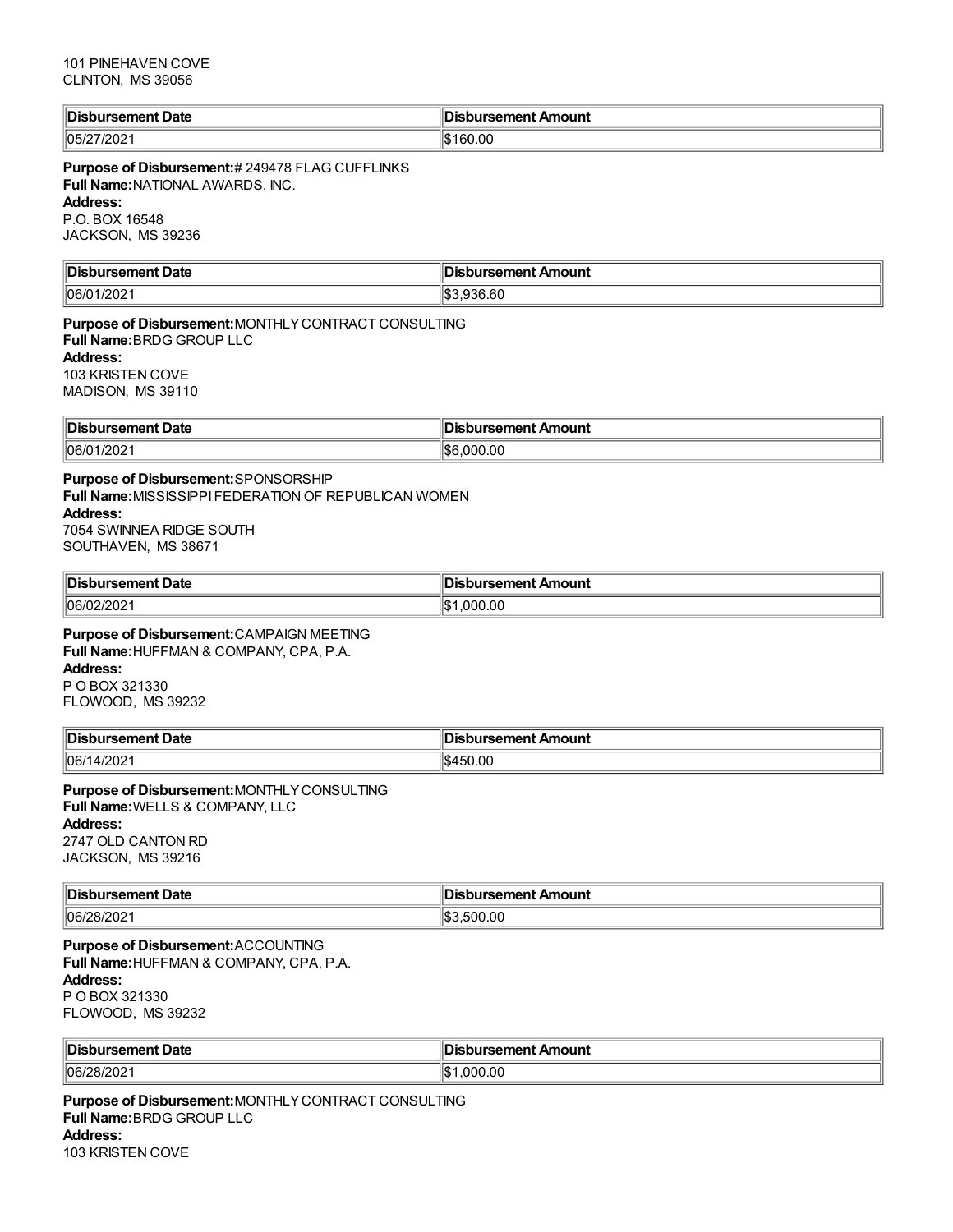101 PINEHAVEN COVE
CLINTON, MS 39056

| Disbursement Date | Disbursement Amount |
| --- | --- |
| 05/27/2021 | $160.00 |

**Purpose of Disbursement:**# 249478 FLAG CUFFLINKS
**Full Name:**NATIONAL AWARDS, INC.
**Address:**
P.O. BOX 16548
JACKSON, MS 39236

| Disbursement Date | Disbursement Amount |
| --- | --- |
| 06/01/2021 | $3,936.60 |

**Purpose of Disbursement:**MONTHLY CONTRACT CONSULTING
**Full Name:**BRDG GROUP LLC
**Address:**
103 KRISTEN COVE
MADISON, MS 39110

| Disbursement Date | Disbursement Amount |
| --- | --- |
| 06/01/2021 | $6,000.00 |

**Purpose of Disbursement:**SPONSORSHIP
**Full Name:**MISSISSIPPI FEDERATION OF REPUBLICAN WOMEN
**Address:**
7054 SWINNEA RIDGE SOUTH
SOUTHAVEN, MS 38671

| Disbursement Date | Disbursement Amount |
| --- | --- |
| 06/02/2021 | $1,000.00 |

**Purpose of Disbursement:**CAMPAIGN MEETING
**Full Name:**HUFFMAN & COMPANY, CPA, P.A.
**Address:**
P O BOX 321330
FLOWOOD, MS 39232

| Disbursement Date | Disbursement Amount |
| --- | --- |
| 06/14/2021 | $450.00 |

**Purpose of Disbursement:**MONTHLY CONSULTING
**Full Name:**WELLS & COMPANY, LLC
**Address:**
2747 OLD CANTON RD
JACKSON, MS 39216

| Disbursement Date | Disbursement Amount |
| --- | --- |
| 06/28/2021 | $3,500.00 |

**Purpose of Disbursement:**ACCOUNTING
**Full Name:**HUFFMAN & COMPANY, CPA, P.A.
**Address:**
P O BOX 321330
FLOWOOD, MS 39232

| Disbursement Date | Disbursement Amount |
| --- | --- |
| 06/28/2021 | $1,000.00 |

**Purpose of Disbursement:**MONTHLY CONTRACT CONSULTING
**Full Name:**BRDG GROUP LLC
**Address:**
103 KRISTEN COVE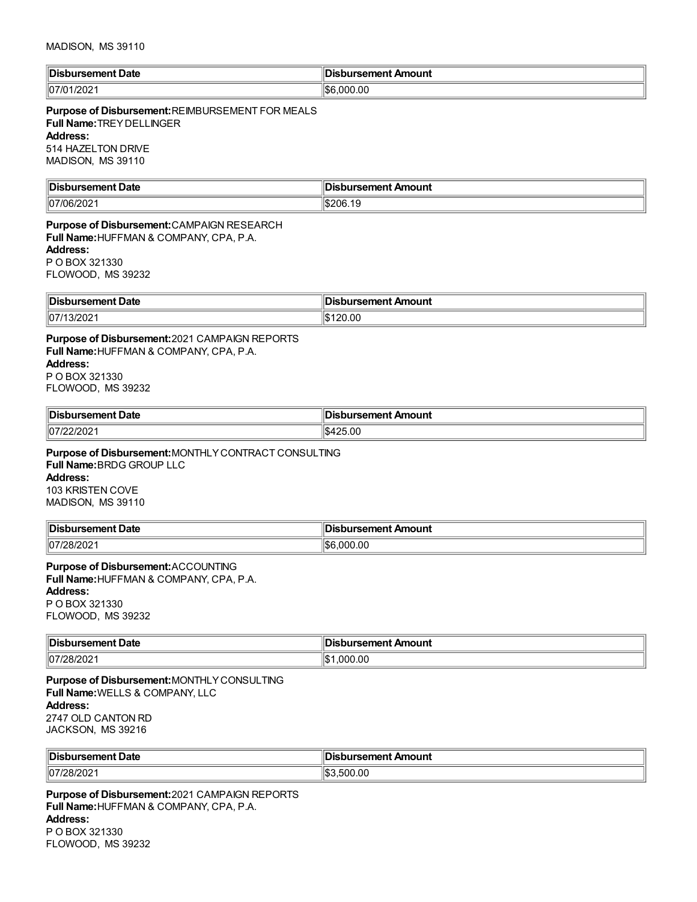MADISON, MS 39110

| Disbursement Date | Disbursement Amount |
| --- | --- |
| 07/01/2021 | $6,000.00 |

**Purpose of Disbursement:** REIMBURSEMENT FOR MEALS
**Full Name:** TREY DELLINGER
**Address:**
514 HAZELTON DRIVE
MADISON, MS 39110

| Disbursement Date | Disbursement Amount |
| --- | --- |
| 07/06/2021 | $206.19 |

**Purpose of Disbursement:** CAMPAIGN RESEARCH
**Full Name:** HUFFMAN & COMPANY, CPA, P.A.
**Address:**
P O BOX 321330
FLOWOOD, MS 39232

| Disbursement Date | Disbursement Amount |
| --- | --- |
| 07/13/2021 | $120.00 |

**Purpose of Disbursement:** 2021 CAMPAIGN REPORTS
**Full Name:** HUFFMAN & COMPANY, CPA, P.A.
**Address:**
P O BOX 321330
FLOWOOD, MS 39232

| Disbursement Date | Disbursement Amount |
| --- | --- |
| 07/22/2021 | $425.00 |

**Purpose of Disbursement:** MONTHLY CONTRACT CONSULTING
**Full Name:** BRDG GROUP LLC
**Address:**
103 KRISTEN COVE
MADISON, MS 39110

| Disbursement Date | Disbursement Amount |
| --- | --- |
| 07/28/2021 | $6,000.00 |

**Purpose of Disbursement:** ACCOUNTING
**Full Name:** HUFFMAN & COMPANY, CPA, P.A.
**Address:**
P O BOX 321330
FLOWOOD, MS 39232

| Disbursement Date | Disbursement Amount |
| --- | --- |
| 07/28/2021 | $1,000.00 |

**Purpose of Disbursement:** MONTHLY CONSULTING
**Full Name:** WELLS & COMPANY, LLC
**Address:**
2747 OLD CANTON RD
JACKSON, MS 39216

| Disbursement Date | Disbursement Amount |
| --- | --- |
| 07/28/2021 | $3,500.00 |

**Purpose of Disbursement:** 2021 CAMPAIGN REPORTS
**Full Name:** HUFFMAN & COMPANY, CPA, P.A.
**Address:**
P O BOX 321330
FLOWOOD, MS 39232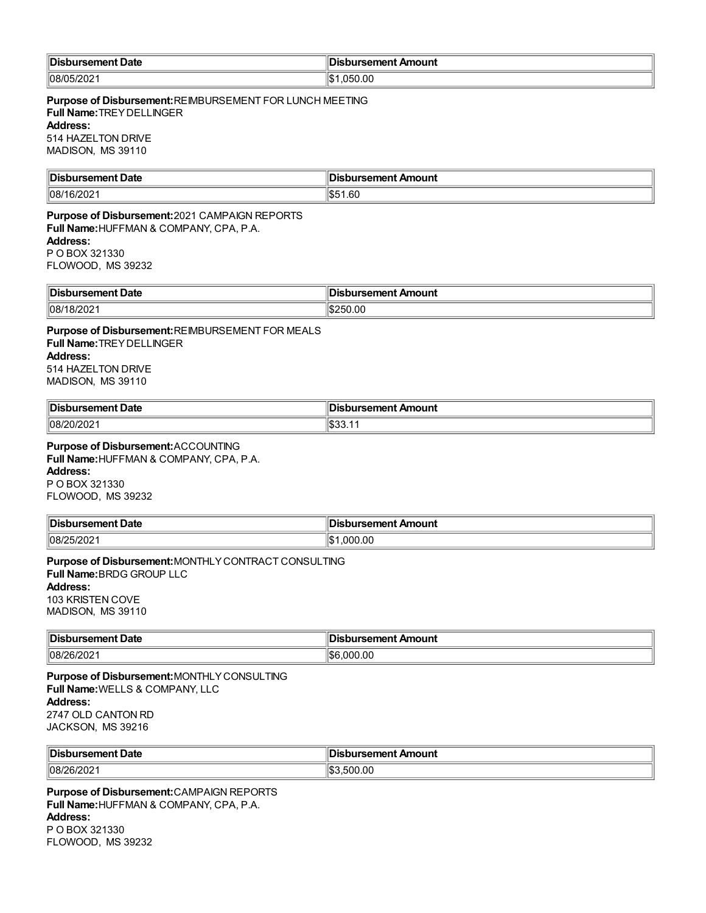| Disbursement Date | Disbursement Amount |
| --- | --- |
| 08/05/2021 | $1,050.00 |

**Purpose of Disbursement:** REIMBURSEMENT FOR LUNCH MEETING
**Full Name:** TREY DELLINGER
**Address:**
514 HAZELTON DRIVE
MADISON, MS 39110

| Disbursement Date | Disbursement Amount |
| --- | --- |
| 08/16/2021 | $51.60 |

**Purpose of Disbursement:** 2021 CAMPAIGN REPORTS
**Full Name:** HUFFMAN & COMPANY, CPA, P.A.
**Address:**
P O BOX 321330
FLOWOOD, MS 39232

| Disbursement Date | Disbursement Amount |
| --- | --- |
| 08/18/2021 | $250.00 |

**Purpose of Disbursement:** REIMBURSEMENT FOR MEALS
**Full Name:** TREY DELLINGER
**Address:**
514 HAZELTON DRIVE
MADISON, MS 39110

| Disbursement Date | Disbursement Amount |
| --- | --- |
| 08/20/2021 | $33.11 |

**Purpose of Disbursement:** ACCOUNTING
**Full Name:** HUFFMAN & COMPANY, CPA, P.A.
**Address:**
P O BOX 321330
FLOWOOD, MS 39232

| Disbursement Date | Disbursement Amount |
| --- | --- |
| 08/25/2021 | $1,000.00 |

**Purpose of Disbursement:** MONTHLY CONTRACT CONSULTING
**Full Name:** BRDG GROUP LLC
**Address:**
103 KRISTEN COVE
MADISON, MS 39110

| Disbursement Date | Disbursement Amount |
| --- | --- |
| 08/26/2021 | $6,000.00 |

**Purpose of Disbursement:** MONTHLY CONSULTING
**Full Name:** WELLS & COMPANY, LLC
**Address:**
2747 OLD CANTON RD
JACKSON, MS 39216

| Disbursement Date | Disbursement Amount |
| --- | --- |
| 08/26/2021 | $3,500.00 |

**Purpose of Disbursement:** CAMPAIGN REPORTS
**Full Name:** HUFFMAN & COMPANY, CPA, P.A.
**Address:**
P O BOX 321330
FLOWOOD, MS 39232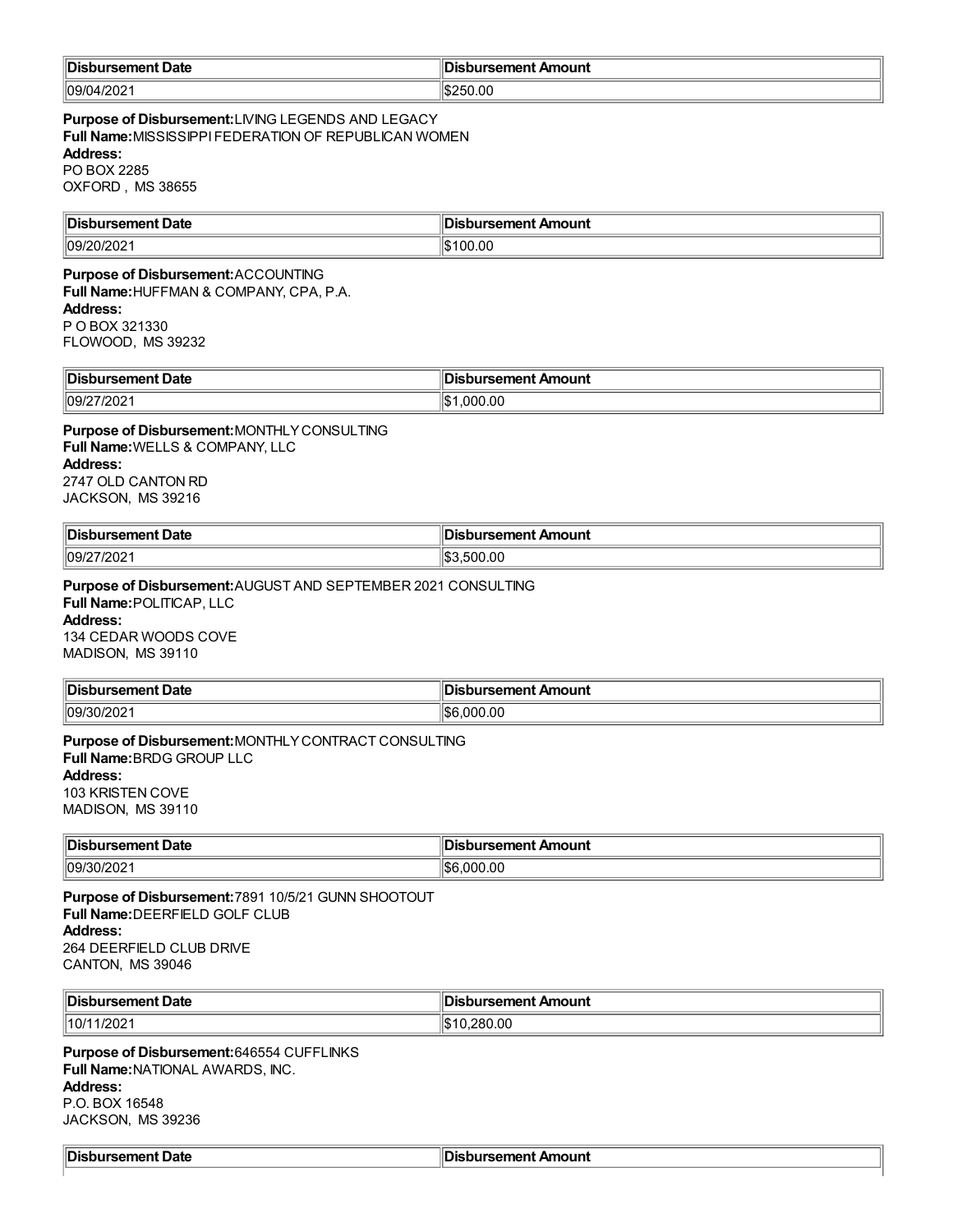| Disbursement Date | Disbursement Amount |
|---|---|
| 09/04/2021 | $250.00 |

**Purpose of Disbursement:** LIVING LEGENDS AND LEGACY
**Full Name:** MISSISSIPPI FEDERATION OF REPUBLICAN WOMEN
**Address:**
PO BOX 2285
OXFORD , MS 38655

| Disbursement Date | Disbursement Amount |
|---|---|
| 09/20/2021 | $100.00 |

**Purpose of Disbursement:** ACCOUNTING
**Full Name:** HUFFMAN & COMPANY, CPA, P.A.
**Address:**
P O BOX 321330
FLOWOOD, MS 39232

| Disbursement Date | Disbursement Amount |
|---|---|
| 09/27/2021 | $1,000.00 |

**Purpose of Disbursement:** MONTHLY CONSULTING
**Full Name:** WELLS & COMPANY, LLC
**Address:**
2747 OLD CANTON RD
JACKSON, MS 39216

| Disbursement Date | Disbursement Amount |
|---|---|
| 09/27/2021 | $3,500.00 |

**Purpose of Disbursement:** AUGUST AND SEPTEMBER 2021 CONSULTING
**Full Name:** POLITICAP, LLC
**Address:**
134 CEDAR WOODS COVE
MADISON, MS 39110

| Disbursement Date | Disbursement Amount |
|---|---|
| 09/30/2021 | $6,000.00 |

**Purpose of Disbursement:** MONTHLY CONTRACT CONSULTING
**Full Name:** BRDG GROUP LLC
**Address:**
103 KRISTEN COVE
MADISON, MS 39110

| Disbursement Date | Disbursement Amount |
|---|---|
| 09/30/2021 | $6,000.00 |

**Purpose of Disbursement:** 7891 10/5/21 GUNN SHOOTOUT
**Full Name:** DEERFIELD GOLF CLUB
**Address:**
264 DEERFIELD CLUB DRIVE
CANTON, MS 39046

| Disbursement Date | Disbursement Amount |
|---|---|
| 10/11/2021 | $10,280.00 |

**Purpose of Disbursement:** 646554 CUFFLINKS
**Full Name:** NATIONAL AWARDS, INC.
**Address:**
P.O. BOX 16548
JACKSON, MS 39236

| Disbursement Date | Disbursement Amount |
|---|---|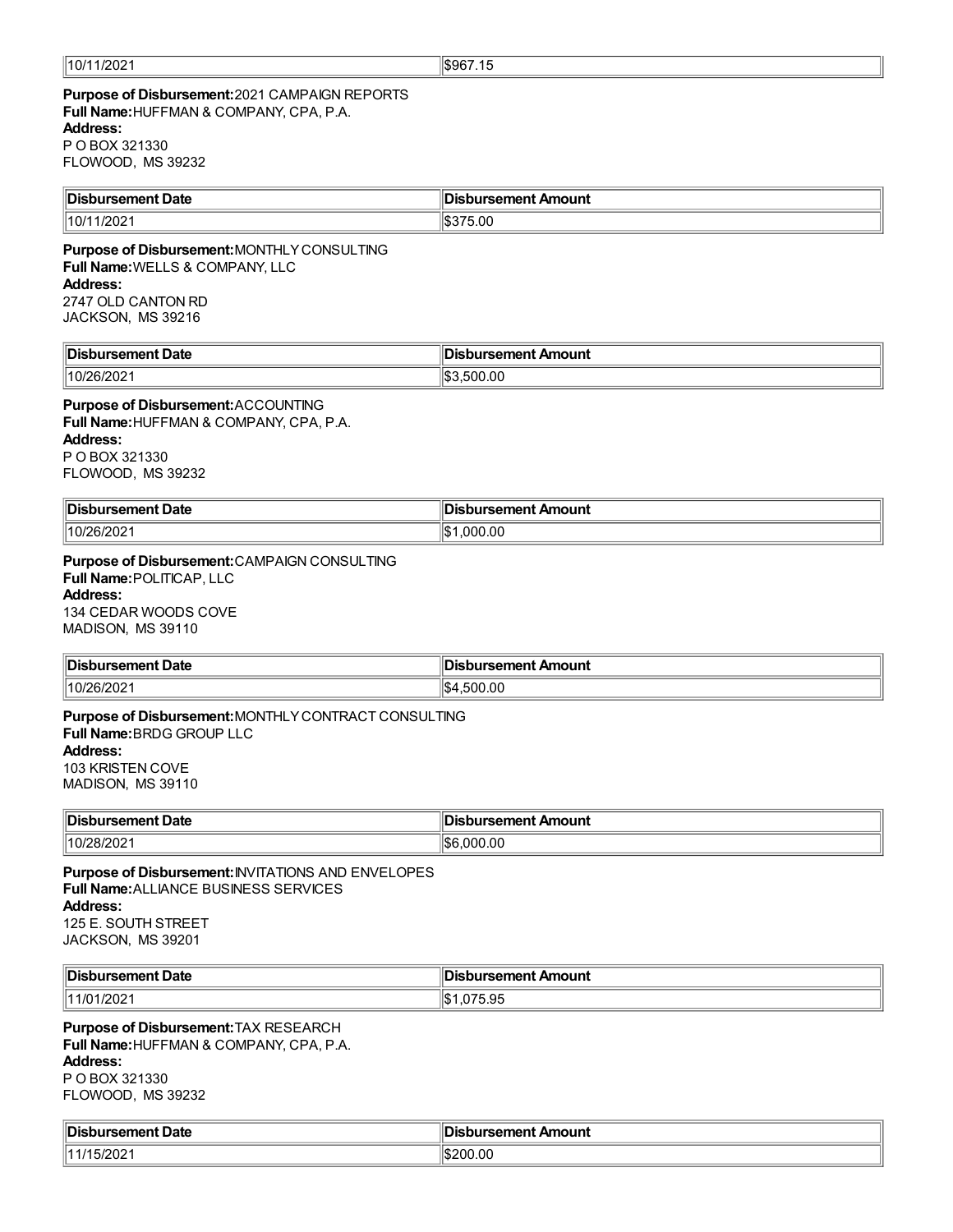| 10/11/2021 | $967.15 |
|---|---|

**Purpose of Disbursement:** 2021 CAMPAIGN REPORTS
**Full Name:** HUFFMAN & COMPANY, CPA, P.A.
**Address:**
P O BOX 321330
FLOWOOD, MS 39232

| Disbursement Date | Disbursement Amount |
|---|---|
| 10/11/2021 | $375.00 |

**Purpose of Disbursement:** MONTHLY CONSULTING
**Full Name:** WELLS & COMPANY, LLC
**Address:**
2747 OLD CANTON RD
JACKSON, MS 39216

| Disbursement Date | Disbursement Amount |
|---|---|
| 10/26/2021 | $3,500.00 |

**Purpose of Disbursement:** ACCOUNTING
**Full Name:** HUFFMAN & COMPANY, CPA, P.A.
**Address:**
P O BOX 321330
FLOWOOD, MS 39232

| Disbursement Date | Disbursement Amount |
|---|---|
| 10/26/2021 | $1,000.00 |

**Purpose of Disbursement:** CAMPAIGN CONSULTING
**Full Name:** POLITICAP, LLC
**Address:**
134 CEDAR WOODS COVE
MADISON, MS 39110

| Disbursement Date | Disbursement Amount |
|---|---|
| 10/26/2021 | $4,500.00 |

**Purpose of Disbursement:** MONTHLY CONTRACT CONSULTING
**Full Name:** BRDG GROUP LLC
**Address:**
103 KRISTEN COVE
MADISON, MS 39110

| Disbursement Date | Disbursement Amount |
|---|---|
| 10/28/2021 | $6,000.00 |

**Purpose of Disbursement:** INVITATIONS AND ENVELOPES
**Full Name:** ALLIANCE BUSINESS SERVICES
**Address:**
125 E. SOUTH STREET
JACKSON, MS 39201

| Disbursement Date | Disbursement Amount |
|---|---|
| 11/01/2021 | $1,075.95 |

**Purpose of Disbursement:** TAX RESEARCH
**Full Name:** HUFFMAN & COMPANY, CPA, P.A.
**Address:**
P O BOX 321330
FLOWOOD, MS 39232

| Disbursement Date | Disbursement Amount |
|---|---|
| 11/15/2021 | $200.00 |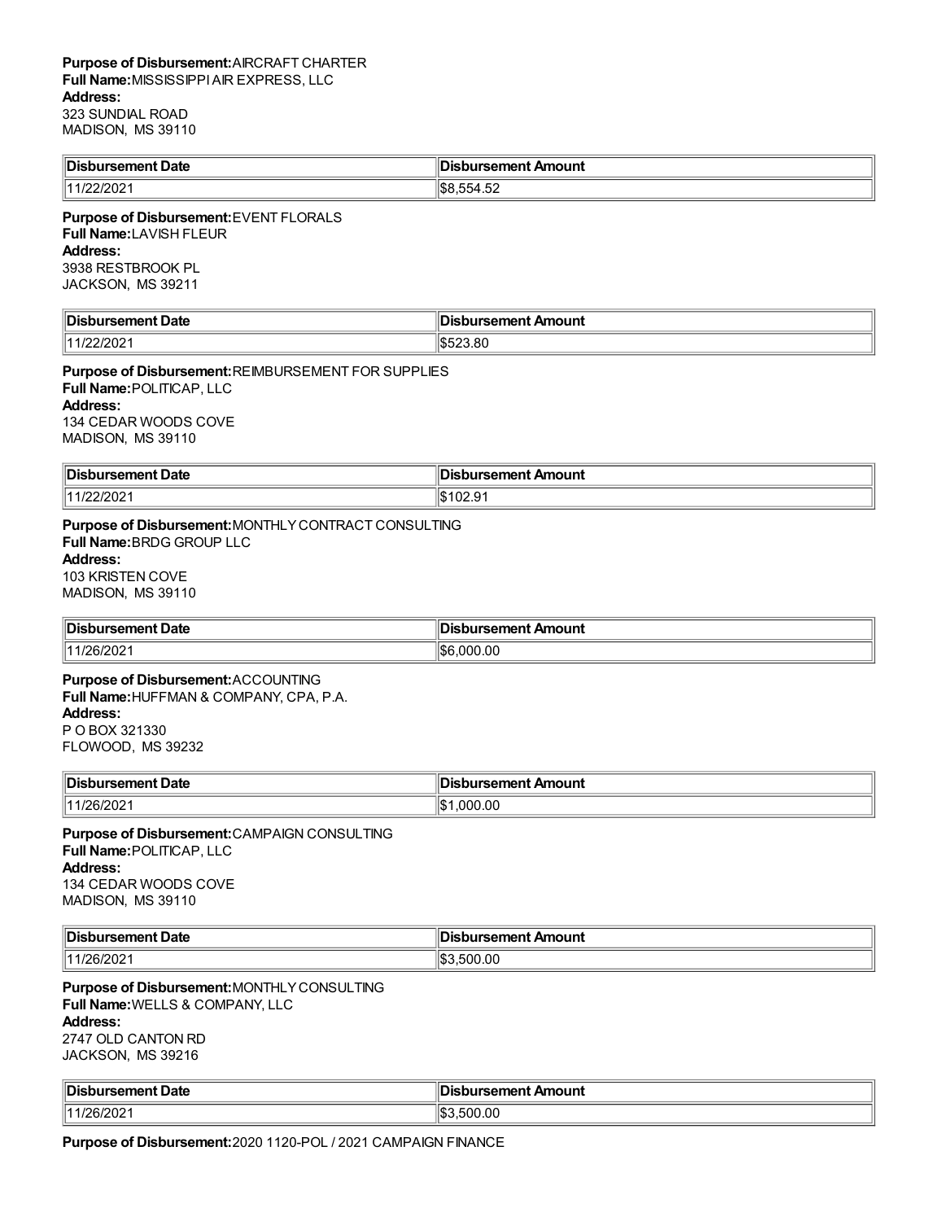**Purpose of Disbursement:** AIRCRAFT CHARTER
**Full Name:** MISSISSIPPI AIR EXPRESS, LLC
**Address:**
323 SUNDIAL ROAD
MADISON, MS 39110

| Disbursement Date | Disbursement Amount |
|---|---|
| 11/22/2021 | $8,554.52 |

**Purpose of Disbursement:** EVENT FLORALS
**Full Name:** LAVISH FLEUR
**Address:**
3938 RESTBROOK PL
JACKSON, MS 39211

| Disbursement Date | Disbursement Amount |
|---|---|
| 11/22/2021 | $523.80 |

**Purpose of Disbursement:** REIMBURSEMENT FOR SUPPLIES
**Full Name:** POLITICAP, LLC
**Address:**
134 CEDAR WOODS COVE
MADISON, MS 39110

| Disbursement Date | Disbursement Amount |
|---|---|
| 11/22/2021 | $102.91 |

**Purpose of Disbursement:** MONTHLY CONTRACT CONSULTING
**Full Name:** BRDG GROUP LLC
**Address:**
103 KRISTEN COVE
MADISON, MS 39110

| Disbursement Date | Disbursement Amount |
|---|---|
| 11/26/2021 | $6,000.00 |

**Purpose of Disbursement:** ACCOUNTING
**Full Name:** HUFFMAN & COMPANY, CPA, P.A.
**Address:**
P O BOX 321330
FLOWOOD, MS 39232

| Disbursement Date | Disbursement Amount |
|---|---|
| 11/26/2021 | $1,000.00 |

**Purpose of Disbursement:** CAMPAIGN CONSULTING
**Full Name:** POLITICAP, LLC
**Address:**
134 CEDAR WOODS COVE
MADISON, MS 39110

| Disbursement Date | Disbursement Amount |
|---|---|
| 11/26/2021 | $3,500.00 |

**Purpose of Disbursement:** MONTHLY CONSULTING
**Full Name:** WELLS & COMPANY, LLC
**Address:**
2747 OLD CANTON RD
JACKSON, MS 39216

| Disbursement Date | Disbursement Amount |
|---|---|
| 11/26/2021 | $3,500.00 |

**Purpose of Disbursement:** 2020 1120-POL / 2021 CAMPAIGN FINANCE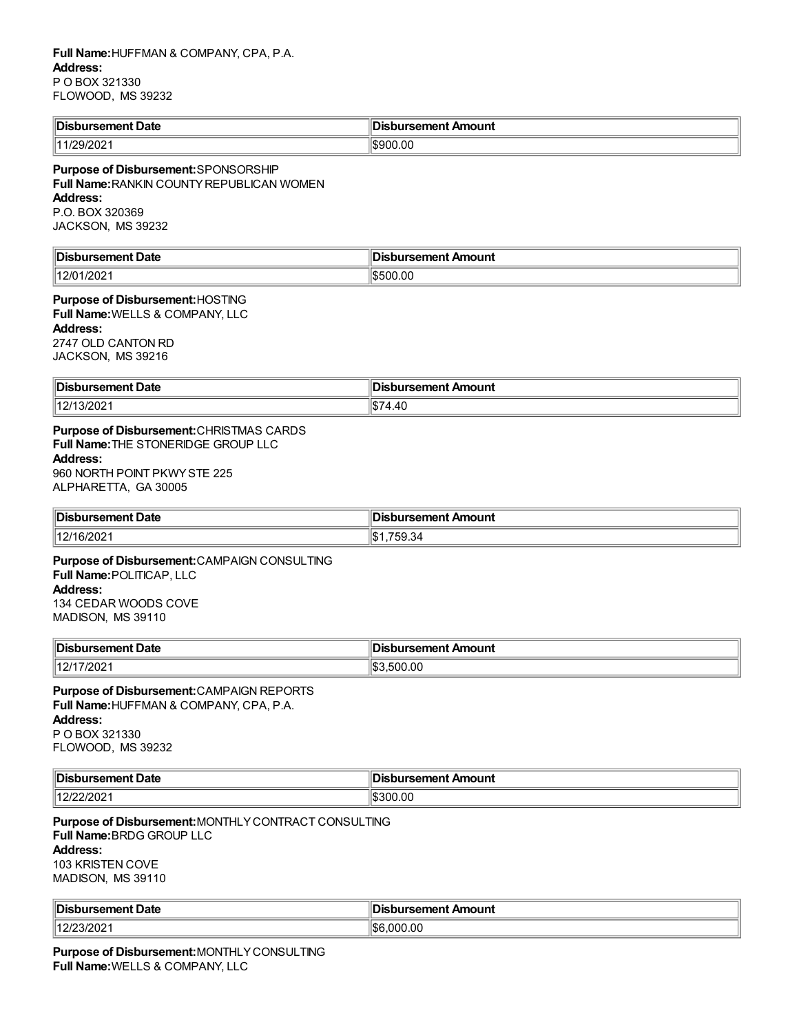**Full Name:** HUFFMAN & COMPANY, CPA, P.A.
**Address:**
P O BOX 321330
FLOWOOD, MS 39232

| Disbursement Date | Disbursement Amount |
|---|---|
| 11/29/2021 | $900.00 |

**Purpose of Disbursement:** SPONSORSHIP
**Full Name:** RANKIN COUNTY REPUBLICAN WOMEN
**Address:**
P.O. BOX 320369
JACKSON, MS 39232

| Disbursement Date | Disbursement Amount |
|---|---|
| 12/01/2021 | $500.00 |

**Purpose of Disbursement:** HOSTING
**Full Name:** WELLS & COMPANY, LLC
**Address:**
2747 OLD CANTON RD
JACKSON, MS 39216

| Disbursement Date | Disbursement Amount |
|---|---|
| 12/13/2021 | $74.40 |

**Purpose of Disbursement:** CHRISTMAS CARDS
**Full Name:** THE STONERIDGE GROUP LLC
**Address:**
960 NORTH POINT PKWY STE 225
ALPHARETTA, GA 30005

| Disbursement Date | Disbursement Amount |
|---|---|
| 12/16/2021 | $1,759.34 |

**Purpose of Disbursement:** CAMPAIGN CONSULTING
**Full Name:** POLITICAP, LLC
**Address:**
134 CEDAR WOODS COVE
MADISON, MS 39110

| Disbursement Date | Disbursement Amount |
|---|---|
| 12/17/2021 | $3,500.00 |

**Purpose of Disbursement:** CAMPAIGN REPORTS
**Full Name:** HUFFMAN & COMPANY, CPA, P.A.
**Address:**
P O BOX 321330
FLOWOOD, MS 39232

| Disbursement Date | Disbursement Amount |
|---|---|
| 12/22/2021 | $300.00 |

**Purpose of Disbursement:** MONTHLY CONTRACT CONSULTING
**Full Name:** BRDG GROUP LLC
**Address:**
103 KRISTEN COVE
MADISON, MS 39110

| Disbursement Date | Disbursement Amount |
|---|---|
| 12/23/2021 | $6,000.00 |

**Purpose of Disbursement:** MONTHLY CONSULTING
**Full Name:** WELLS & COMPANY, LLC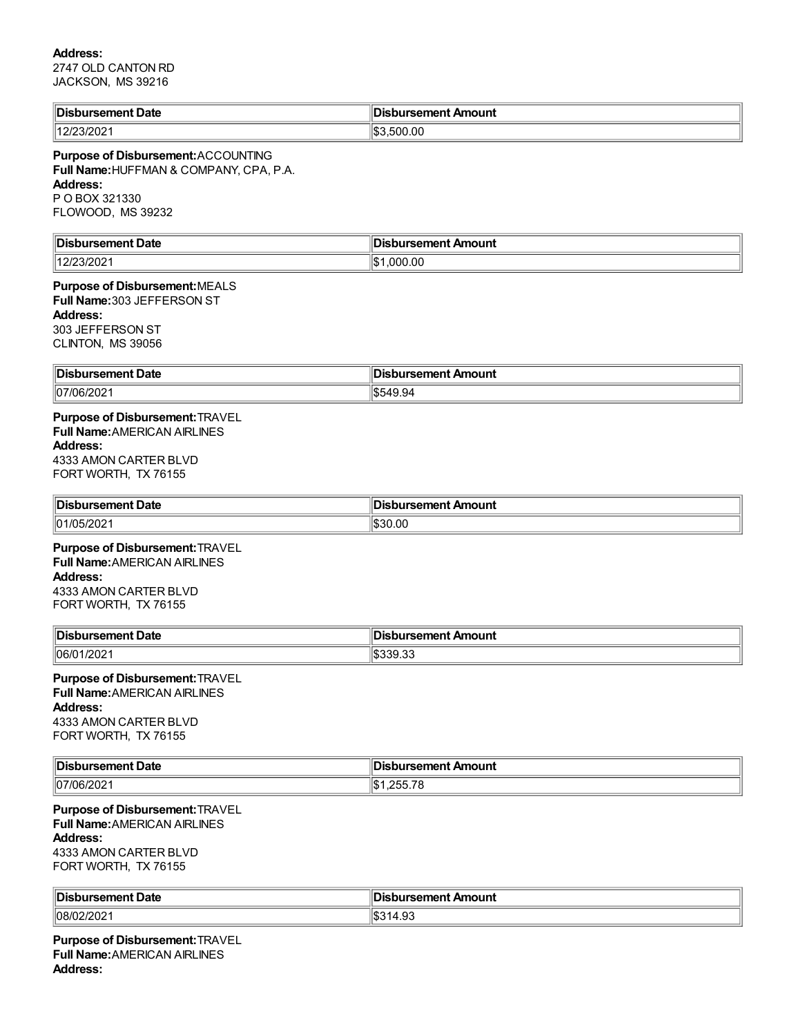**Address:**
2747 OLD CANTON RD
JACKSON, MS 39216

| Disbursement Date | Disbursement Amount |
|---|---|
| 12/23/2021 | $3,500.00 |

**Purpose of Disbursement:** ACCOUNTING
**Full Name:** HUFFMAN & COMPANY, CPA, P.A.
**Address:**
P O BOX 321330
FLOWOOD, MS 39232

| Disbursement Date | Disbursement Amount |
|---|---|
| 12/23/2021 | $1,000.00 |

**Purpose of Disbursement:** MEALS
**Full Name:** 303 JEFFERSON ST
**Address:**
303 JEFFERSON ST
CLINTON, MS 39056

| Disbursement Date | Disbursement Amount |
|---|---|
| 07/06/2021 | $549.94 |

**Purpose of Disbursement:** TRAVEL
**Full Name:** AMERICAN AIRLINES
**Address:**
4333 AMON CARTER BLVD
FORT WORTH, TX 76155

| Disbursement Date | Disbursement Amount |
|---|---|
| 01/05/2021 | $30.00 |

**Purpose of Disbursement:** TRAVEL
**Full Name:** AMERICAN AIRLINES
**Address:**
4333 AMON CARTER BLVD
FORT WORTH, TX 76155

| Disbursement Date | Disbursement Amount |
|---|---|
| 06/01/2021 | $339.33 |

**Purpose of Disbursement:** TRAVEL
**Full Name:** AMERICAN AIRLINES
**Address:**
4333 AMON CARTER BLVD
FORT WORTH, TX 76155

| Disbursement Date | Disbursement Amount |
|---|---|
| 07/06/2021 | $1,255.78 |

**Purpose of Disbursement:** TRAVEL
**Full Name:** AMERICAN AIRLINES
**Address:**
4333 AMON CARTER BLVD
FORT WORTH, TX 76155

| Disbursement Date | Disbursement Amount |
|---|---|
| 08/02/2021 | $314.93 |

**Purpose of Disbursement:** TRAVEL
**Full Name:** AMERICAN AIRLINES
**Address:**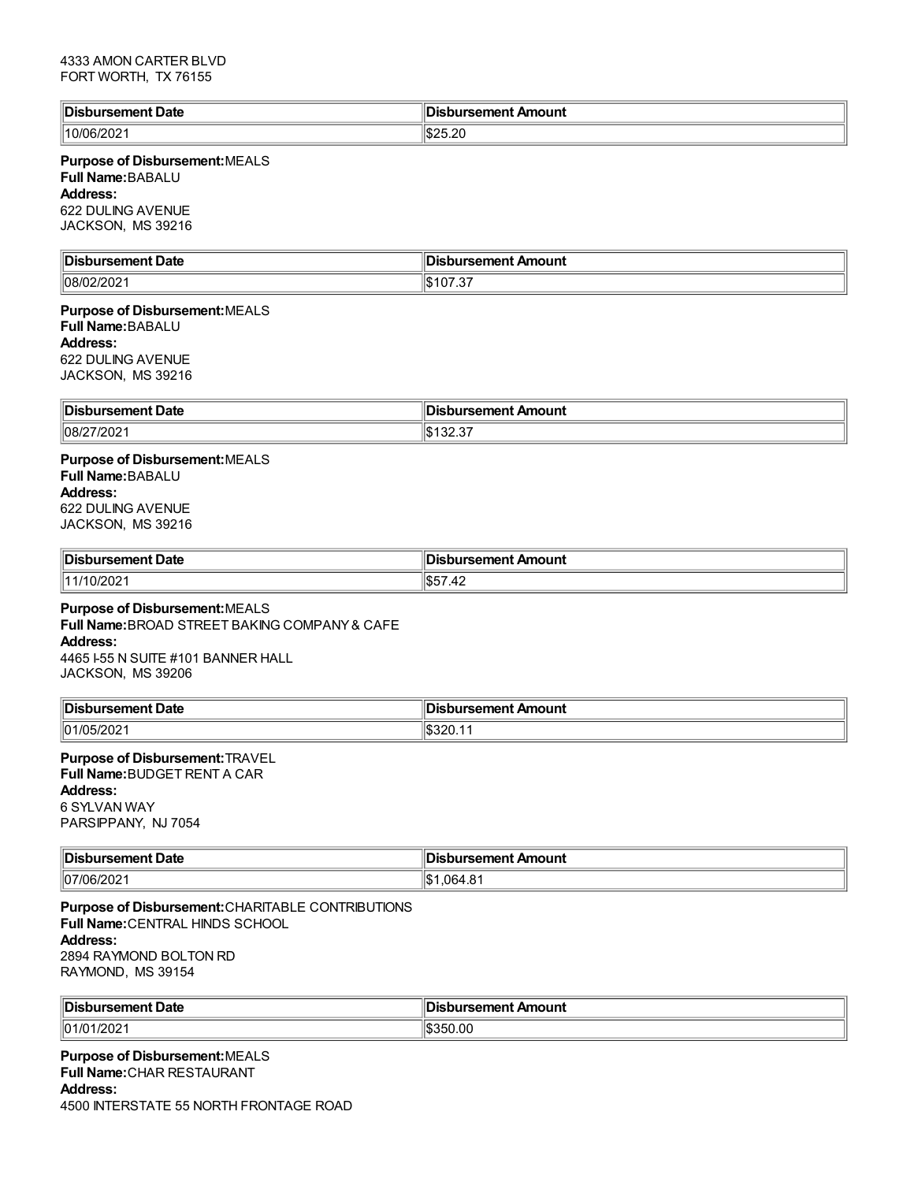4333 AMON CARTER BLVD
FORT WORTH, TX 76155

| Disbursement Date | Disbursement Amount |
|---|---|
| 10/06/2021 | $25.20 |

**Purpose of Disbursement:** MEALS
**Full Name:** BABALU
**Address:**
622 DULING AVENUE
JACKSON, MS 39216

| Disbursement Date | Disbursement Amount |
|---|---|
| 08/02/2021 | $107.37 |

**Purpose of Disbursement:** MEALS
**Full Name:** BABALU
**Address:**
622 DULING AVENUE
JACKSON, MS 39216

| Disbursement Date | Disbursement Amount |
|---|---|
| 08/27/2021 | $132.37 |

**Purpose of Disbursement:** MEALS
**Full Name:** BABALU
**Address:**
622 DULING AVENUE
JACKSON, MS 39216

| Disbursement Date | Disbursement Amount |
|---|---|
| 11/10/2021 | $57.42 |

**Purpose of Disbursement:** MEALS
**Full Name:** BROAD STREET BAKING COMPANY & CAFE
**Address:**
4465 I-55 N SUITE #101 BANNER HALL
JACKSON, MS 39206

| Disbursement Date | Disbursement Amount |
|---|---|
| 01/05/2021 | $320.11 |

**Purpose of Disbursement:** TRAVEL
**Full Name:** BUDGET RENT A CAR
**Address:**
6 SYLVAN WAY
PARSIPPANY, NJ 7054

| Disbursement Date | Disbursement Amount |
|---|---|
| 07/06/2021 | $1,064.81 |

**Purpose of Disbursement:** CHARITABLE CONTRIBUTIONS
**Full Name:** CENTRAL HINDS SCHOOL
**Address:**
2894 RAYMOND BOLTON RD
RAYMOND, MS 39154

| Disbursement Date | Disbursement Amount |
|---|---|
| 01/01/2021 | $350.00 |

**Purpose of Disbursement:** MEALS
**Full Name:** CHAR RESTAURANT
**Address:**
4500 INTERSTATE 55 NORTH FRONTAGE ROAD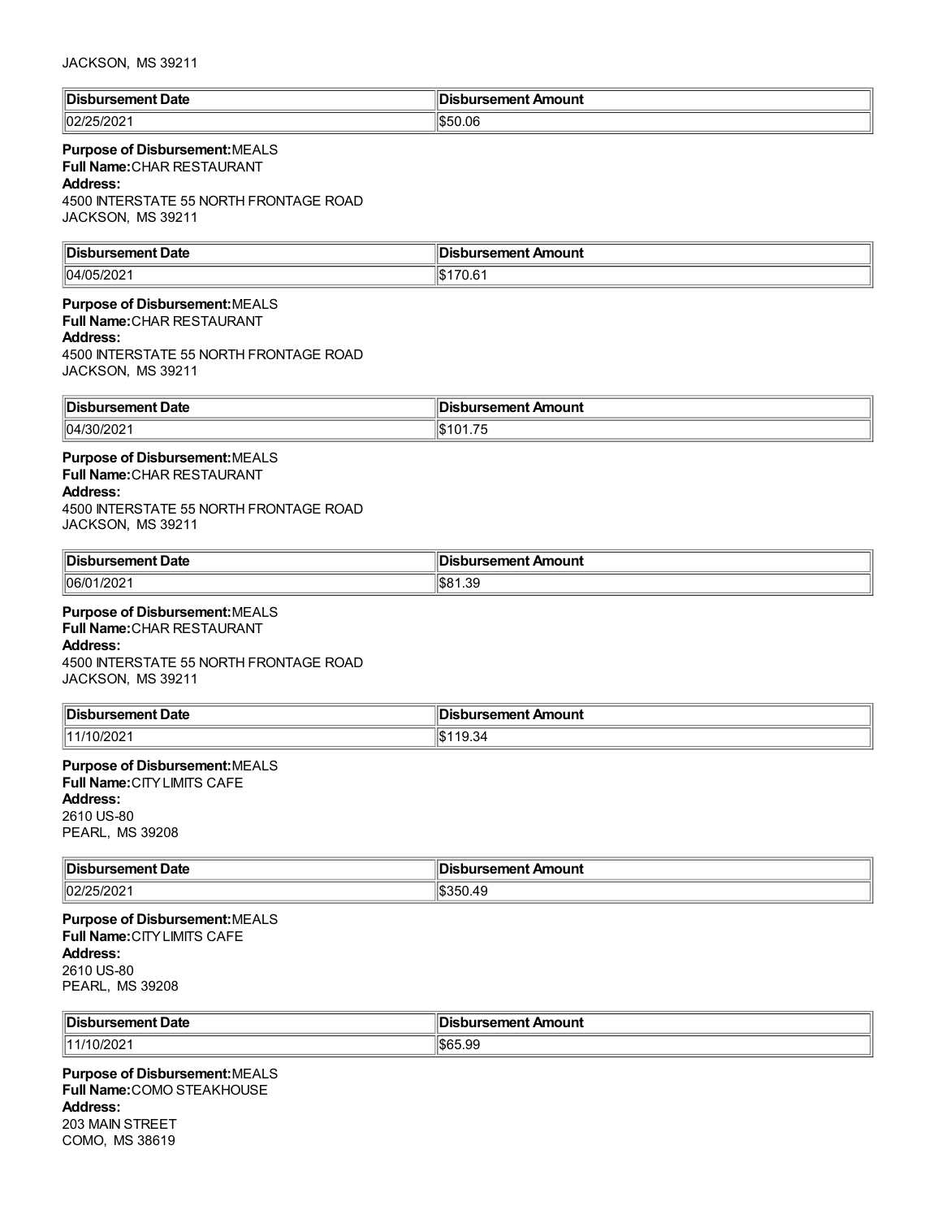JACKSON, MS 39211

| Disbursement Date | Disbursement Amount |
| --- | --- |
| 02/25/2021 | $50.06 |

**Purpose of Disbursement:** MEALS
**Full Name:** CHAR RESTAURANT
**Address:**
4500 INTERSTATE 55 NORTH FRONTAGE ROAD
JACKSON, MS 39211

| Disbursement Date | Disbursement Amount |
| --- | --- |
| 04/05/2021 | $170.61 |

**Purpose of Disbursement:** MEALS
**Full Name:** CHAR RESTAURANT
**Address:**
4500 INTERSTATE 55 NORTH FRONTAGE ROAD
JACKSON, MS 39211

| Disbursement Date | Disbursement Amount |
| --- | --- |
| 04/30/2021 | $101.75 |

**Purpose of Disbursement:** MEALS
**Full Name:** CHAR RESTAURANT
**Address:**
4500 INTERSTATE 55 NORTH FRONTAGE ROAD
JACKSON, MS 39211

| Disbursement Date | Disbursement Amount |
| --- | --- |
| 06/01/2021 | $81.39 |

**Purpose of Disbursement:** MEALS
**Full Name:** CHAR RESTAURANT
**Address:**
4500 INTERSTATE 55 NORTH FRONTAGE ROAD
JACKSON, MS 39211

| Disbursement Date | Disbursement Amount |
| --- | --- |
| 11/10/2021 | $119.34 |

**Purpose of Disbursement:** MEALS
**Full Name:** CITY LIMITS CAFE
**Address:**
2610 US-80
PEARL, MS 39208

| Disbursement Date | Disbursement Amount |
| --- | --- |
| 02/25/2021 | $350.49 |

**Purpose of Disbursement:** MEALS
**Full Name:** CITY LIMITS CAFE
**Address:**
2610 US-80
PEARL, MS 39208

| Disbursement Date | Disbursement Amount |
| --- | --- |
| 11/10/2021 | $65.99 |

**Purpose of Disbursement:** MEALS
**Full Name:** COMO STEAKHOUSE
**Address:**
203 MAIN STREET
COMO, MS 38619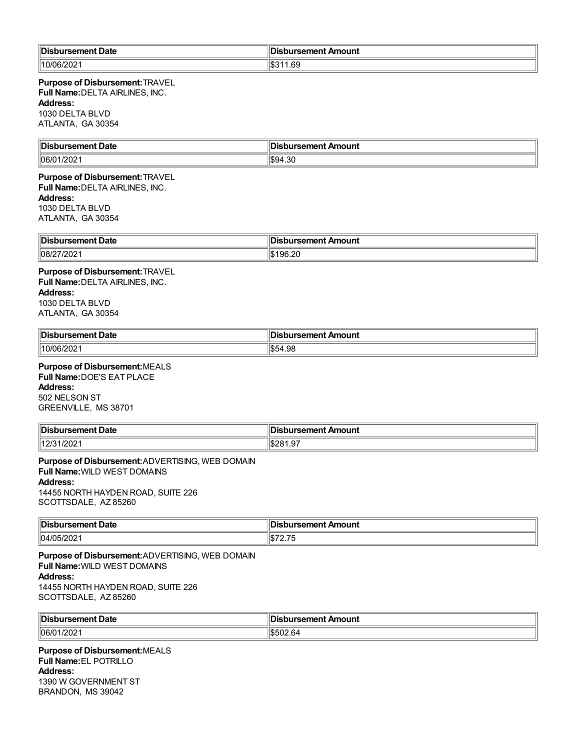| Disbursement Date | Disbursement Amount |
| --- | --- |
| 10/06/2021 | $311.69 |

**Purpose of Disbursement:** TRAVEL
**Full Name:** DELTA AIRLINES, INC.
**Address:**
1030 DELTA BLVD
ATLANTA, GA 30354

| Disbursement Date | Disbursement Amount |
| --- | --- |
| 06/01/2021 | $94.30 |

**Purpose of Disbursement:** TRAVEL
**Full Name:** DELTA AIRLINES, INC.
**Address:**
1030 DELTA BLVD
ATLANTA, GA 30354

| Disbursement Date | Disbursement Amount |
| --- | --- |
| 08/27/2021 | $196.20 |

**Purpose of Disbursement:** TRAVEL
**Full Name:** DELTA AIRLINES, INC.
**Address:**
1030 DELTA BLVD
ATLANTA, GA 30354

| Disbursement Date | Disbursement Amount |
| --- | --- |
| 10/06/2021 | $54.98 |

**Purpose of Disbursement:** MEALS
**Full Name:** DOE'S EAT PLACE
**Address:**
502 NELSON ST
GREENVILLE, MS 38701

| Disbursement Date | Disbursement Amount |
| --- | --- |
| 12/31/2021 | $281.97 |

**Purpose of Disbursement:** ADVERTISING, WEB DOMAIN
**Full Name:** WILD WEST DOMAINS
**Address:**
14455 NORTH HAYDEN ROAD, SUITE 226
SCOTTSDALE, AZ 85260

| Disbursement Date | Disbursement Amount |
| --- | --- |
| 04/05/2021 | $72.75 |

**Purpose of Disbursement:** ADVERTISING, WEB DOMAIN
**Full Name:** WILD WEST DOMAINS
**Address:**
14455 NORTH HAYDEN ROAD, SUITE 226
SCOTTSDALE, AZ 85260

| Disbursement Date | Disbursement Amount |
| --- | --- |
| 06/01/2021 | $502.64 |

**Purpose of Disbursement:** MEALS
**Full Name:** EL POTRILLO
**Address:**
1390 W GOVERNMENT ST
BRANDON, MS 39042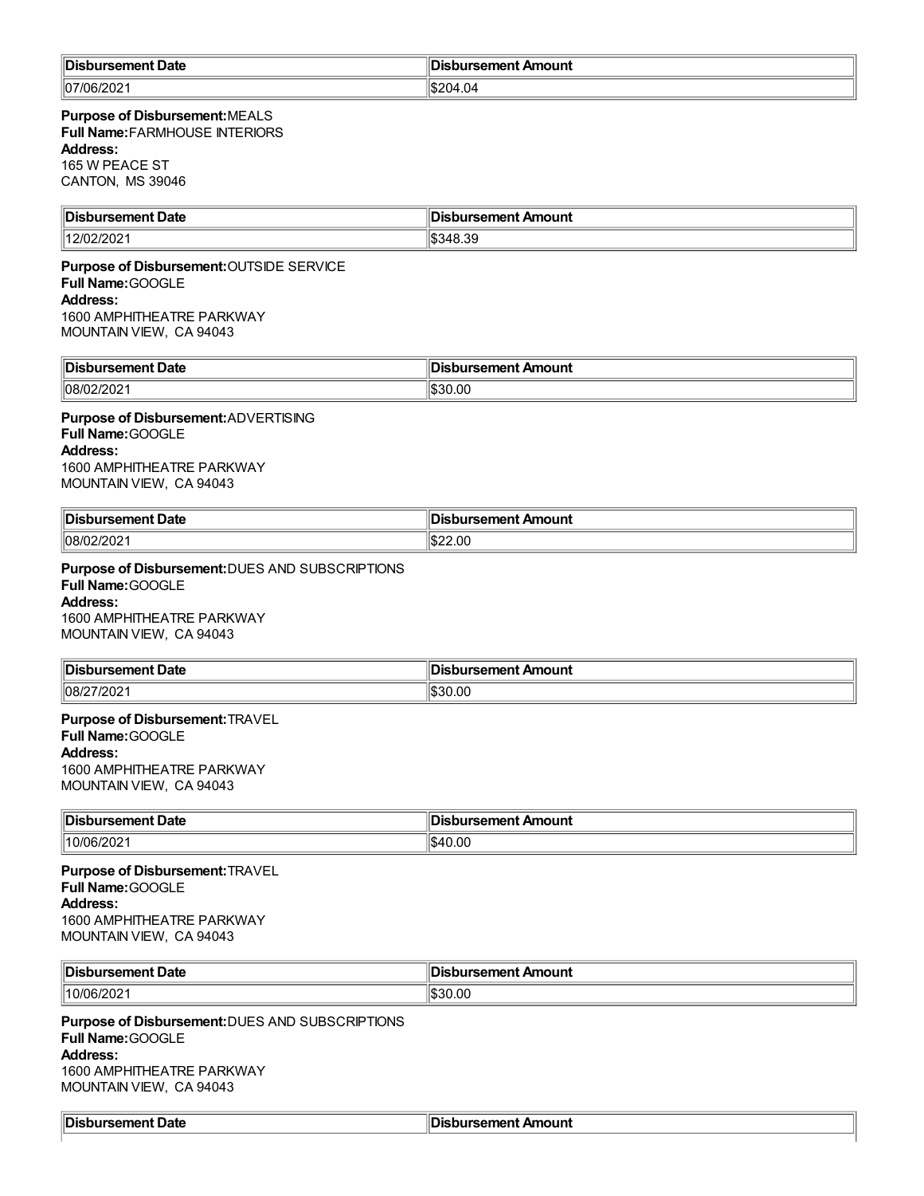| Disbursement Date | Disbursement Amount |
| --- | --- |
| 07/06/2021 | $204.04 |

**Purpose of Disbursement:** MEALS
**Full Name:** FARMHOUSE INTERIORS
**Address:**
165 W PEACE ST
CANTON, MS 39046

| Disbursement Date | Disbursement Amount |
| --- | --- |
| 12/02/2021 | $348.39 |

**Purpose of Disbursement:** OUTSIDE SERVICE
**Full Name:** GOOGLE
**Address:**
1600 AMPHITHEATRE PARKWAY
MOUNTAIN VIEW, CA 94043

| Disbursement Date | Disbursement Amount |
| --- | --- |
| 08/02/2021 | $30.00 |

**Purpose of Disbursement:** ADVERTISING
**Full Name:** GOOGLE
**Address:**
1600 AMPHITHEATRE PARKWAY
MOUNTAIN VIEW, CA 94043

| Disbursement Date | Disbursement Amount |
| --- | --- |
| 08/02/2021 | $22.00 |

**Purpose of Disbursement:** DUES AND SUBSCRIPTIONS
**Full Name:** GOOGLE
**Address:**
1600 AMPHITHEATRE PARKWAY
MOUNTAIN VIEW, CA 94043

| Disbursement Date | Disbursement Amount |
| --- | --- |
| 08/27/2021 | $30.00 |

**Purpose of Disbursement:** TRAVEL
**Full Name:** GOOGLE
**Address:**
1600 AMPHITHEATRE PARKWAY
MOUNTAIN VIEW, CA 94043

| Disbursement Date | Disbursement Amount |
| --- | --- |
| 10/06/2021 | $40.00 |

**Purpose of Disbursement:** TRAVEL
**Full Name:** GOOGLE
**Address:**
1600 AMPHITHEATRE PARKWAY
MOUNTAIN VIEW, CA 94043

| Disbursement Date | Disbursement Amount |
| --- | --- |
| 10/06/2021 | $30.00 |

**Purpose of Disbursement:** DUES AND SUBSCRIPTIONS
**Full Name:** GOOGLE
**Address:**
1600 AMPHITHEATRE PARKWAY
MOUNTAIN VIEW, CA 94043

| Disbursement Date | Disbursement Amount |
| --- | --- |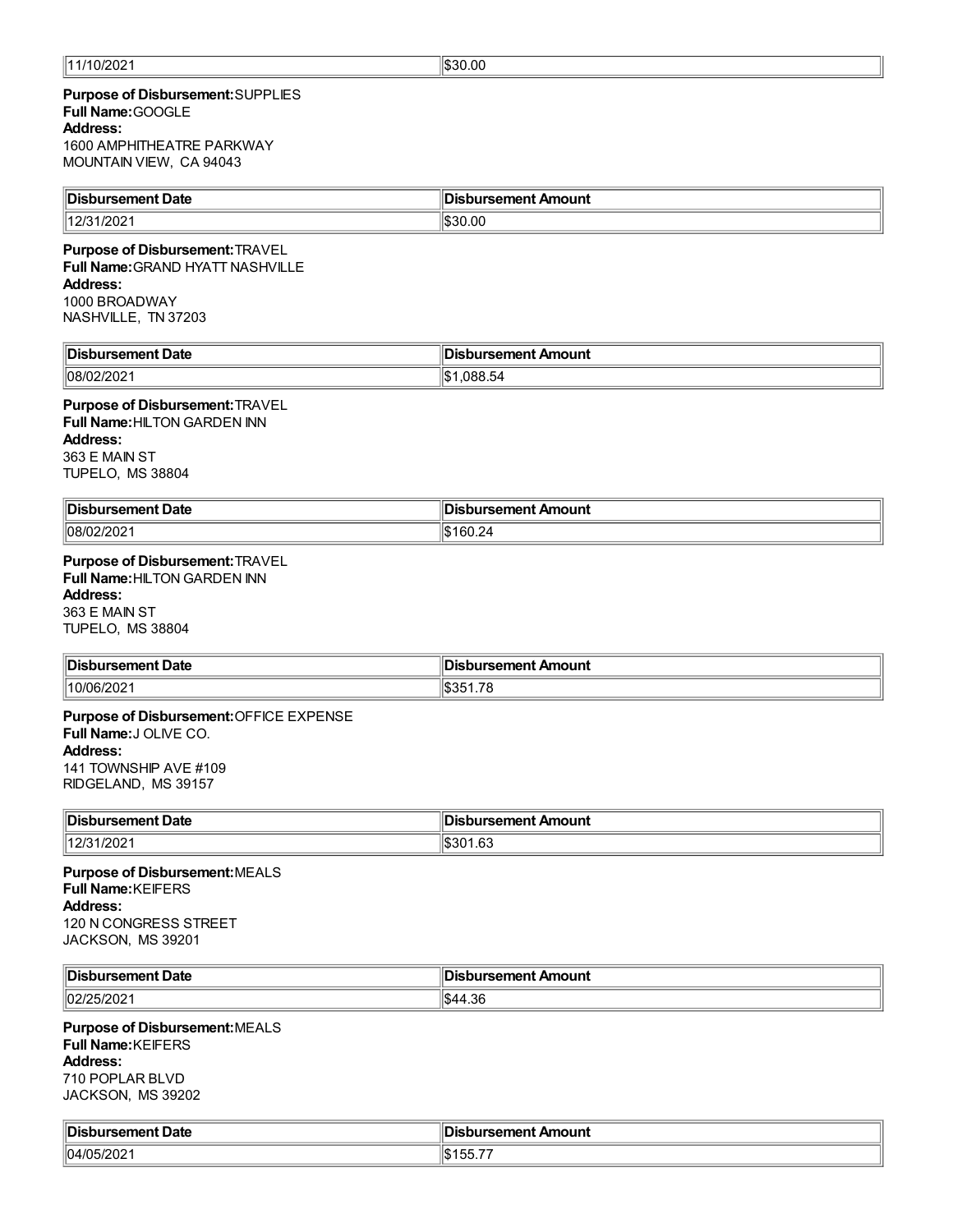| | |
|---|---|
| 11/10/2021 | $30.00 |

**Purpose of Disbursement:** SUPPLIES
**Full Name:** GOOGLE
**Address:**
1600 AMPHITHEATRE PARKWAY
MOUNTAIN VIEW, CA 94043

| Disbursement Date | Disbursement Amount |
|---|---|
| 12/31/2021 | $30.00 |

**Purpose of Disbursement:** TRAVEL
**Full Name:** GRAND HYATT NASHVILLE
**Address:**
1000 BROADWAY
NASHVILLE, TN 37203

| Disbursement Date | Disbursement Amount |
|---|---|
| 08/02/2021 | $1,088.54 |

**Purpose of Disbursement:** TRAVEL
**Full Name:** HILTON GARDEN INN
**Address:**
363 E MAIN ST
TUPELO, MS 38804

| Disbursement Date | Disbursement Amount |
|---|---|
| 08/02/2021 | $160.24 |

**Purpose of Disbursement:** TRAVEL
**Full Name:** HILTON GARDEN INN
**Address:**
363 E MAIN ST
TUPELO, MS 38804

| Disbursement Date | Disbursement Amount |
|---|---|
| 10/06/2021 | $351.78 |

**Purpose of Disbursement:** OFFICE EXPENSE
**Full Name:** J OLIVE CO.
**Address:**
141 TOWNSHIP AVE #109
RIDGELAND, MS 39157

| Disbursement Date | Disbursement Amount |
|---|---|
| 12/31/2021 | $301.63 |

**Purpose of Disbursement:** MEALS
**Full Name:** KEIFERS
**Address:**
120 N CONGRESS STREET
JACKSON, MS 39201

| Disbursement Date | Disbursement Amount |
|---|---|
| 02/25/2021 | $44.36 |

**Purpose of Disbursement:** MEALS
**Full Name:** KEIFERS
**Address:**
710 POPLAR BLVD
JACKSON, MS 39202

| Disbursement Date | Disbursement Amount |
|---|---|
| 04/05/2021 | $155.77 |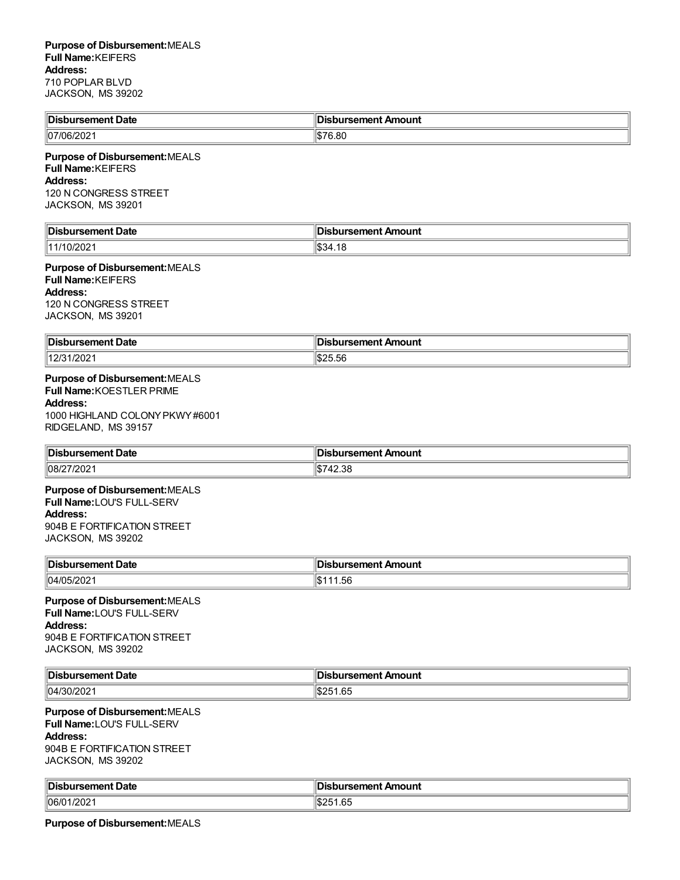**Purpose of Disbursement:** MEALS
**Full Name:** KEIFERS
**Address:**
710 POPLAR BLVD
JACKSON, MS 39202

| Disbursement Date | Disbursement Amount |
|---|---|
| 07/06/2021 | $76.80 |

**Purpose of Disbursement:** MEALS
**Full Name:** KEIFERS
**Address:**
120 N CONGRESS STREET
JACKSON, MS 39201

| Disbursement Date | Disbursement Amount |
|---|---|
| 11/10/2021 | $34.18 |

**Purpose of Disbursement:** MEALS
**Full Name:** KEIFERS
**Address:**
120 N CONGRESS STREET
JACKSON, MS 39201

| Disbursement Date | Disbursement Amount |
|---|---|
| 12/31/2021 | $25.56 |

**Purpose of Disbursement:** MEALS
**Full Name:** KOESTLER PRIME
**Address:**
1000 HIGHLAND COLONY PKWY #6001
RIDGELAND, MS 39157

| Disbursement Date | Disbursement Amount |
|---|---|
| 08/27/2021 | $742.38 |

**Purpose of Disbursement:** MEALS
**Full Name:** LOU'S FULL-SERV
**Address:**
904B E FORTIFICATION STREET
JACKSON, MS 39202

| Disbursement Date | Disbursement Amount |
|---|---|
| 04/05/2021 | $111.56 |

**Purpose of Disbursement:** MEALS
**Full Name:** LOU'S FULL-SERV
**Address:**
904B E FORTIFICATION STREET
JACKSON, MS 39202

| Disbursement Date | Disbursement Amount |
|---|---|
| 04/30/2021 | $251.65 |

**Purpose of Disbursement:** MEALS
**Full Name:** LOU'S FULL-SERV
**Address:**
904B E FORTIFICATION STREET
JACKSON, MS 39202

| Disbursement Date | Disbursement Amount |
|---|---|
| 06/01/2021 | $251.65 |

**Purpose of Disbursement:** MEALS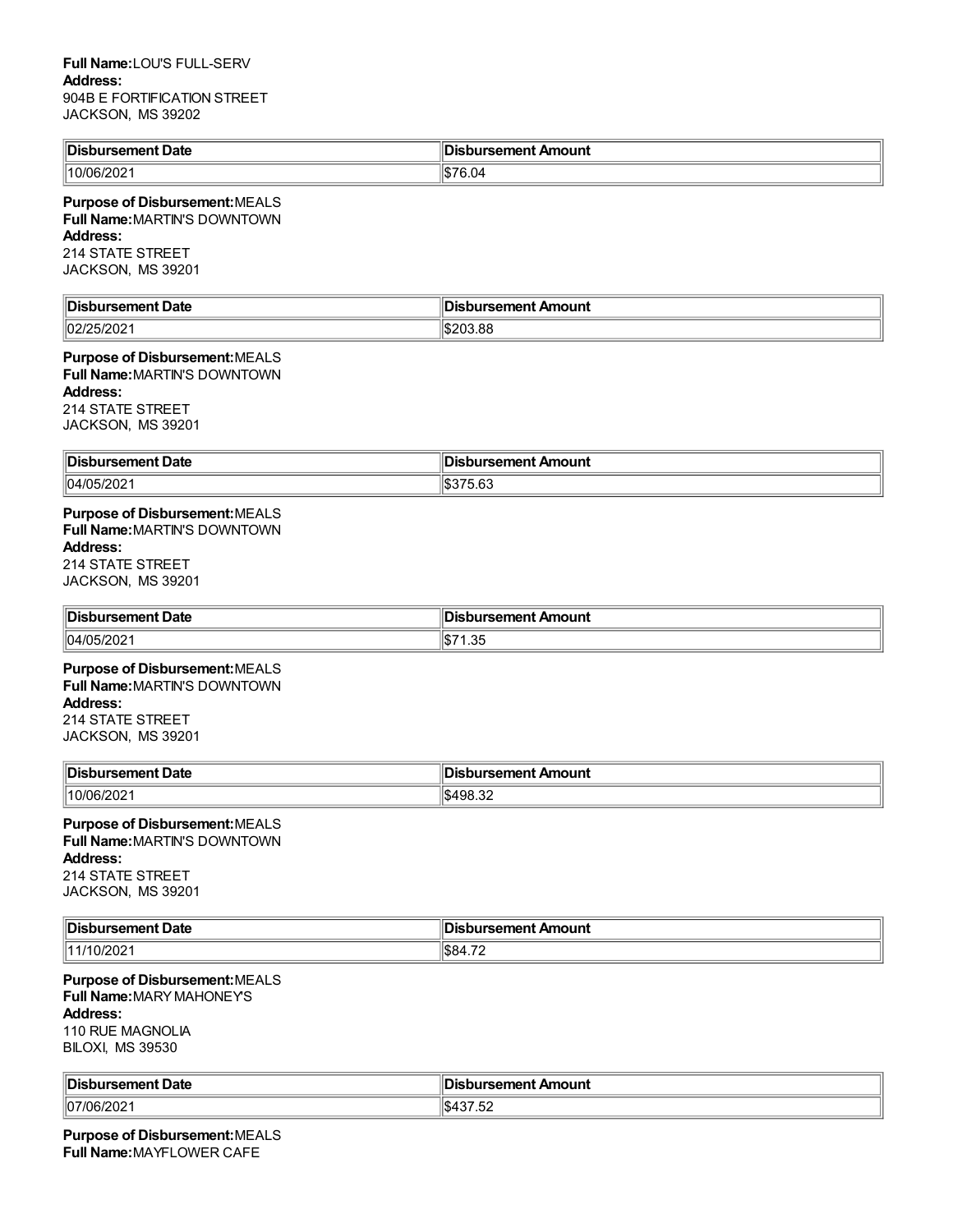**Full Name:** LOU'S FULL-SERV
**Address:**
904B E FORTIFICATION STREET
JACKSON, MS 39202

| Disbursement Date | Disbursement Amount |
|---|---|
| 10/06/2021 | $76.04 |

**Purpose of Disbursement:** MEALS
**Full Name:** MARTIN'S DOWNTOWN
**Address:**
214 STATE STREET
JACKSON, MS 39201

| Disbursement Date | Disbursement Amount |
|---|---|
| 02/25/2021 | $203.88 |

**Purpose of Disbursement:** MEALS
**Full Name:** MARTIN'S DOWNTOWN
**Address:**
214 STATE STREET
JACKSON, MS 39201

| Disbursement Date | Disbursement Amount |
|---|---|
| 04/05/2021 | $375.63 |

**Purpose of Disbursement:** MEALS
**Full Name:** MARTIN'S DOWNTOWN
**Address:**
214 STATE STREET
JACKSON, MS 39201

| Disbursement Date | Disbursement Amount |
|---|---|
| 04/05/2021 | $71.35 |

**Purpose of Disbursement:** MEALS
**Full Name:** MARTIN'S DOWNTOWN
**Address:**
214 STATE STREET
JACKSON, MS 39201

| Disbursement Date | Disbursement Amount |
|---|---|
| 10/06/2021 | $498.32 |

**Purpose of Disbursement:** MEALS
**Full Name:** MARTIN'S DOWNTOWN
**Address:**
214 STATE STREET
JACKSON, MS 39201

| Disbursement Date | Disbursement Amount |
|---|---|
| 11/10/2021 | $84.72 |

**Purpose of Disbursement:** MEALS
**Full Name:** MARY MAHONEY'S
**Address:**
110 RUE MAGNOLIA
BILOXI, MS 39530

| Disbursement Date | Disbursement Amount |
|---|---|
| 07/06/2021 | $437.52 |

**Purpose of Disbursement:** MEALS
**Full Name:** MAYFLOWER CAFE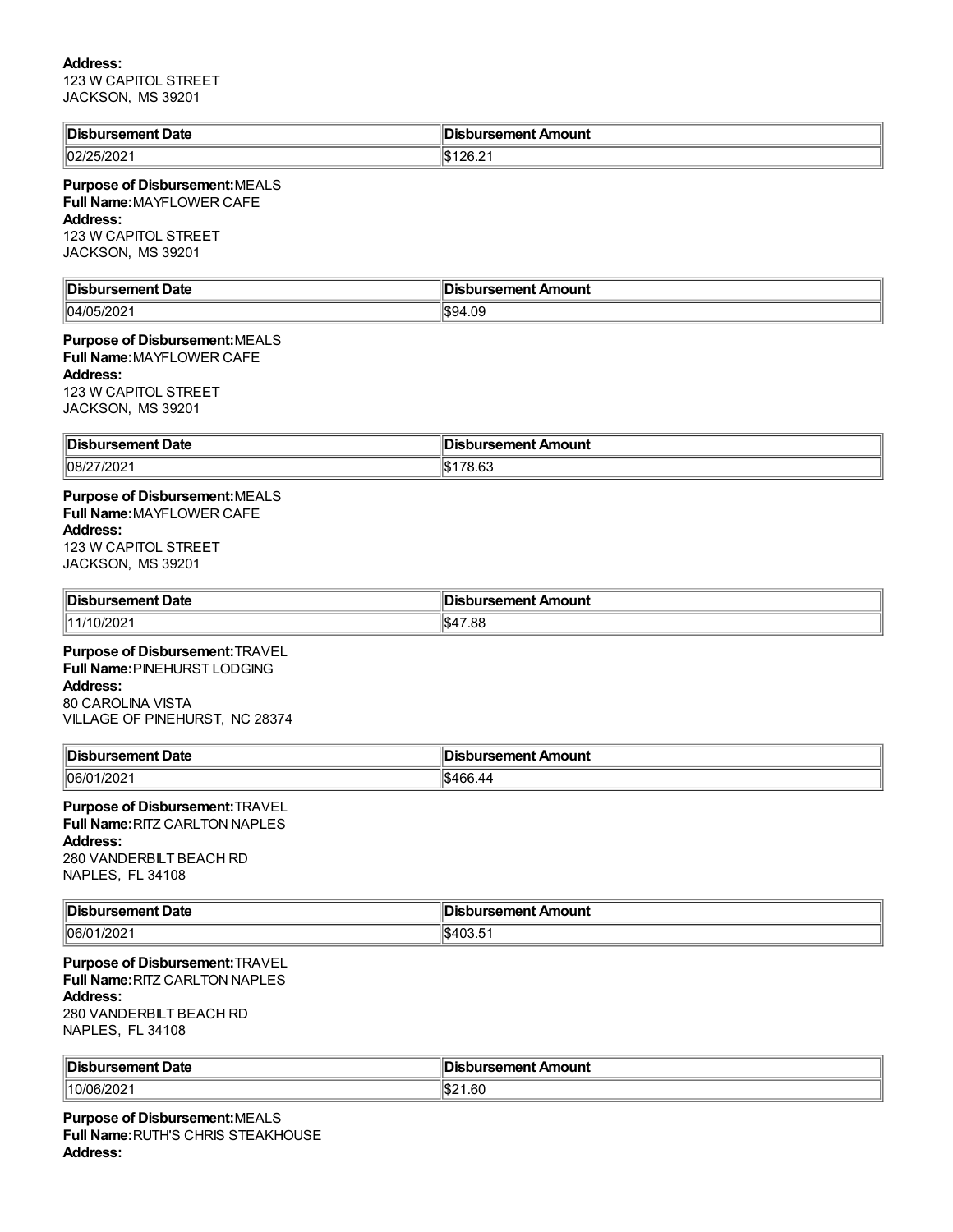**Address:**
123 W CAPITOL STREET
JACKSON, MS 39201

| Disbursement Date | Disbursement Amount |
| --- | --- |
| 02/25/2021 | $126.21 |

**Purpose of Disbursement:** MEALS
**Full Name:** MAYFLOWER CAFE
**Address:**
123 W CAPITOL STREET
JACKSON, MS 39201

| Disbursement Date | Disbursement Amount |
| --- | --- |
| 04/05/2021 | $94.09 |

**Purpose of Disbursement:** MEALS
**Full Name:** MAYFLOWER CAFE
**Address:**
123 W CAPITOL STREET
JACKSON, MS 39201

| Disbursement Date | Disbursement Amount |
| --- | --- |
| 08/27/2021 | $178.63 |

**Purpose of Disbursement:** MEALS
**Full Name:** MAYFLOWER CAFE
**Address:**
123 W CAPITOL STREET
JACKSON, MS 39201

| Disbursement Date | Disbursement Amount |
| --- | --- |
| 11/10/2021 | $47.88 |

**Purpose of Disbursement:** TRAVEL
**Full Name:** PINEHURST LODGING
**Address:**
80 CAROLINA VISTA
VILLAGE OF PINEHURST, NC 28374

| Disbursement Date | Disbursement Amount |
| --- | --- |
| 06/01/2021 | $466.44 |

**Purpose of Disbursement:** TRAVEL
**Full Name:** RITZ CARLTON NAPLES
**Address:**
280 VANDERBILT BEACH RD
NAPLES, FL 34108

| Disbursement Date | Disbursement Amount |
| --- | --- |
| 06/01/2021 | $403.51 |

**Purpose of Disbursement:** TRAVEL
**Full Name:** RITZ CARLTON NAPLES
**Address:**
280 VANDERBILT BEACH RD
NAPLES, FL 34108

| Disbursement Date | Disbursement Amount |
| --- | --- |
| 10/06/2021 | $21.60 |

**Purpose of Disbursement:** MEALS
**Full Name:** RUTH'S CHRIS STEAKHOUSE
**Address:**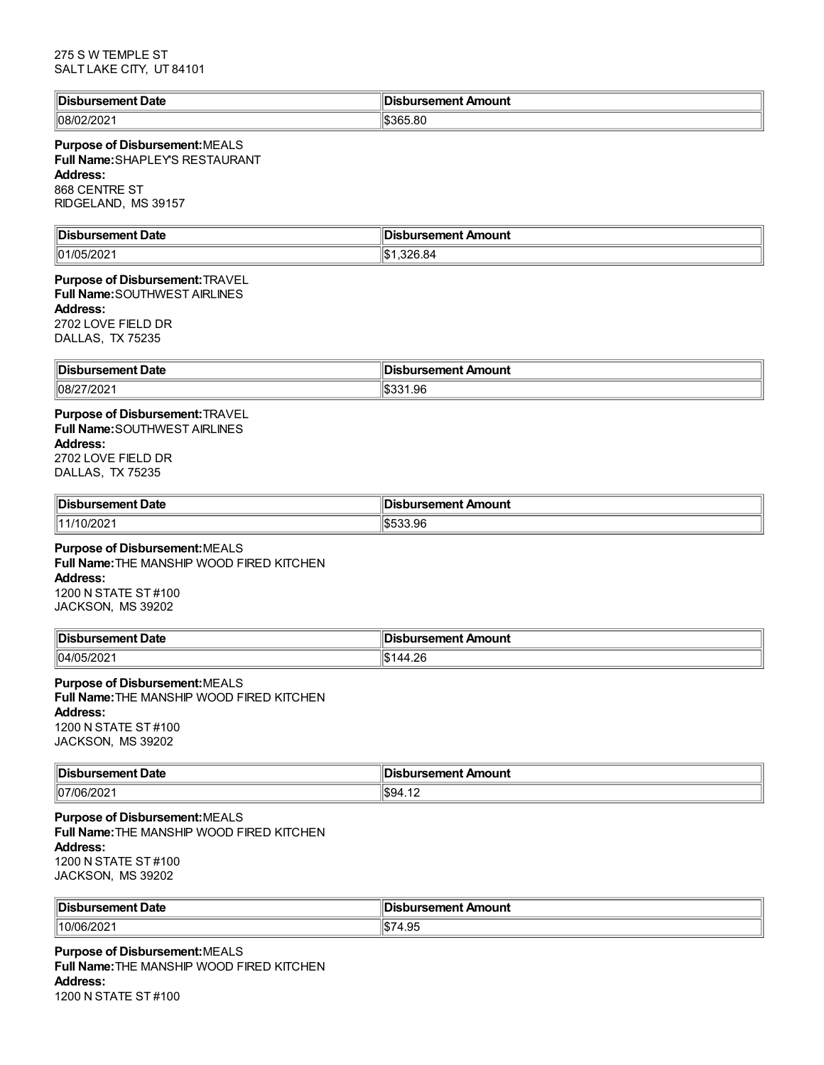275 S W TEMPLE ST
SALT LAKE CITY, UT 84101

| Disbursement Date | Disbursement Amount |
| --- | --- |
| 08/02/2021 | $365.80 |

**Purpose of Disbursement:** MEALS
**Full Name:** SHAPLEY'S RESTAURANT
**Address:**
868 CENTRE ST
RIDGELAND, MS 39157

| Disbursement Date | Disbursement Amount |
| --- | --- |
| 01/05/2021 | $1,326.84 |

**Purpose of Disbursement:** TRAVEL
**Full Name:** SOUTHWEST AIRLINES
**Address:**
2702 LOVE FIELD DR
DALLAS, TX 75235

| Disbursement Date | Disbursement Amount |
| --- | --- |
| 08/27/2021 | $331.96 |

**Purpose of Disbursement:** TRAVEL
**Full Name:** SOUTHWEST AIRLINES
**Address:**
2702 LOVE FIELD DR
DALLAS, TX 75235

| Disbursement Date | Disbursement Amount |
| --- | --- |
| 11/10/2021 | $533.96 |

**Purpose of Disbursement:** MEALS
**Full Name:** THE MANSHIP WOOD FIRED KITCHEN
**Address:**
1200 N STATE ST #100
JACKSON, MS 39202

| Disbursement Date | Disbursement Amount |
| --- | --- |
| 04/05/2021 | $144.26 |

**Purpose of Disbursement:** MEALS
**Full Name:** THE MANSHIP WOOD FIRED KITCHEN
**Address:**
1200 N STATE ST #100
JACKSON, MS 39202

| Disbursement Date | Disbursement Amount |
| --- | --- |
| 07/06/2021 | $94.12 |

**Purpose of Disbursement:** MEALS
**Full Name:** THE MANSHIP WOOD FIRED KITCHEN
**Address:**
1200 N STATE ST #100
JACKSON, MS 39202

| Disbursement Date | Disbursement Amount |
| --- | --- |
| 10/06/2021 | $74.95 |

**Purpose of Disbursement:** MEALS
**Full Name:** THE MANSHIP WOOD FIRED KITCHEN
**Address:**
1200 N STATE ST #100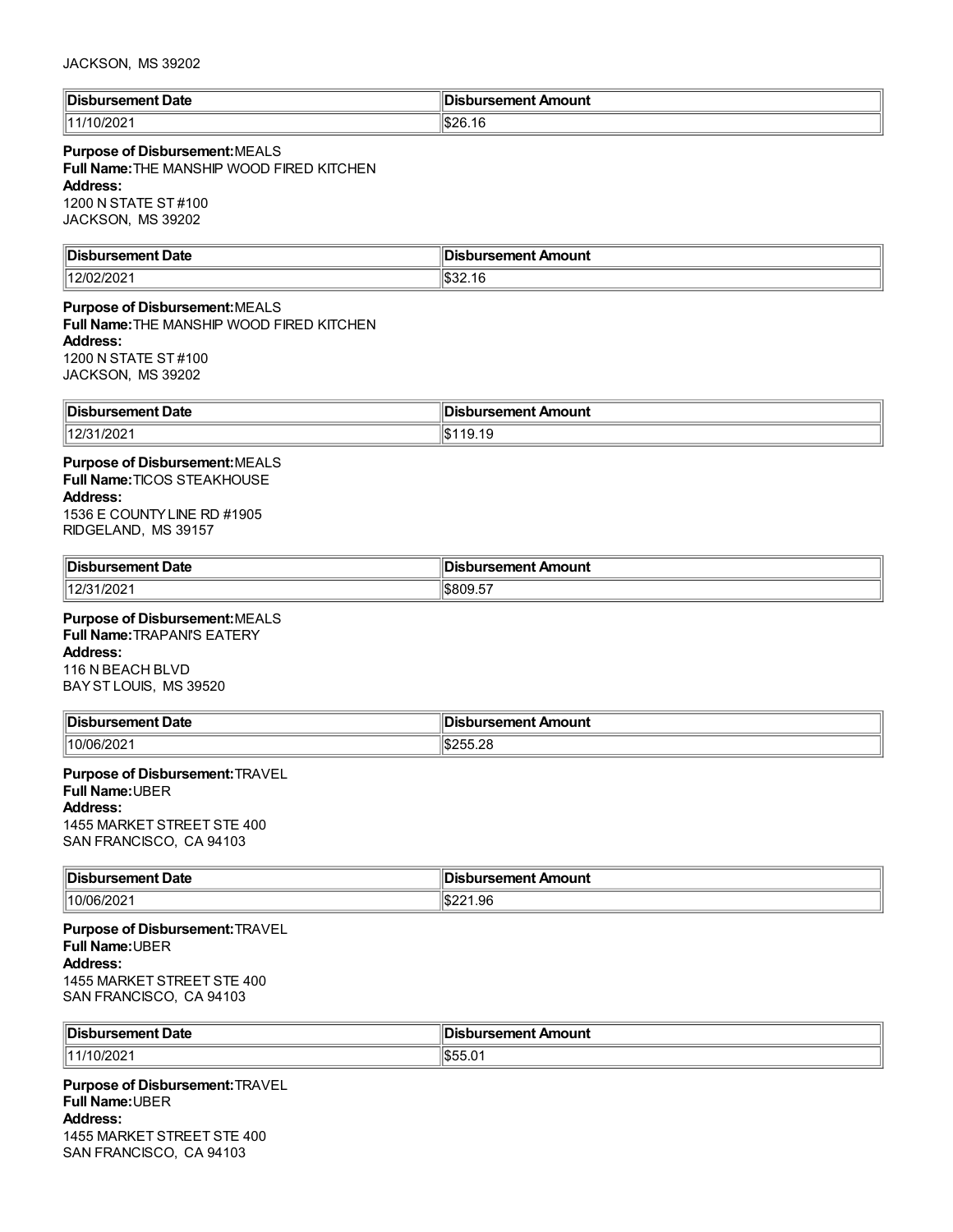JACKSON, MS 39202

| Disbursement Date | Disbursement Amount |
|---|---|
| 11/10/2021 | $26.16 |

**Purpose of Disbursement:** MEALS
**Full Name:** THE MANSHIP WOOD FIRED KITCHEN
**Address:**
1200 N STATE ST #100
JACKSON, MS 39202

| Disbursement Date | Disbursement Amount |
|---|---|
| 12/02/2021 | $32.16 |

**Purpose of Disbursement:** MEALS
**Full Name:** THE MANSHIP WOOD FIRED KITCHEN
**Address:**
1200 N STATE ST #100
JACKSON, MS 39202

| Disbursement Date | Disbursement Amount |
|---|---|
| 12/31/2021 | $119.19 |

**Purpose of Disbursement:** MEALS
**Full Name:** TICOS STEAKHOUSE
**Address:**
1536 E COUNTY LINE RD #1905
RIDGELAND, MS 39157

| Disbursement Date | Disbursement Amount |
|---|---|
| 12/31/2021 | $809.57 |

**Purpose of Disbursement:** MEALS
**Full Name:** TRAPANI'S EATERY
**Address:**
116 N BEACH BLVD
BAY ST LOUIS, MS 39520

| Disbursement Date | Disbursement Amount |
|---|---|
| 10/06/2021 | $255.28 |

**Purpose of Disbursement:** TRAVEL
**Full Name:** UBER
**Address:**
1455 MARKET STREET STE 400
SAN FRANCISCO, CA 94103

| Disbursement Date | Disbursement Amount |
|---|---|
| 10/06/2021 | $221.96 |

**Purpose of Disbursement:** TRAVEL
**Full Name:** UBER
**Address:**
1455 MARKET STREET STE 400
SAN FRANCISCO, CA 94103

| Disbursement Date | Disbursement Amount |
|---|---|
| 11/10/2021 | $55.01 |

**Purpose of Disbursement:** TRAVEL
**Full Name:** UBER
**Address:**
1455 MARKET STREET STE 400
SAN FRANCISCO, CA 94103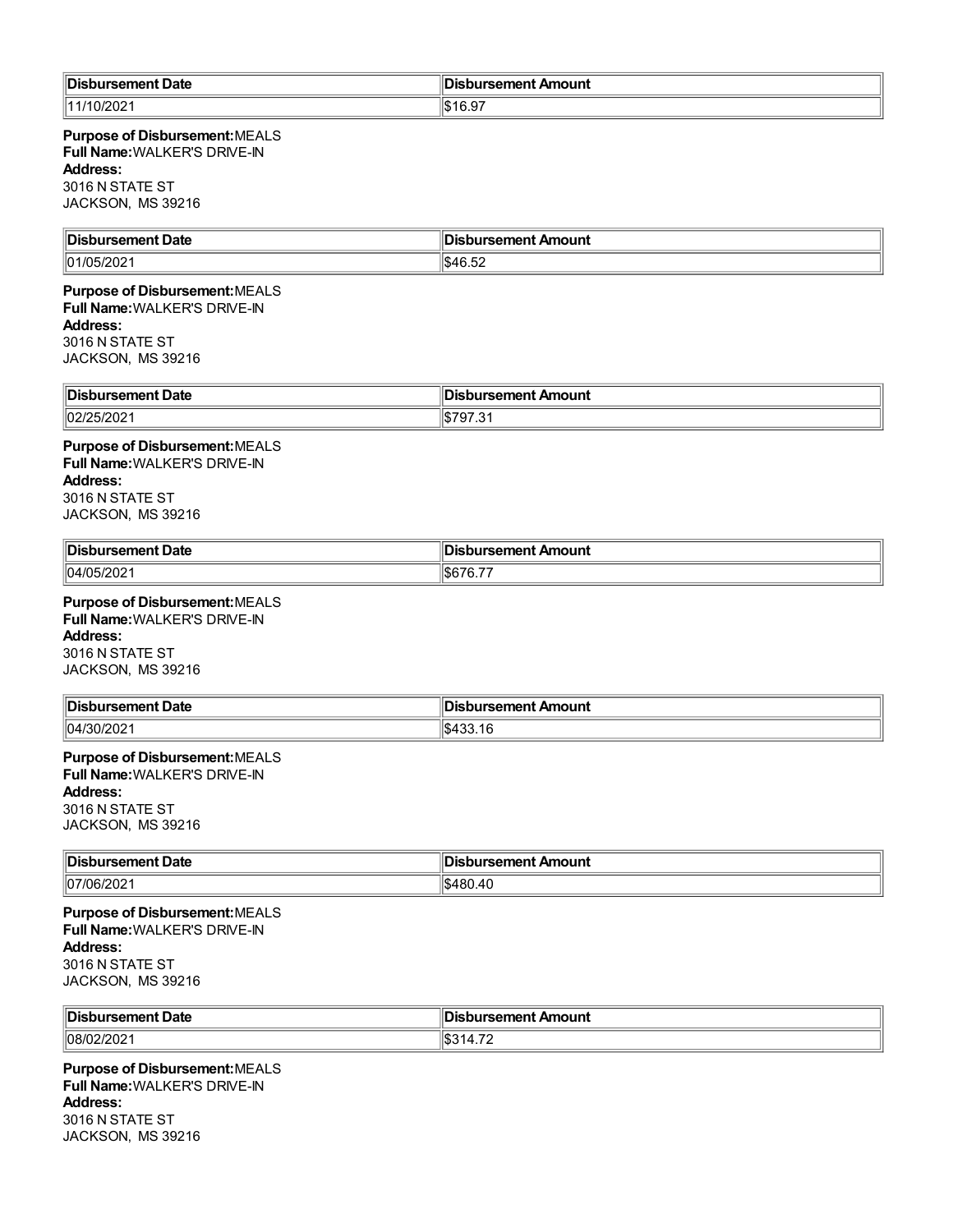| Disbursement Date | Disbursement Amount |
| --- | --- |
| 11/10/2021 | $16.97 |

**Purpose of Disbursement:** MEALS
**Full Name:** WALKER'S DRIVE-IN
**Address:**
3016 N STATE ST
JACKSON, MS 39216

| Disbursement Date | Disbursement Amount |
| --- | --- |
| 01/05/2021 | $46.52 |

**Purpose of Disbursement:** MEALS
**Full Name:** WALKER'S DRIVE-IN
**Address:**
3016 N STATE ST
JACKSON, MS 39216

| Disbursement Date | Disbursement Amount |
| --- | --- |
| 02/25/2021 | $797.31 |

**Purpose of Disbursement:** MEALS
**Full Name:** WALKER'S DRIVE-IN
**Address:**
3016 N STATE ST
JACKSON, MS 39216

| Disbursement Date | Disbursement Amount |
| --- | --- |
| 04/05/2021 | $676.77 |

**Purpose of Disbursement:** MEALS
**Full Name:** WALKER'S DRIVE-IN
**Address:**
3016 N STATE ST
JACKSON, MS 39216

| Disbursement Date | Disbursement Amount |
| --- | --- |
| 04/30/2021 | $433.16 |

**Purpose of Disbursement:** MEALS
**Full Name:** WALKER'S DRIVE-IN
**Address:**
3016 N STATE ST
JACKSON, MS 39216

| Disbursement Date | Disbursement Amount |
| --- | --- |
| 07/06/2021 | $480.40 |

**Purpose of Disbursement:** MEALS
**Full Name:** WALKER'S DRIVE-IN
**Address:**
3016 N STATE ST
JACKSON, MS 39216

| Disbursement Date | Disbursement Amount |
| --- | --- |
| 08/02/2021 | $314.72 |

**Purpose of Disbursement:** MEALS
**Full Name:** WALKER'S DRIVE-IN
**Address:**
3016 N STATE ST
JACKSON, MS 39216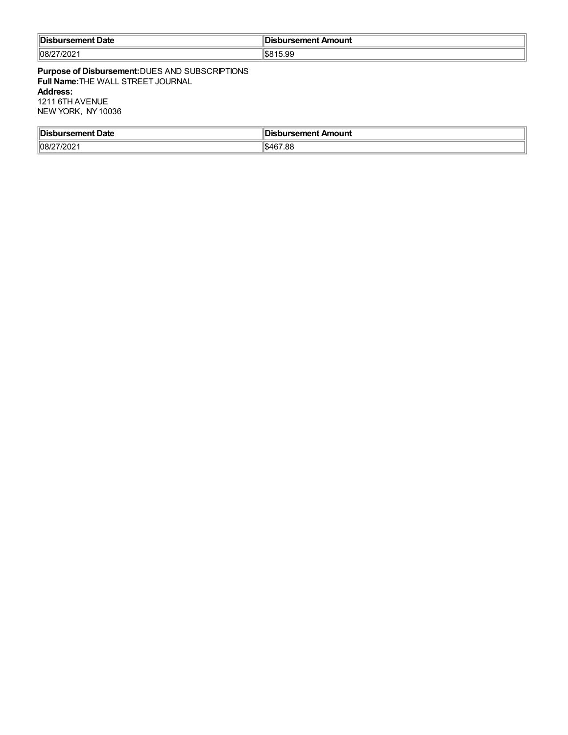| Disbursement Date | Disbursement Amount |
| --- | --- |
| 08/27/2021 | $815.99 |

**Purpose of Disbursement:** DUES AND SUBSCRIPTIONS
**Full Name:** THE WALL STREET JOURNAL
**Address:**
1211 6TH AVENUE
NEW YORK, NY 10036

| Disbursement Date | Disbursement Amount |
| --- | --- |
| 08/27/2021 | $467.88 |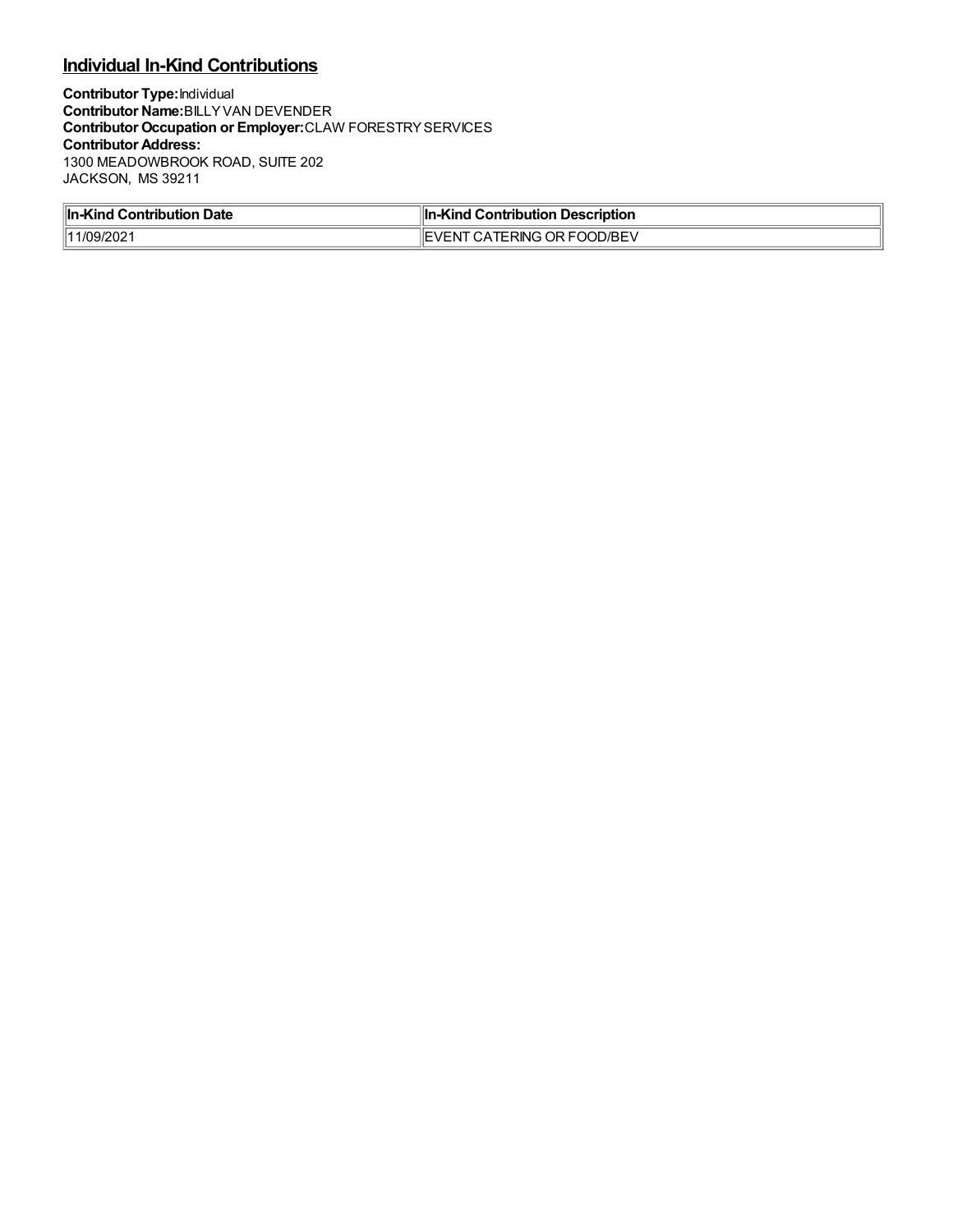## Individual In-Kind Contributions

**Contributor Type:** Individual
**Contributor Name:** BILLY VAN DEVENDER
**Contributor Occupation or Employer:** CLAW FORESTRY SERVICES
**Contributor Address:**
1300 MEADOWBROOK ROAD, SUITE 202
JACKSON, MS 39211

| In-Kind Contribution Date | In-Kind Contribution Description |
| --- | --- |
| 11/09/2021 | EVENT CATERING OR FOOD/BEV |